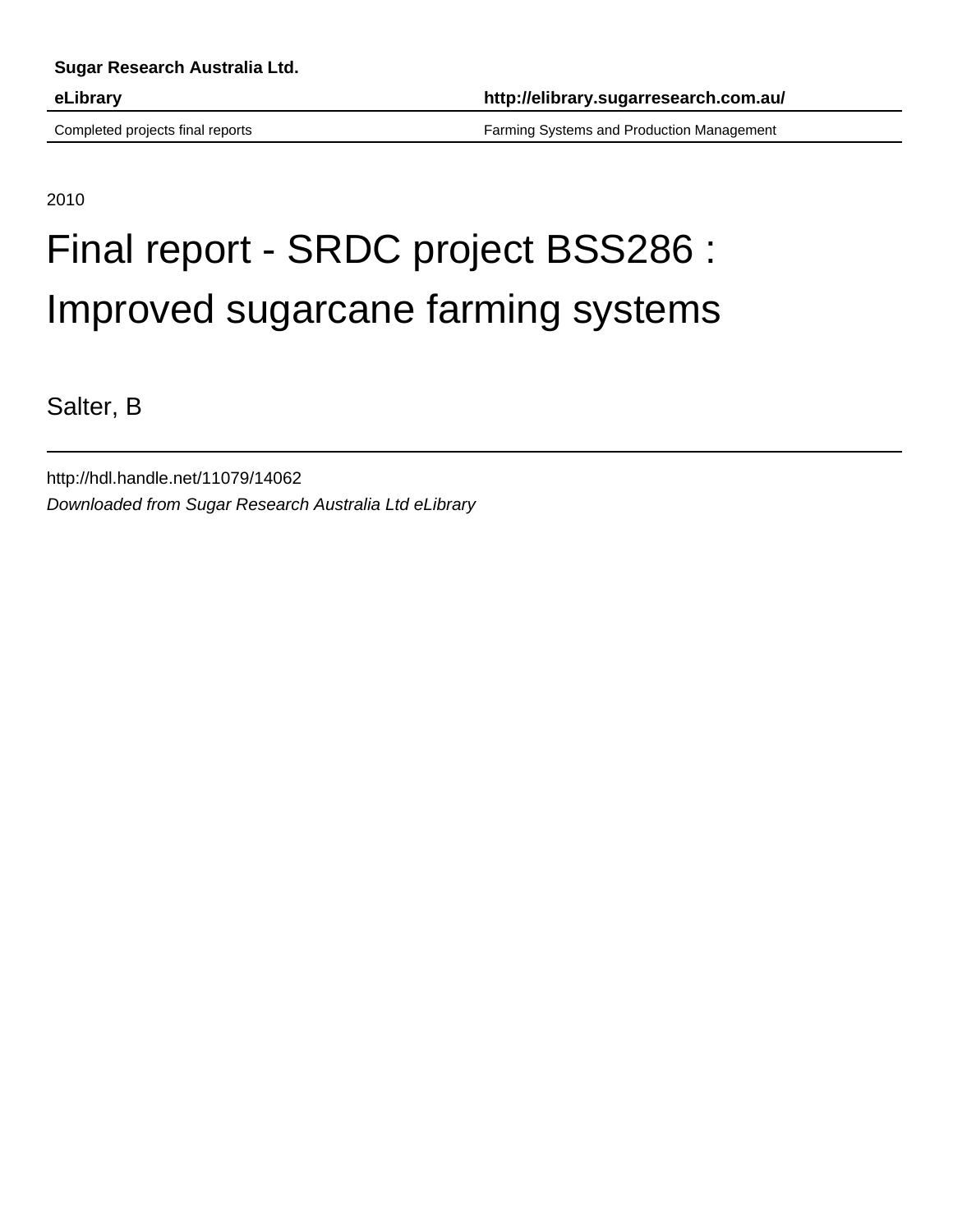**Sugar Research Australia Ltd.**

**eLibrary** **http://elibrary.sugarresearch.com.au/**

Completed projects final reports Farming Systems and Production Management

2010

# Final report - SRDC project BSS286 : Improved sugarcane farming systems

Salter, B

http://hdl.handle.net/11079/14062

*Downloaded from Sugar Research Australia Ltd eLibrary*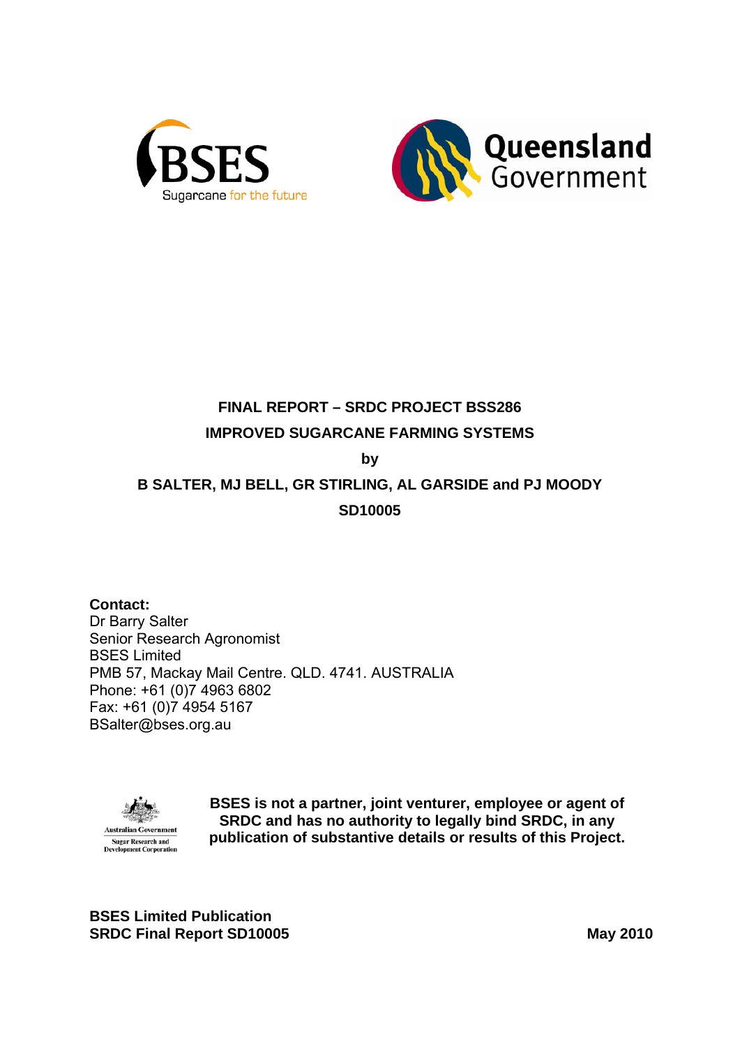**FINAL REPORT – SRDC PROJECT BSS286**

**IMPROVED SUGARCANE FARMING SYSTEMS**

**by**

**B SALTER, MJ BELL, GR STIRLING, AL GARSIDE and PJ MOODY**

**SD10005**

**Contact:**
Dr Barry Salter
Senior Research Agronomist
BSES Limited
PMB 57, Mackay Mail Centre. QLD. 4741. AUSTRALIA
Phone: +61 (0)7 4963 6802
Fax: +61 (0)7 4954 5167
BSalter@bses.org.au

Australian Government
Sugar Research and Development Corporation

**BSES is not a partner, joint venturer, employee or agent of SRDC and has no authority to legally bind SRDC, in any publication of substantive details or results of this Project.**

**BSES Limited Publication**
**SRDC Final Report SD10005** **May 2010**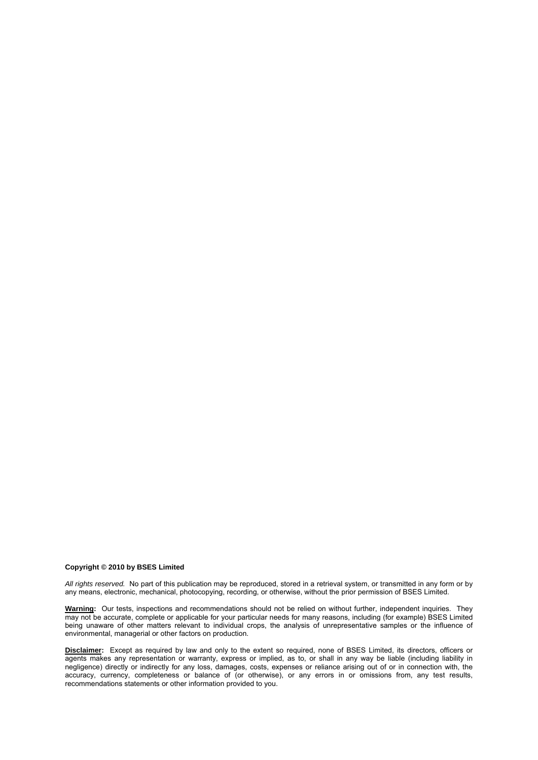**Copyright © 2010 by BSES Limited**

*All rights reserved.* No part of this publication may be reproduced, stored in a retrieval system, or transmitted in any form or by any means, electronic, mechanical, photocopying, recording, or otherwise, without the prior permission of BSES Limited.

**Warning:** Our tests, inspections and recommendations should not be relied on without further, independent inquiries. They may not be accurate, complete or applicable for your particular needs for many reasons, including (for example) BSES Limited being unaware of other matters relevant to individual crops, the analysis of unrepresentative samples or the influence of environmental, managerial or other factors on production.

**Disclaimer:** Except as required by law and only to the extent so required, none of BSES Limited, its directors, officers or agents makes any representation or warranty, express or implied, as to, or shall in any way be liable (including liability in negligence) directly or indirectly for any loss, damages, costs, expenses or reliance arising out of or in connection with, the accuracy, currency, completeness or balance of (or otherwise), or any errors in or omissions from, any test results, recommendations statements or other information provided to you.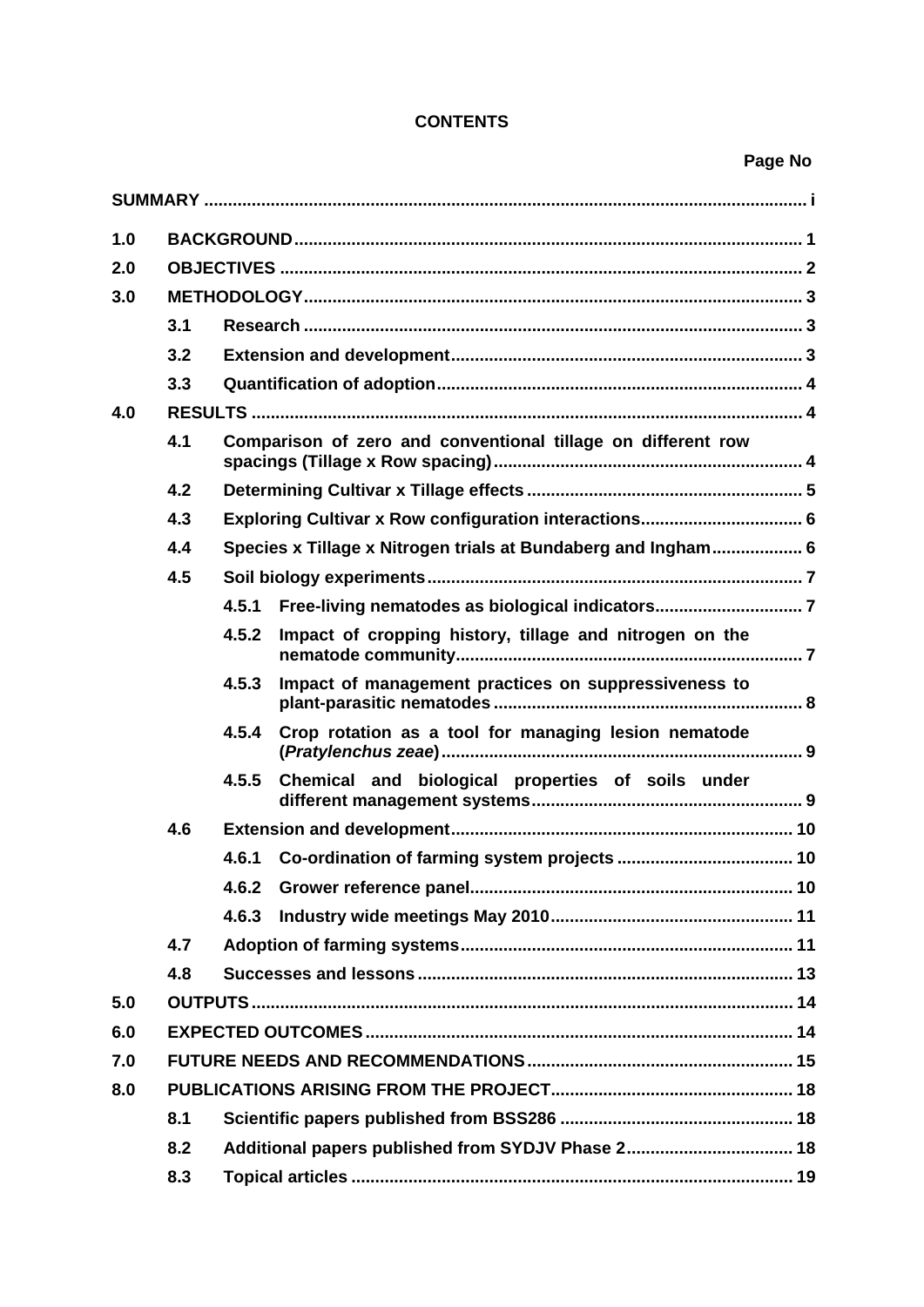**CONTENTS**

**Page No**

| | | | | |
|---|---|---|---|---|
| **SUMMARY** | | | | **i** |
| **1.0** | **BACKGROUND** | | | **1** |
| **2.0** | **OBJECTIVES** | | | **2** |
| **3.0** | **METHODOLOGY** | | | **3** |
| | **3.1** | **Research** | | **3** |
| | **3.2** | **Extension and development** | | **3** |
| | **3.3** | **Quantification of adoption** | | **4** |
| **4.0** | **RESULTS** | | | **4** |
| | **4.1** | **Comparison of zero and conventional tillage on different row spacings (Tillage x Row spacing)** | | **4** |
| | **4.2** | **Determining Cultivar x Tillage effects** | | **5** |
| | **4.3** | **Exploring Cultivar x Row configuration interactions** | | **6** |
| | **4.4** | **Species x Tillage x Nitrogen trials at Bundaberg and Ingham** | | **6** |
| | **4.5** | **Soil biology experiments** | | **7** |
| | | **4.5.1** | **Free-living nematodes as biological indicators** | **7** |
| | | **4.5.2** | **Impact of cropping history, tillage and nitrogen on the nematode community** | **7** |
| | | **4.5.3** | **Impact of management practices on suppressiveness to plant-parasitic nematodes** | **8** |
| | | **4.5.4** | **Crop rotation as a tool for managing lesion nematode (*Pratylenchus zeae*)** | **9** |
| | | **4.5.5** | **Chemical and biological properties of soils under different management systems** | **9** |
| | **4.6** | **Extension and development** | | **10** |
| | | **4.6.1** | **Co-ordination of farming system projects** | **10** |
| | | **4.6.2** | **Grower reference panel** | **10** |
| | | **4.6.3** | **Industry wide meetings May 2010** | **11** |
| | **4.7** | **Adoption of farming systems** | | **11** |
| | **4.8** | **Successes and lessons** | | **13** |
| **5.0** | **OUTPUTS** | | | **14** |
| **6.0** | **EXPECTED OUTCOMES** | | | **14** |
| **7.0** | **FUTURE NEEDS AND RECOMMENDATIONS** | | | **15** |
| **8.0** | **PUBLICATIONS ARISING FROM THE PROJECT** | | | **18** |
| | **8.1** | **Scientific papers published from BSS286** | | **18** |
| | **8.2** | **Additional papers published from SYDJV Phase 2** | | **18** |
| | **8.3** | **Topical articles** | | **19** |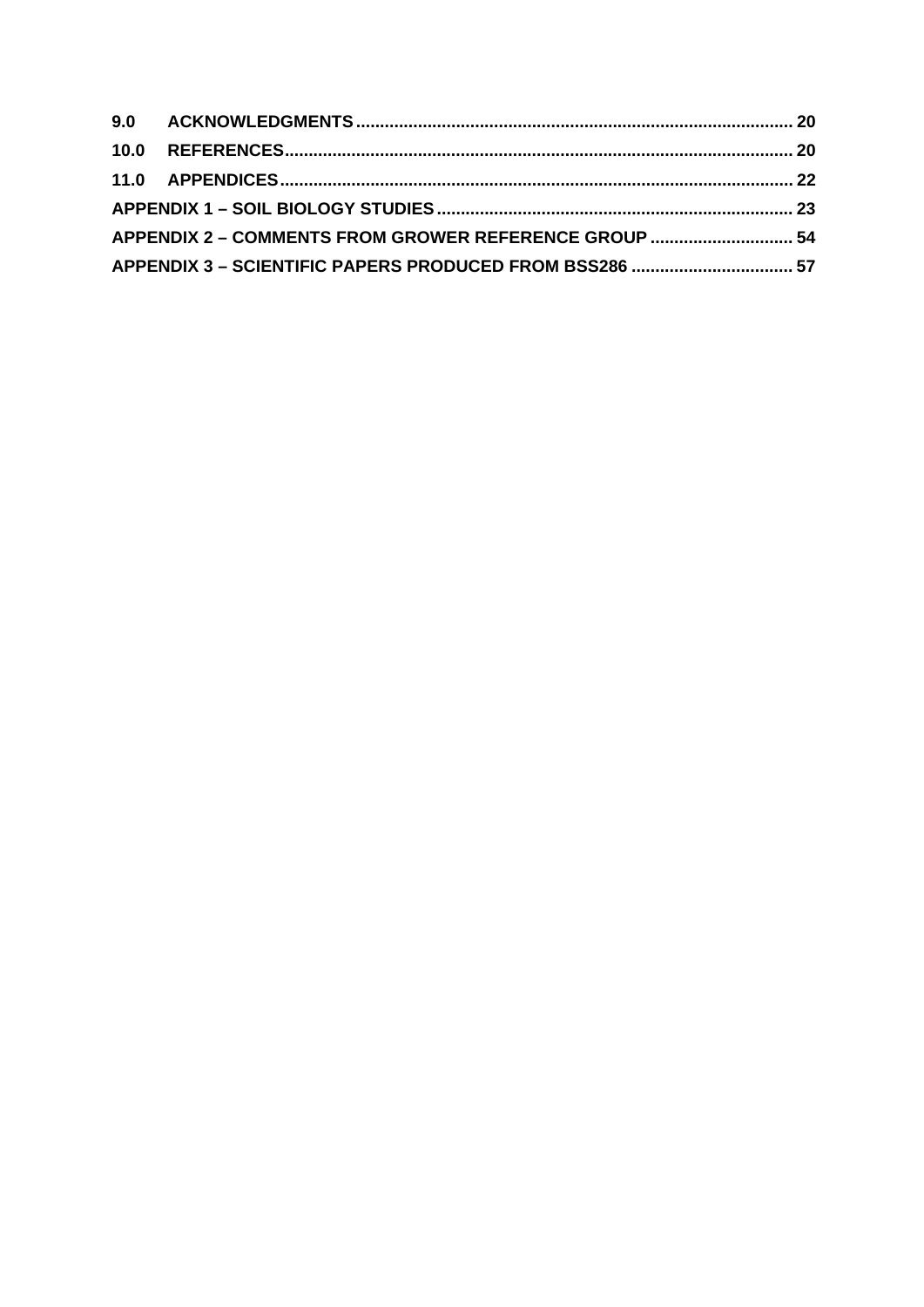**9.0 ACKNOWLEDGMENTS ........................................................................................ 20**

**10.0 REFERENCES ................................................................................................ 20**

**11.0 APPENDICES ................................................................................................ 22**

**APPENDIX 1 – SOIL BIOLOGY STUDIES ........................................................................ 23**

**APPENDIX 2 – COMMENTS FROM GROWER REFERENCE GROUP ............................. 54**

**APPENDIX 3 – SCIENTIFIC PAPERS PRODUCED FROM BSS286 ................................. 57**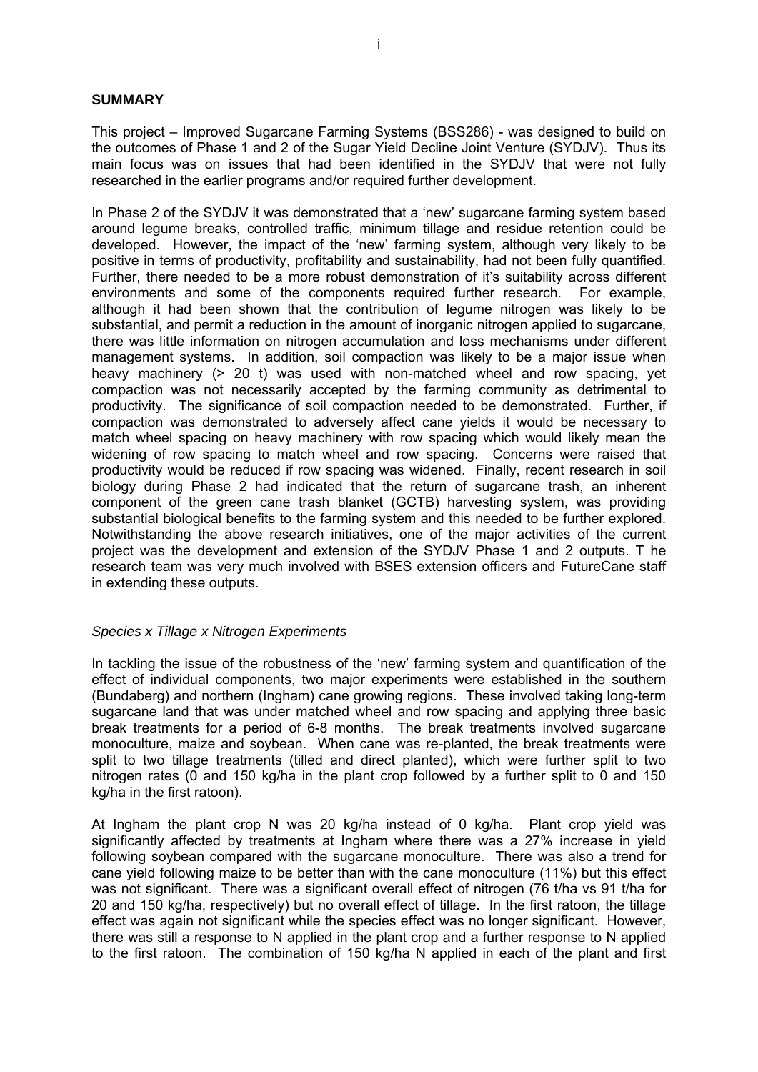## SUMMARY

This project – Improved Sugarcane Farming Systems (BSS286) - was designed to build on the outcomes of Phase 1 and 2 of the Sugar Yield Decline Joint Venture (SYDJV). Thus its main focus was on issues that had been identified in the SYDJV that were not fully researched in the earlier programs and/or required further development.

In Phase 2 of the SYDJV it was demonstrated that a 'new' sugarcane farming system based around legume breaks, controlled traffic, minimum tillage and residue retention could be developed. However, the impact of the 'new' farming system, although very likely to be positive in terms of productivity, profitability and sustainability, had not been fully quantified. Further, there needed to be a more robust demonstration of it's suitability across different environments and some of the components required further research. For example, although it had been shown that the contribution of legume nitrogen was likely to be substantial, and permit a reduction in the amount of inorganic nitrogen applied to sugarcane, there was little information on nitrogen accumulation and loss mechanisms under different management systems. In addition, soil compaction was likely to be a major issue when heavy machinery (> 20 t) was used with non-matched wheel and row spacing, yet compaction was not necessarily accepted by the farming community as detrimental to productivity. The significance of soil compaction needed to be demonstrated. Further, if compaction was demonstrated to adversely affect cane yields it would be necessary to match wheel spacing on heavy machinery with row spacing which would likely mean the widening of row spacing to match wheel and row spacing. Concerns were raised that productivity would be reduced if row spacing was widened. Finally, recent research in soil biology during Phase 2 had indicated that the return of sugarcane trash, an inherent component of the green cane trash blanket (GCTB) harvesting system, was providing substantial biological benefits to the farming system and this needed to be further explored. Notwithstanding the above research initiatives, one of the major activities of the current project was the development and extension of the SYDJV Phase 1 and 2 outputs. T he research team was very much involved with BSES extension officers and FutureCane staff in extending these outputs.

*Species x Tillage x Nitrogen Experiments*

In tackling the issue of the robustness of the 'new' farming system and quantification of the effect of individual components, two major experiments were established in the southern (Bundaberg) and northern (Ingham) cane growing regions. These involved taking long-term sugarcane land that was under matched wheel and row spacing and applying three basic break treatments for a period of 6-8 months. The break treatments involved sugarcane monoculture, maize and soybean. When cane was re-planted, the break treatments were split to two tillage treatments (tilled and direct planted), which were further split to two nitrogen rates (0 and 150 kg/ha in the plant crop followed by a further split to 0 and 150 kg/ha in the first ratoon).

At Ingham the plant crop N was 20 kg/ha instead of 0 kg/ha. Plant crop yield was significantly affected by treatments at Ingham where there was a 27% increase in yield following soybean compared with the sugarcane monoculture. There was also a trend for cane yield following maize to be better than with the cane monoculture (11%) but this effect was not significant. There was a significant overall effect of nitrogen (76 t/ha vs 91 t/ha for 20 and 150 kg/ha, respectively) but no overall effect of tillage. In the first ratoon, the tillage effect was again not significant while the species effect was no longer significant. However, there was still a response to N applied in the plant crop and a further response to N applied to the first ratoon. The combination of 150 kg/ha N applied in each of the plant and first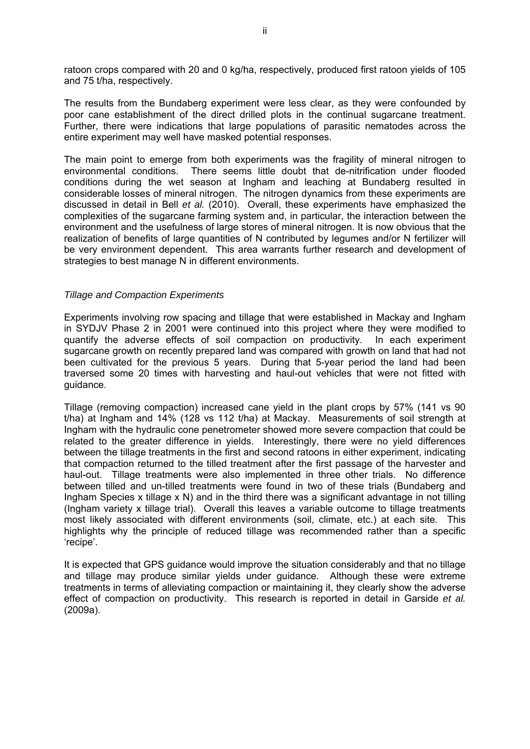ratoon crops compared with 20 and 0 kg/ha, respectively, produced first ratoon yields of 105 and 75 t/ha, respectively.

The results from the Bundaberg experiment were less clear, as they were confounded by poor cane establishment of the direct drilled plots in the continual sugarcane treatment. Further, there were indications that large populations of parasitic nematodes across the entire experiment may well have masked potential responses.

The main point to emerge from both experiments was the fragility of mineral nitrogen to environmental conditions. There seems little doubt that de-nitrification under flooded conditions during the wet season at Ingham and leaching at Bundaberg resulted in considerable losses of mineral nitrogen. The nitrogen dynamics from these experiments are discussed in detail in Bell *et al.* (2010). Overall, these experiments have emphasized the complexities of the sugarcane farming system and, in particular, the interaction between the environment and the usefulness of large stores of mineral nitrogen. It is now obvious that the realization of benefits of large quantities of N contributed by legumes and/or N fertilizer will be very environment dependent. This area warrants further research and development of strategies to best manage N in different environments.

*Tillage and Compaction Experiments*

Experiments involving row spacing and tillage that were established in Mackay and Ingham in SYDJV Phase 2 in 2001 were continued into this project where they were modified to quantify the adverse effects of soil compaction on productivity. In each experiment sugarcane growth on recently prepared land was compared with growth on land that had not been cultivated for the previous 5 years. During that 5-year period the land had been traversed some 20 times with harvesting and haul-out vehicles that were not fitted with guidance.

Tillage (removing compaction) increased cane yield in the plant crops by 57% (141 vs 90 t/ha) at Ingham and 14% (128 vs 112 t/ha) at Mackay. Measurements of soil strength at Ingham with the hydraulic cone penetrometer showed more severe compaction that could be related to the greater difference in yields. Interestingly, there were no yield differences between the tillage treatments in the first and second ratoons in either experiment, indicating that compaction returned to the tilled treatment after the first passage of the harvester and haul-out. Tillage treatments were also implemented in three other trials. No difference between tilled and un-tilled treatments were found in two of these trials (Bundaberg and Ingham Species x tillage x N) and in the third there was a significant advantage in not tilling (Ingham variety x tillage trial). Overall this leaves a variable outcome to tillage treatments most likely associated with different environments (soil, climate, etc.) at each site. This highlights why the principle of reduced tillage was recommended rather than a specific 'recipe'.

It is expected that GPS guidance would improve the situation considerably and that no tillage and tillage may produce similar yields under guidance. Although these were extreme treatments in terms of alleviating compaction or maintaining it, they clearly show the adverse effect of compaction on productivity. This research is reported in detail in Garside *et al.* (2009a).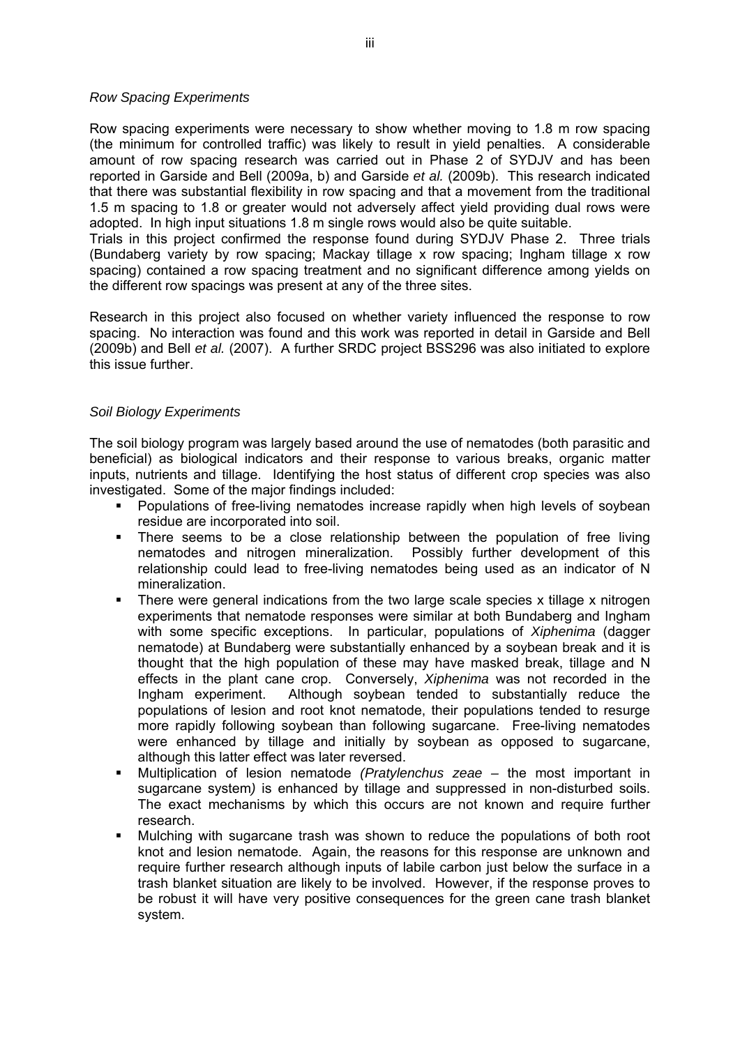*Row Spacing Experiments*

Row spacing experiments were necessary to show whether moving to 1.8 m row spacing (the minimum for controlled traffic) was likely to result in yield penalties. A considerable amount of row spacing research was carried out in Phase 2 of SYDJV and has been reported in Garside and Bell (2009a, b) and Garside *et al.* (2009b). This research indicated that there was substantial flexibility in row spacing and that a movement from the traditional 1.5 m spacing to 1.8 or greater would not adversely affect yield providing dual rows were adopted. In high input situations 1.8 m single rows would also be quite suitable.
Trials in this project confirmed the response found during SYDJV Phase 2. Three trials (Bundaberg variety by row spacing; Mackay tillage x row spacing; Ingham tillage x row spacing) contained a row spacing treatment and no significant difference among yields on the different row spacings was present at any of the three sites.

Research in this project also focused on whether variety influenced the response to row spacing. No interaction was found and this work was reported in detail in Garside and Bell (2009b) and Bell *et al.* (2007). A further SRDC project BSS296 was also initiated to explore this issue further.

*Soil Biology Experiments*

The soil biology program was largely based around the use of nematodes (both parasitic and beneficial) as biological indicators and their response to various breaks, organic matter inputs, nutrients and tillage. Identifying the host status of different crop species was also investigated. Some of the major findings included:

- Populations of free-living nematodes increase rapidly when high levels of soybean residue are incorporated into soil.
- There seems to be a close relationship between the population of free living nematodes and nitrogen mineralization. Possibly further development of this relationship could lead to free-living nematodes being used as an indicator of N mineralization.
- There were general indications from the two large scale species x tillage x nitrogen experiments that nematode responses were similar at both Bundaberg and Ingham with some specific exceptions. In particular, populations of *Xiphenima* (dagger nematode) at Bundaberg were substantially enhanced by a soybean break and it is thought that the high population of these may have masked break, tillage and N effects in the plant cane crop. Conversely, *Xiphenima* was not recorded in the Ingham experiment. Although soybean tended to substantially reduce the populations of lesion and root knot nematode, their populations tended to resurge more rapidly following soybean than following sugarcane. Free-living nematodes were enhanced by tillage and initially by soybean as opposed to sugarcane, although this latter effect was later reversed.
- Multiplication of lesion nematode *(Pratylenchus zeae* – the most important in sugarcane system*)* is enhanced by tillage and suppressed in non-disturbed soils. The exact mechanisms by which this occurs are not known and require further research.
- Mulching with sugarcane trash was shown to reduce the populations of both root knot and lesion nematode. Again, the reasons for this response are unknown and require further research although inputs of labile carbon just below the surface in a trash blanket situation are likely to be involved. However, if the response proves to be robust it will have very positive consequences for the green cane trash blanket system.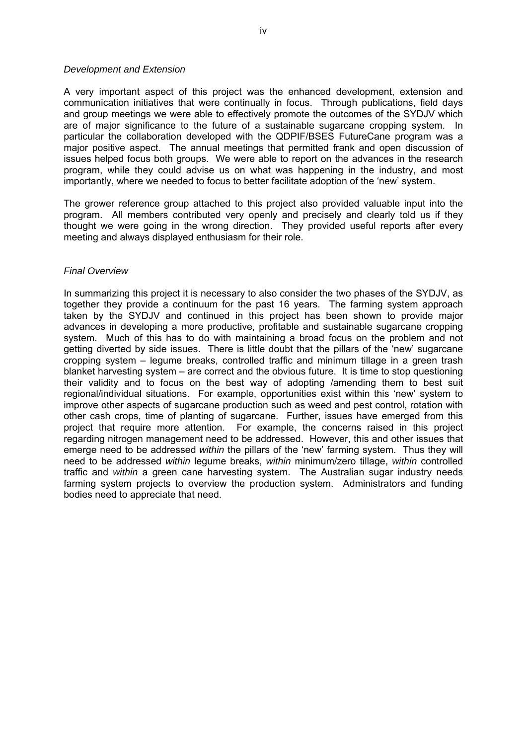*Development and Extension*

A very important aspect of this project was the enhanced development, extension and communication initiatives that were continually in focus. Through publications, field days and group meetings we were able to effectively promote the outcomes of the SYDJV which are of major significance to the future of a sustainable sugarcane cropping system. In particular the collaboration developed with the QDPIF/BSES FutureCane program was a major positive aspect. The annual meetings that permitted frank and open discussion of issues helped focus both groups. We were able to report on the advances in the research program, while they could advise us on what was happening in the industry, and most importantly, where we needed to focus to better facilitate adoption of the 'new' system.

The grower reference group attached to this project also provided valuable input into the program. All members contributed very openly and precisely and clearly told us if they thought we were going in the wrong direction. They provided useful reports after every meeting and always displayed enthusiasm for their role.

*Final Overview*

In summarizing this project it is necessary to also consider the two phases of the SYDJV, as together they provide a continuum for the past 16 years. The farming system approach taken by the SYDJV and continued in this project has been shown to provide major advances in developing a more productive, profitable and sustainable sugarcane cropping system. Much of this has to do with maintaining a broad focus on the problem and not getting diverted by side issues. There is little doubt that the pillars of the 'new' sugarcane cropping system – legume breaks, controlled traffic and minimum tillage in a green trash blanket harvesting system – are correct and the obvious future. It is time to stop questioning their validity and to focus on the best way of adopting /amending them to best suit regional/individual situations. For example, opportunities exist within this 'new' system to improve other aspects of sugarcane production such as weed and pest control, rotation with other cash crops, time of planting of sugarcane. Further, issues have emerged from this project that require more attention. For example, the concerns raised in this project regarding nitrogen management need to be addressed. However, this and other issues that emerge need to be addressed *within* the pillars of the 'new' farming system. Thus they will need to be addressed *within* legume breaks, *within* minimum/zero tillage, *within* controlled traffic and *within* a green cane harvesting system. The Australian sugar industry needs farming system projects to overview the production system. Administrators and funding bodies need to appreciate that need.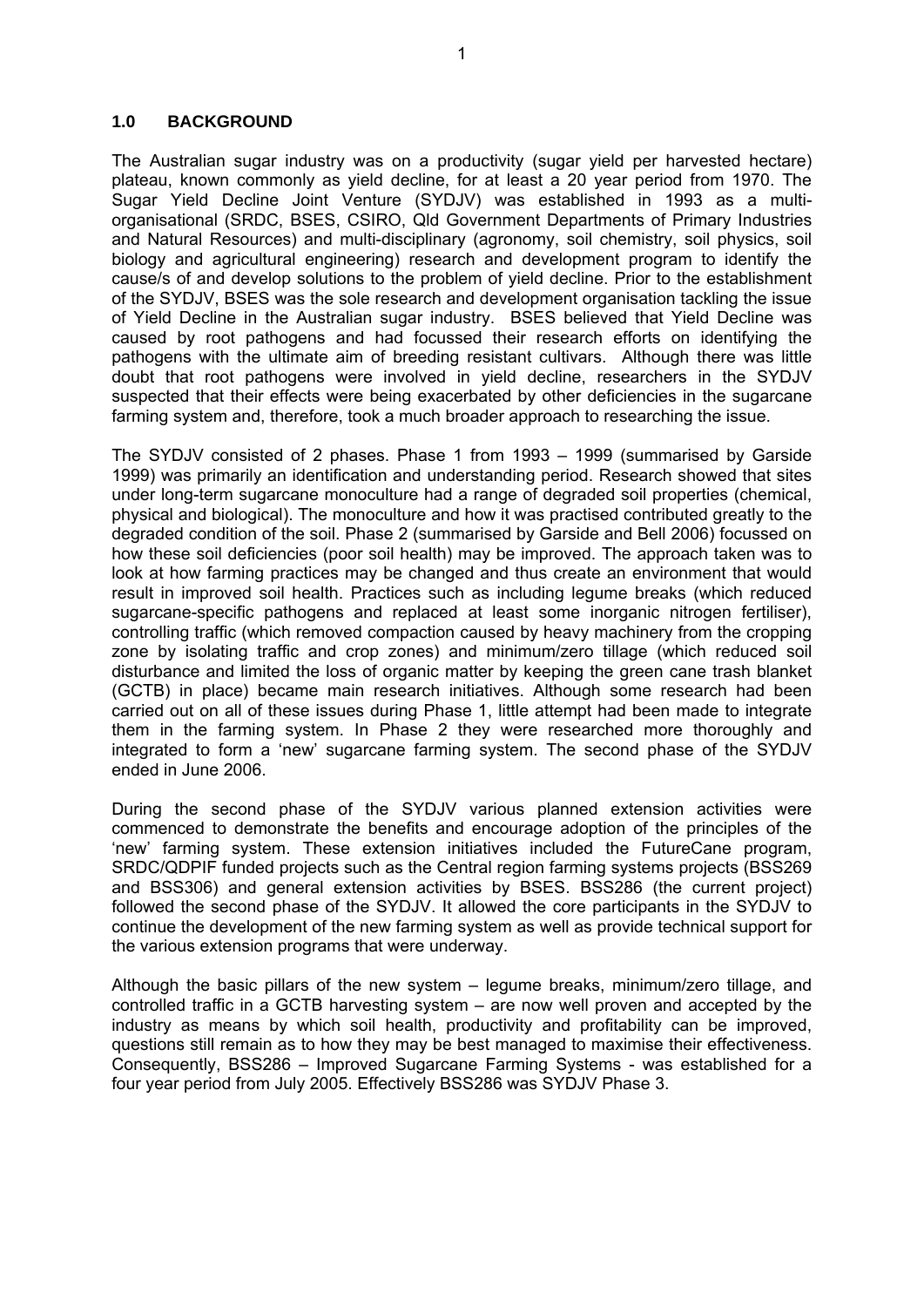## 1.0 BACKGROUND

The Australian sugar industry was on a productivity (sugar yield per harvested hectare) plateau, known commonly as yield decline, for at least a 20 year period from 1970. The Sugar Yield Decline Joint Venture (SYDJV) was established in 1993 as a multi-organisational (SRDC, BSES, CSIRO, Qld Government Departments of Primary Industries and Natural Resources) and multi-disciplinary (agronomy, soil chemistry, soil physics, soil biology and agricultural engineering) research and development program to identify the cause/s of and develop solutions to the problem of yield decline. Prior to the establishment of the SYDJV, BSES was the sole research and development organisation tackling the issue of Yield Decline in the Australian sugar industry. BSES believed that Yield Decline was caused by root pathogens and had focussed their research efforts on identifying the pathogens with the ultimate aim of breeding resistant cultivars. Although there was little doubt that root pathogens were involved in yield decline, researchers in the SYDJV suspected that their effects were being exacerbated by other deficiencies in the sugarcane farming system and, therefore, took a much broader approach to researching the issue.

The SYDJV consisted of 2 phases. Phase 1 from 1993 – 1999 (summarised by Garside 1999) was primarily an identification and understanding period. Research showed that sites under long-term sugarcane monoculture had a range of degraded soil properties (chemical, physical and biological). The monoculture and how it was practised contributed greatly to the degraded condition of the soil. Phase 2 (summarised by Garside and Bell 2006) focussed on how these soil deficiencies (poor soil health) may be improved. The approach taken was to look at how farming practices may be changed and thus create an environment that would result in improved soil health. Practices such as including legume breaks (which reduced sugarcane-specific pathogens and replaced at least some inorganic nitrogen fertiliser), controlling traffic (which removed compaction caused by heavy machinery from the cropping zone by isolating traffic and crop zones) and minimum/zero tillage (which reduced soil disturbance and limited the loss of organic matter by keeping the green cane trash blanket (GCTB) in place) became main research initiatives. Although some research had been carried out on all of these issues during Phase 1, little attempt had been made to integrate them in the farming system. In Phase 2 they were researched more thoroughly and integrated to form a 'new' sugarcane farming system. The second phase of the SYDJV ended in June 2006.

During the second phase of the SYDJV various planned extension activities were commenced to demonstrate the benefits and encourage adoption of the principles of the 'new' farming system. These extension initiatives included the FutureCane program, SRDC/QDPIF funded projects such as the Central region farming systems projects (BSS269 and BSS306) and general extension activities by BSES. BSS286 (the current project) followed the second phase of the SYDJV. It allowed the core participants in the SYDJV to continue the development of the new farming system as well as provide technical support for the various extension programs that were underway.

Although the basic pillars of the new system – legume breaks, minimum/zero tillage, and controlled traffic in a GCTB harvesting system – are now well proven and accepted by the industry as means by which soil health, productivity and profitability can be improved, questions still remain as to how they may be best managed to maximise their effectiveness. Consequently, BSS286 – Improved Sugarcane Farming Systems - was established for a four year period from July 2005. Effectively BSS286 was SYDJV Phase 3.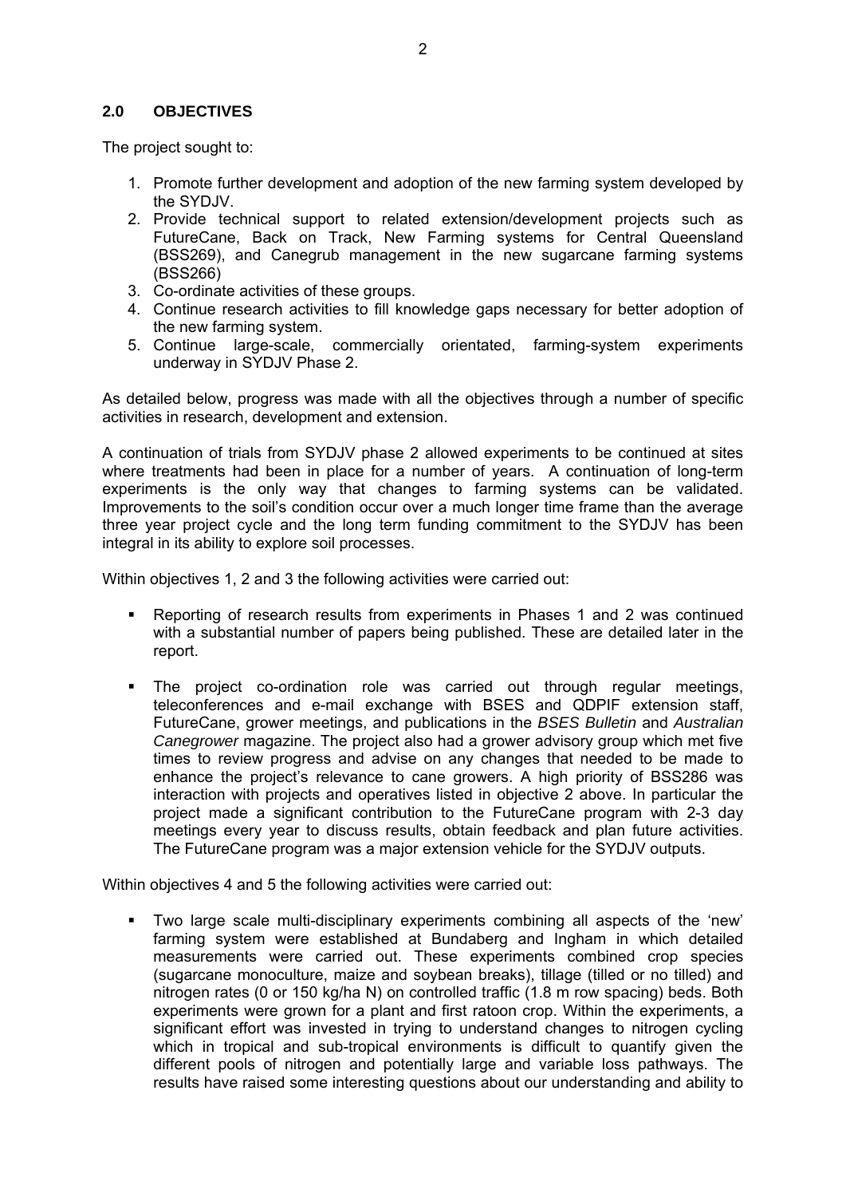## 2.0 OBJECTIVES

The project sought to:

1. Promote further development and adoption of the new farming system developed by the SYDJV.
2. Provide technical support to related extension/development projects such as FutureCane, Back on Track, New Farming systems for Central Queensland (BSS269), and Canegrub management in the new sugarcane farming systems (BSS266)
3. Co-ordinate activities of these groups.
4. Continue research activities to fill knowledge gaps necessary for better adoption of the new farming system.
5. Continue large-scale, commercially orientated, farming-system experiments underway in SYDJV Phase 2.

As detailed below, progress was made with all the objectives through a number of specific activities in research, development and extension.

A continuation of trials from SYDJV phase 2 allowed experiments to be continued at sites where treatments had been in place for a number of years. A continuation of long-term experiments is the only way that changes to farming systems can be validated. Improvements to the soil's condition occur over a much longer time frame than the average three year project cycle and the long term funding commitment to the SYDJV has been integral in its ability to explore soil processes.

Within objectives 1, 2 and 3 the following activities were carried out:

- Reporting of research results from experiments in Phases 1 and 2 was continued with a substantial number of papers being published. These are detailed later in the report.

- The project co-ordination role was carried out through regular meetings, teleconferences and e-mail exchange with BSES and QDPIF extension staff, FutureCane, grower meetings, and publications in the *BSES Bulletin* and *Australian Canegrower* magazine. The project also had a grower advisory group which met five times to review progress and advise on any changes that needed to be made to enhance the project's relevance to cane growers. A high priority of BSS286 was interaction with projects and operatives listed in objective 2 above. In particular the project made a significant contribution to the FutureCane program with 2-3 day meetings every year to discuss results, obtain feedback and plan future activities. The FutureCane program was a major extension vehicle for the SYDJV outputs.

Within objectives 4 and 5 the following activities were carried out:

- Two large scale multi-disciplinary experiments combining all aspects of the 'new' farming system were established at Bundaberg and Ingham in which detailed measurements were carried out. These experiments combined crop species (sugarcane monoculture, maize and soybean breaks), tillage (tilled or no tilled) and nitrogen rates (0 or 150 kg/ha N) on controlled traffic (1.8 m row spacing) beds. Both experiments were grown for a plant and first ratoon crop. Within the experiments, a significant effort was invested in trying to understand changes to nitrogen cycling which in tropical and sub-tropical environments is difficult to quantify given the different pools of nitrogen and potentially large and variable loss pathways. The results have raised some interesting questions about our understanding and ability to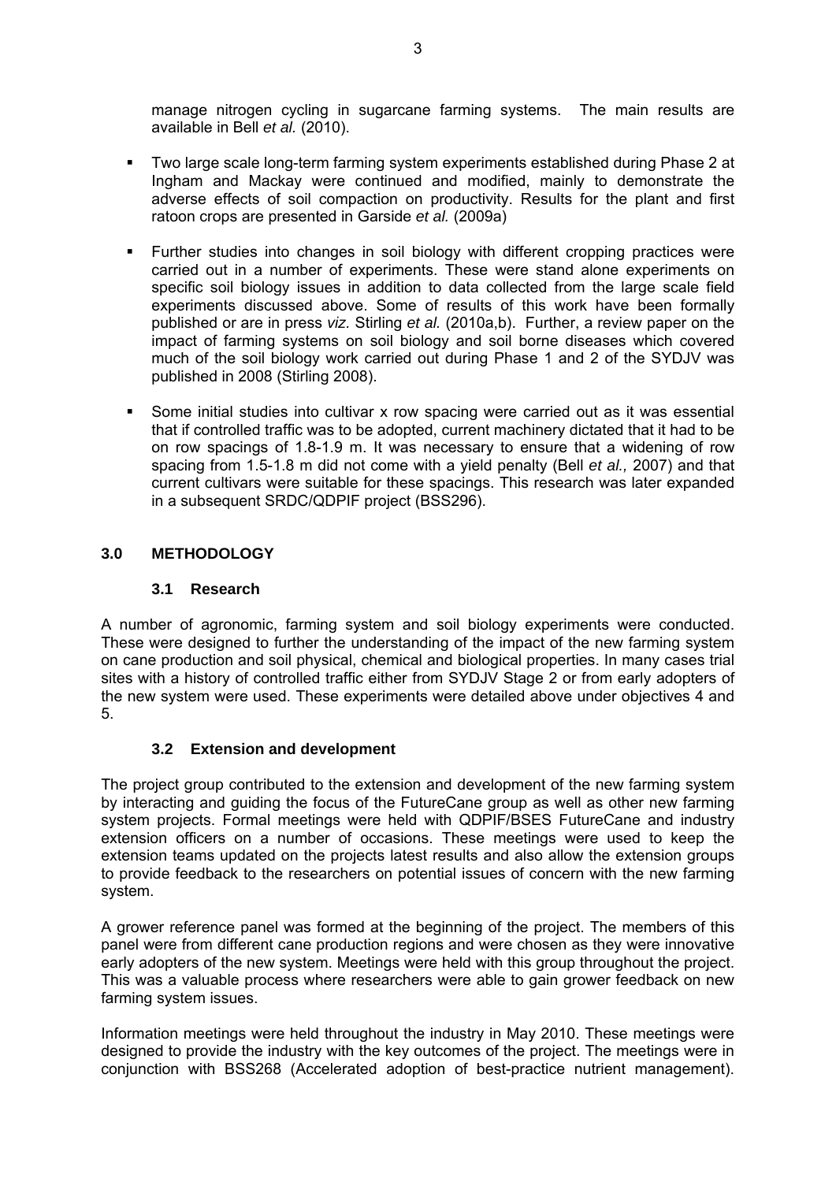manage nitrogen cycling in sugarcane farming systems. The main results are available in Bell *et al.* (2010).

- Two large scale long-term farming system experiments established during Phase 2 at Ingham and Mackay were continued and modified, mainly to demonstrate the adverse effects of soil compaction on productivity. Results for the plant and first ratoon crops are presented in Garside *et al.* (2009a)

- Further studies into changes in soil biology with different cropping practices were carried out in a number of experiments. These were stand alone experiments on specific soil biology issues in addition to data collected from the large scale field experiments discussed above. Some of results of this work have been formally published or are in press *viz.* Stirling *et al.* (2010a,b). Further, a review paper on the impact of farming systems on soil biology and soil borne diseases which covered much of the soil biology work carried out during Phase 1 and 2 of the SYDJV was published in 2008 (Stirling 2008).

- Some initial studies into cultivar x row spacing were carried out as it was essential that if controlled traffic was to be adopted, current machinery dictated that it had to be on row spacings of 1.8-1.9 m. It was necessary to ensure that a widening of row spacing from 1.5-1.8 m did not come with a yield penalty (Bell *et al.,* 2007) and that current cultivars were suitable for these spacings. This research was later expanded in a subsequent SRDC/QDPIF project (BSS296).

## 3.0 METHODOLOGY

### 3.1 Research

A number of agronomic, farming system and soil biology experiments were conducted. These were designed to further the understanding of the impact of the new farming system on cane production and soil physical, chemical and biological properties. In many cases trial sites with a history of controlled traffic either from SYDJV Stage 2 or from early adopters of the new system were used. These experiments were detailed above under objectives 4 and 5.

### 3.2 Extension and development

The project group contributed to the extension and development of the new farming system by interacting and guiding the focus of the FutureCane group as well as other new farming system projects. Formal meetings were held with QDPIF/BSES FutureCane and industry extension officers on a number of occasions. These meetings were used to keep the extension teams updated on the projects latest results and also allow the extension groups to provide feedback to the researchers on potential issues of concern with the new farming system.

A grower reference panel was formed at the beginning of the project. The members of this panel were from different cane production regions and were chosen as they were innovative early adopters of the new system. Meetings were held with this group throughout the project. This was a valuable process where researchers were able to gain grower feedback on new farming system issues.

Information meetings were held throughout the industry in May 2010. These meetings were designed to provide the industry with the key outcomes of the project. The meetings were in conjunction with BSS268 (Accelerated adoption of best-practice nutrient management).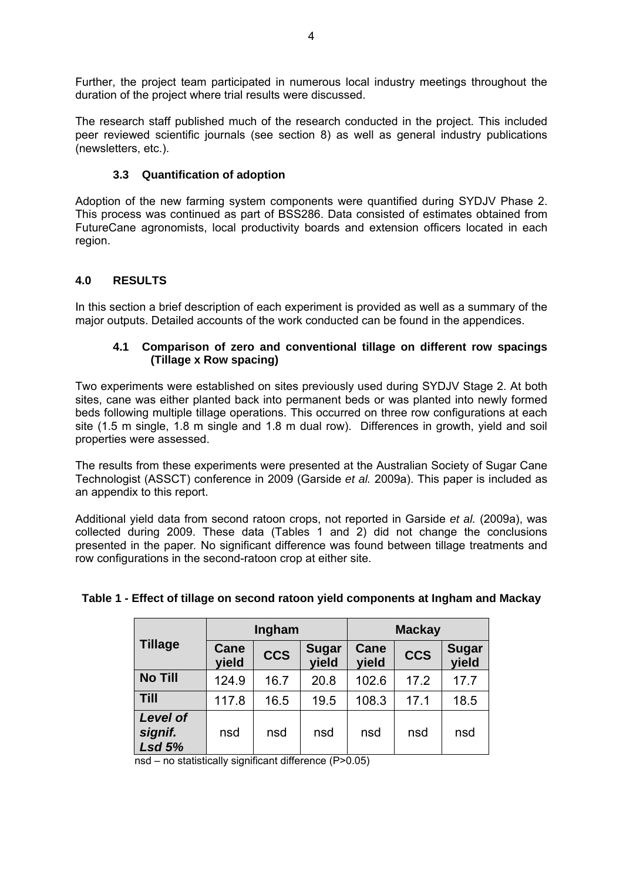Further, the project team participated in numerous local industry meetings throughout the duration of the project where trial results were discussed.

The research staff published much of the research conducted in the project. This included peer reviewed scientific journals (see section 8) as well as general industry publications (newsletters, etc.).

### 3.3 Quantification of adoption

Adoption of the new farming system components were quantified during SYDJV Phase 2. This process was continued as part of BSS286. Data consisted of estimates obtained from FutureCane agronomists, local productivity boards and extension officers located in each region.

## 4.0 RESULTS

In this section a brief description of each experiment is provided as well as a summary of the major outputs. Detailed accounts of the work conducted can be found in the appendices.

### 4.1 Comparison of zero and conventional tillage on different row spacings (Tillage x Row spacing)

Two experiments were established on sites previously used during SYDJV Stage 2. At both sites, cane was either planted back into permanent beds or was planted into newly formed beds following multiple tillage operations. This occurred on three row configurations at each site (1.5 m single, 1.8 m single and 1.8 m dual row). Differences in growth, yield and soil properties were assessed.

The results from these experiments were presented at the Australian Society of Sugar Cane Technologist (ASSCT) conference in 2009 (Garside *et al.* 2009a). This paper is included as an appendix to this report.

Additional yield data from second ratoon crops, not reported in Garside *et al.* (2009a), was collected during 2009. These data (Tables 1 and 2) did not change the conclusions presented in the paper. No significant difference was found between tillage treatments and row configurations in the second-ratoon crop at either site.

**Table 1 - Effect of tillage on second ratoon yield components at Ingham and Mackay**

| Tillage | Ingham | | | Mackay | | |
|---|---|---|---|---|---|---|
| | Cane yield | CCS | Sugar yield | Cane yield | CCS | Sugar yield |
| **No Till** | 124.9 | 16.7 | 20.8 | 102.6 | 17.2 | 17.7 |
| **Till** | 117.8 | 16.5 | 19.5 | 108.3 | 17.1 | 18.5 |
| ***Level of signif. Lsd 5%*** | nsd | nsd | nsd | nsd | nsd | nsd |

nsd – no statistically significant difference (P>0.05)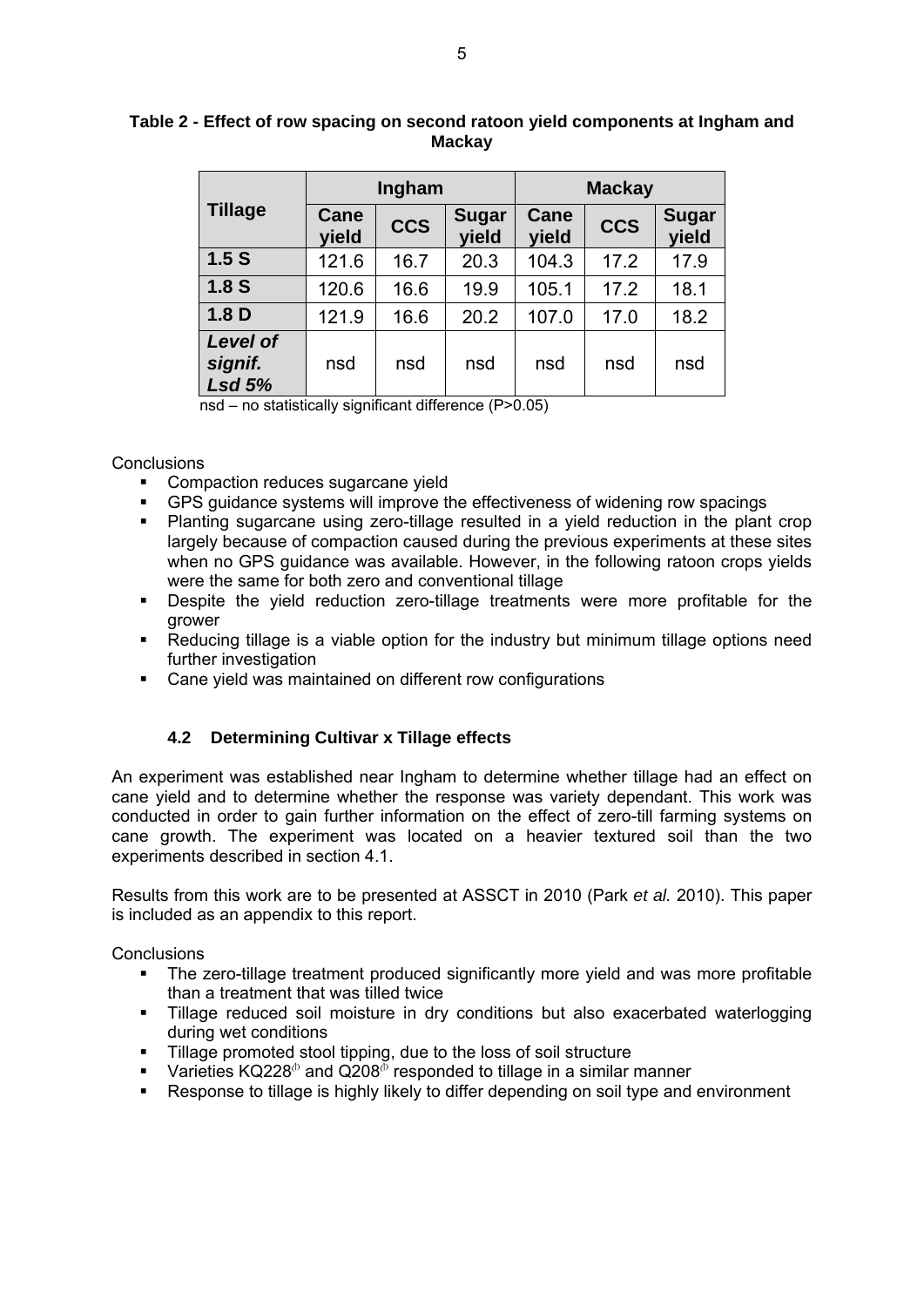**Table 2 - Effect of row spacing on second ratoon yield components at Ingham and Mackay**

| Tillage | Ingham | | | Mackay | | |
|---|---|---|---|---|---|---|
| | Cane yield | CCS | Sugar yield | Cane yield | CCS | Sugar yield |
| **1.5 S** | 121.6 | 16.7 | 20.3 | 104.3 | 17.2 | 17.9 |
| **1.8 S** | 120.6 | 16.6 | 19.9 | 105.1 | 17.2 | 18.1 |
| **1.8 D** | 121.9 | 16.6 | 20.2 | 107.0 | 17.0 | 18.2 |
| ***Level of signif. Lsd 5%*** | nsd | nsd | nsd | nsd | nsd | nsd |

nsd – no statistically significant difference (P>0.05)

Conclusions

- Compaction reduces sugarcane yield
- GPS guidance systems will improve the effectiveness of widening row spacings
- Planting sugarcane using zero-tillage resulted in a yield reduction in the plant crop largely because of compaction caused during the previous experiments at these sites when no GPS guidance was available. However, in the following ratoon crops yields were the same for both zero and conventional tillage
- Despite the yield reduction zero-tillage treatments were more profitable for the grower
- Reducing tillage is a viable option for the industry but minimum tillage options need further investigation
- Cane yield was maintained on different row configurations

### 4.2 Determining Cultivar x Tillage effects

An experiment was established near Ingham to determine whether tillage had an effect on cane yield and to determine whether the response was variety dependant. This work was conducted in order to gain further information on the effect of zero-till farming systems on cane growth. The experiment was located on a heavier textured soil than the two experiments described in section 4.1.

Results from this work are to be presented at ASSCT in 2010 (Park *et al.* 2010). This paper is included as an appendix to this report.

Conclusions

- The zero-tillage treatment produced significantly more yield and was more profitable than a treatment that was tilled twice
- Tillage reduced soil moisture in dry conditions but also exacerbated waterlogging during wet conditions
- Tillage promoted stool tipping, due to the loss of soil structure
- Varieties KQ228[Φ] and Q208[Φ] responded to tillage in a similar manner
- Response to tillage is highly likely to differ depending on soil type and environment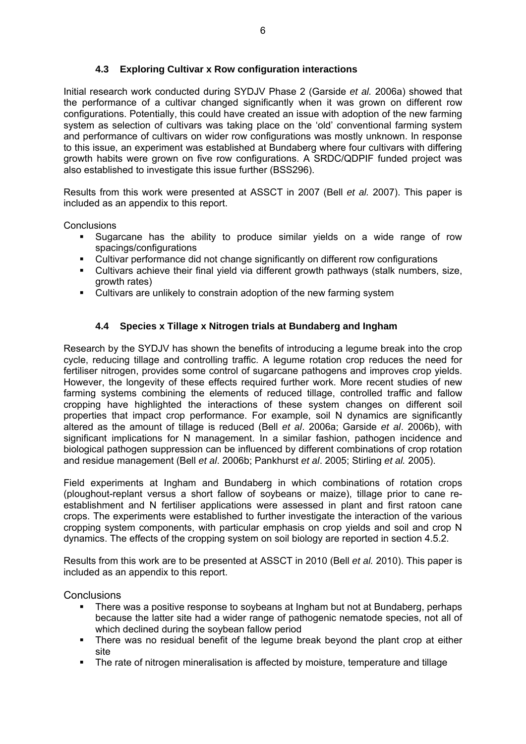### 4.3 Exploring Cultivar x Row configuration interactions

Initial research work conducted during SYDJV Phase 2 (Garside *et al.* 2006a) showed that the performance of a cultivar changed significantly when it was grown on different row configurations. Potentially, this could have created an issue with adoption of the new farming system as selection of cultivars was taking place on the 'old' conventional farming system and performance of cultivars on wider row configurations was mostly unknown. In response to this issue, an experiment was established at Bundaberg where four cultivars with differing growth habits were grown on five row configurations. A SRDC/QDPIF funded project was also established to investigate this issue further (BSS296).

Results from this work were presented at ASSCT in 2007 (Bell *et al.* 2007). This paper is included as an appendix to this report.

Conclusions

- Sugarcane has the ability to produce similar yields on a wide range of row spacings/configurations
- Cultivar performance did not change significantly on different row configurations
- Cultivars achieve their final yield via different growth pathways (stalk numbers, size, growth rates)
- Cultivars are unlikely to constrain adoption of the new farming system

### 4.4 Species x Tillage x Nitrogen trials at Bundaberg and Ingham

Research by the SYDJV has shown the benefits of introducing a legume break into the crop cycle, reducing tillage and controlling traffic. A legume rotation crop reduces the need for fertiliser nitrogen, provides some control of sugarcane pathogens and improves crop yields. However, the longevity of these effects required further work. More recent studies of new farming systems combining the elements of reduced tillage, controlled traffic and fallow cropping have highlighted the interactions of these system changes on different soil properties that impact crop performance. For example, soil N dynamics are significantly altered as the amount of tillage is reduced (Bell *et al*. 2006a; Garside *et al*. 2006b), with significant implications for N management. In a similar fashion, pathogen incidence and biological pathogen suppression can be influenced by different combinations of crop rotation and residue management (Bell *et al*. 2006b; Pankhurst *et al*. 2005; Stirling *et al.* 2005).

Field experiments at Ingham and Bundaberg in which combinations of rotation crops (ploughout-replant versus a short fallow of soybeans or maize), tillage prior to cane re-establishment and N fertiliser applications were assessed in plant and first ratoon cane crops. The experiments were established to further investigate the interaction of the various cropping system components, with particular emphasis on crop yields and soil and crop N dynamics. The effects of the cropping system on soil biology are reported in section 4.5.2.

Results from this work are to be presented at ASSCT in 2010 (Bell *et al.* 2010). This paper is included as an appendix to this report.

Conclusions

- There was a positive response to soybeans at Ingham but not at Bundaberg, perhaps because the latter site had a wider range of pathogenic nematode species, not all of which declined during the soybean fallow period
- There was no residual benefit of the legume break beyond the plant crop at either site
- The rate of nitrogen mineralisation is affected by moisture, temperature and tillage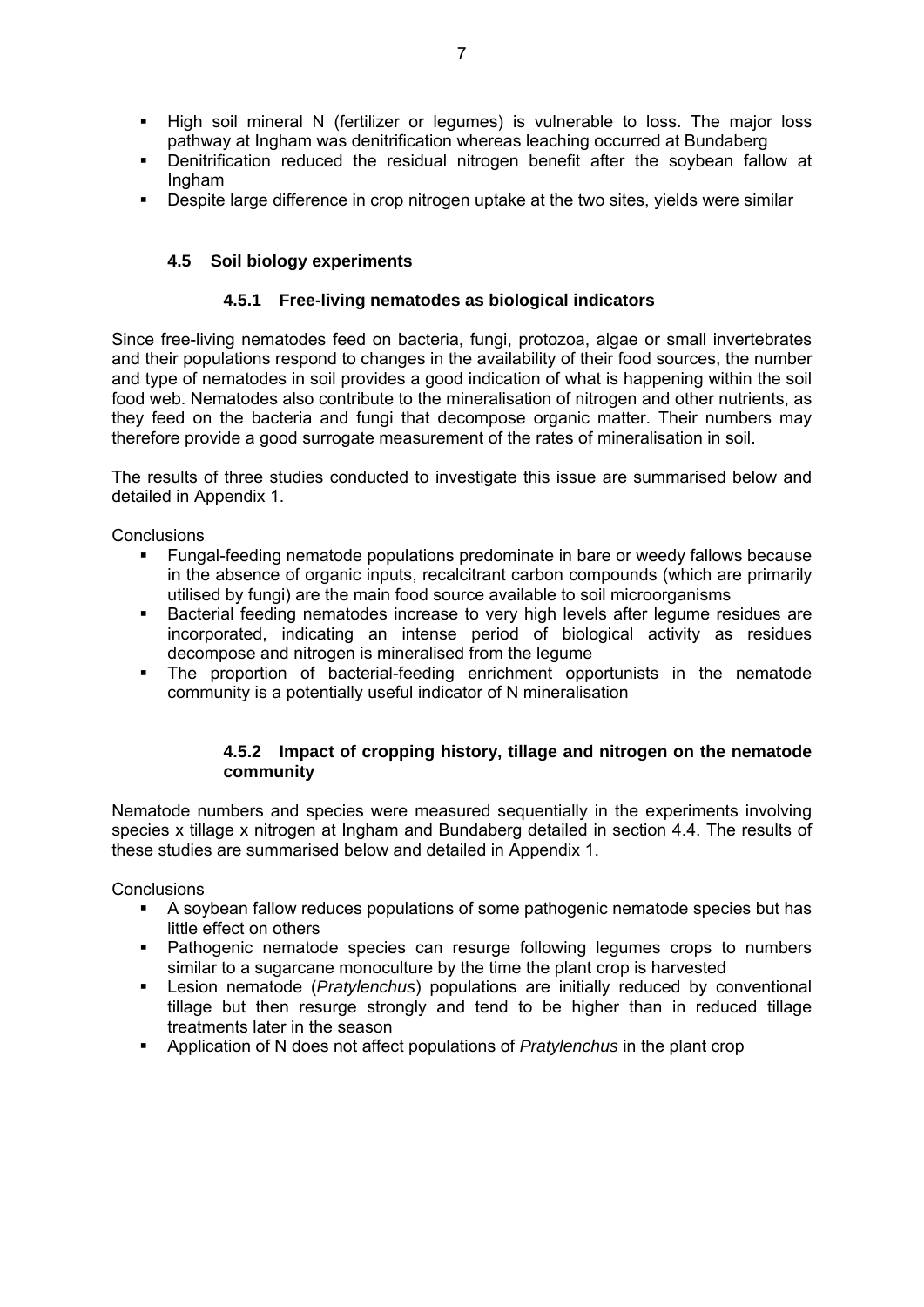- High soil mineral N (fertilizer or legumes) is vulnerable to loss. The major loss pathway at Ingham was denitrification whereas leaching occurred at Bundaberg
- Denitrification reduced the residual nitrogen benefit after the soybean fallow at Ingham
- Despite large difference in crop nitrogen uptake at the two sites, yields were similar

## 4.5 Soil biology experiments

### 4.5.1 Free-living nematodes as biological indicators

Since free-living nematodes feed on bacteria, fungi, protozoa, algae or small invertebrates and their populations respond to changes in the availability of their food sources, the number and type of nematodes in soil provides a good indication of what is happening within the soil food web. Nematodes also contribute to the mineralisation of nitrogen and other nutrients, as they feed on the bacteria and fungi that decompose organic matter. Their numbers may therefore provide a good surrogate measurement of the rates of mineralisation in soil.

The results of three studies conducted to investigate this issue are summarised below and detailed in Appendix 1.

Conclusions

- Fungal-feeding nematode populations predominate in bare or weedy fallows because in the absence of organic inputs, recalcitrant carbon compounds (which are primarily utilised by fungi) are the main food source available to soil microorganisms
- Bacterial feeding nematodes increase to very high levels after legume residues are incorporated, indicating an intense period of biological activity as residues decompose and nitrogen is mineralised from the legume
- The proportion of bacterial-feeding enrichment opportunists in the nematode community is a potentially useful indicator of N mineralisation

### 4.5.2 Impact of cropping history, tillage and nitrogen on the nematode community

Nematode numbers and species were measured sequentially in the experiments involving species x tillage x nitrogen at Ingham and Bundaberg detailed in section 4.4. The results of these studies are summarised below and detailed in Appendix 1.

Conclusions

- A soybean fallow reduces populations of some pathogenic nematode species but has little effect on others
- Pathogenic nematode species can resurge following legumes crops to numbers similar to a sugarcane monoculture by the time the plant crop is harvested
- Lesion nematode (*Pratylenchus*) populations are initially reduced by conventional tillage but then resurge strongly and tend to be higher than in reduced tillage treatments later in the season
- Application of N does not affect populations of *Pratylenchus* in the plant crop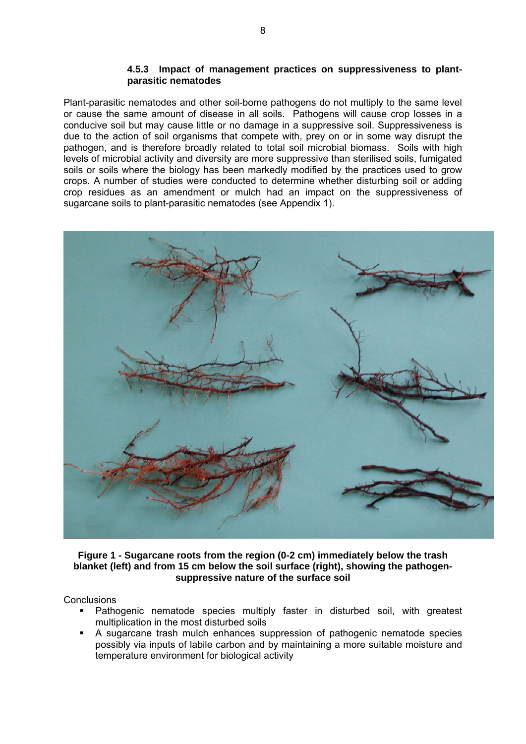#### 4.5.3 Impact of management practices on suppressiveness to plant-parasitic nematodes

Plant-parasitic nematodes and other soil-borne pathogens do not multiply to the same level or cause the same amount of disease in all soils. Pathogens will cause crop losses in a conducive soil but may cause little or no damage in a suppressive soil. Suppressiveness is due to the action of soil organisms that compete with, prey on or in some way disrupt the pathogen, and is therefore broadly related to total soil microbial biomass. Soils with high levels of microbial activity and diversity are more suppressive than sterilised soils, fumigated soils or soils where the biology has been markedly modified by the practices used to grow crops. A number of studies were conducted to determine whether disturbing soil or adding crop residues as an amendment or mulch had an impact on the suppressiveness of sugarcane soils to plant-parasitic nematodes (see Appendix 1).

**Figure 1 - Sugarcane roots from the region (0-2 cm) immediately below the trash blanket (left) and from 15 cm below the soil surface (right), showing the pathogen-suppressive nature of the surface soil**

Conclusions

- Pathogenic nematode species multiply faster in disturbed soil, with greatest multiplication in the most disturbed soils
- A sugarcane trash mulch enhances suppression of pathogenic nematode species possibly via inputs of labile carbon and by maintaining a more suitable moisture and temperature environment for biological activity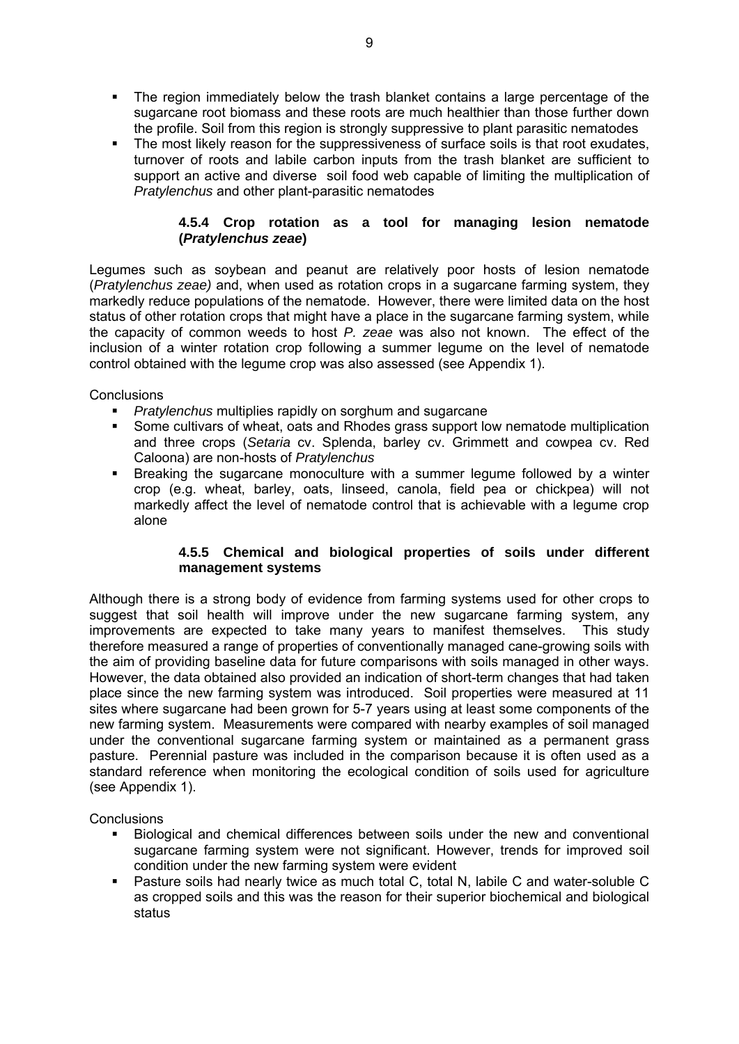- The region immediately below the trash blanket contains a large percentage of the sugarcane root biomass and these roots are much healthier than those further down the profile. Soil from this region is strongly suppressive to plant parasitic nematodes
- The most likely reason for the suppressiveness of surface soils is that root exudates, turnover of roots and labile carbon inputs from the trash blanket are sufficient to support an active and diverse soil food web capable of limiting the multiplication of *Pratylenchus* and other plant-parasitic nematodes

### 4.5.4 Crop rotation as a tool for managing lesion nematode (*Pratylenchus zeae*)

Legumes such as soybean and peanut are relatively poor hosts of lesion nematode (*Pratylenchus zeae)* and, when used as rotation crops in a sugarcane farming system, they markedly reduce populations of the nematode. However, there were limited data on the host status of other rotation crops that might have a place in the sugarcane farming system, while the capacity of common weeds to host *P. zeae* was also not known. The effect of the inclusion of a winter rotation crop following a summer legume on the level of nematode control obtained with the legume crop was also assessed (see Appendix 1).

Conclusions

- *Pratylenchus* multiplies rapidly on sorghum and sugarcane
- Some cultivars of wheat, oats and Rhodes grass support low nematode multiplication and three crops (*Setaria* cv. Splenda, barley cv. Grimmett and cowpea cv. Red Caloona) are non-hosts of *Pratylenchus*
- Breaking the sugarcane monoculture with a summer legume followed by a winter crop (e.g. wheat, barley, oats, linseed, canola, field pea or chickpea) will not markedly affect the level of nematode control that is achievable with a legume crop alone

### 4.5.5 Chemical and biological properties of soils under different management systems

Although there is a strong body of evidence from farming systems used for other crops to suggest that soil health will improve under the new sugarcane farming system, any improvements are expected to take many years to manifest themselves. This study therefore measured a range of properties of conventionally managed cane-growing soils with the aim of providing baseline data for future comparisons with soils managed in other ways. However, the data obtained also provided an indication of short-term changes that had taken place since the new farming system was introduced. Soil properties were measured at 11 sites where sugarcane had been grown for 5-7 years using at least some components of the new farming system. Measurements were compared with nearby examples of soil managed under the conventional sugarcane farming system or maintained as a permanent grass pasture. Perennial pasture was included in the comparison because it is often used as a standard reference when monitoring the ecological condition of soils used for agriculture (see Appendix 1).

Conclusions

- Biological and chemical differences between soils under the new and conventional sugarcane farming system were not significant. However, trends for improved soil condition under the new farming system were evident
- Pasture soils had nearly twice as much total C, total N, labile C and water-soluble C as cropped soils and this was the reason for their superior biochemical and biological status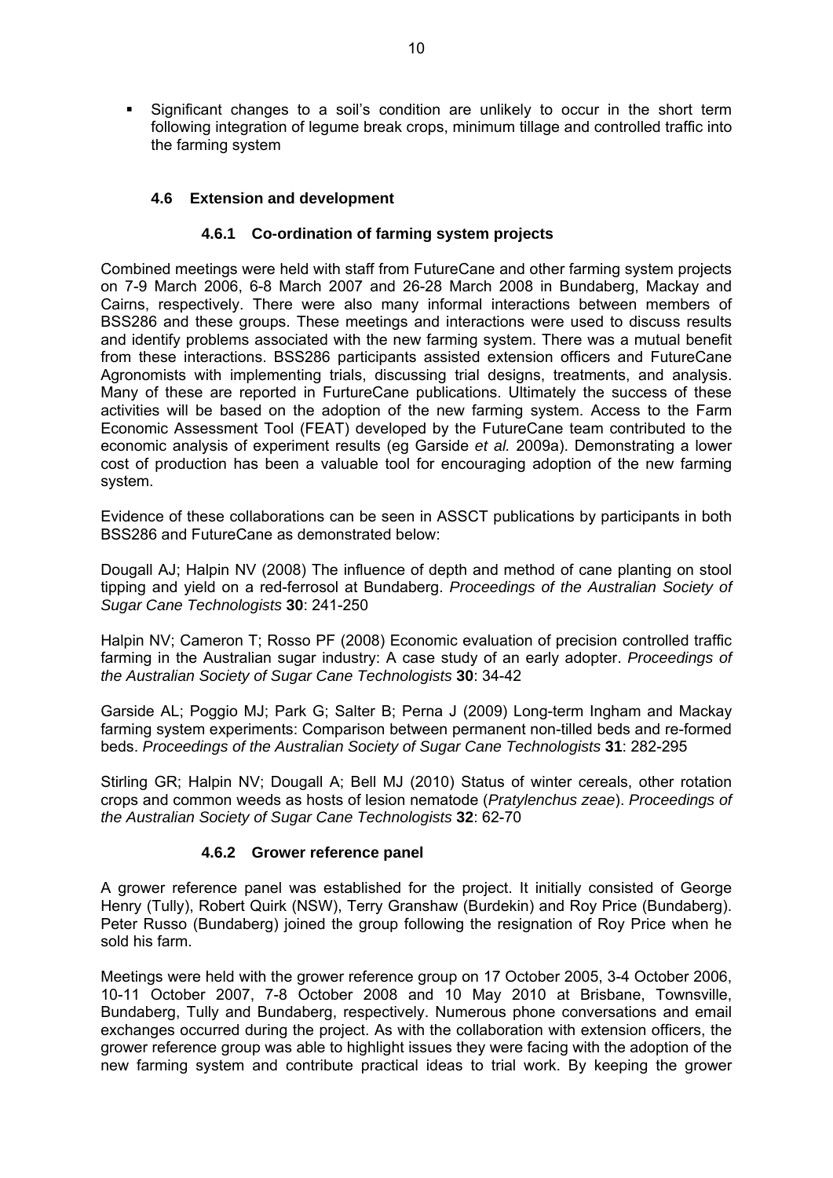- Significant changes to a soil's condition are unlikely to occur in the short term following integration of legume break crops, minimum tillage and controlled traffic into the farming system

## 4.6 Extension and development

### 4.6.1 Co-ordination of farming system projects

Combined meetings were held with staff from FutureCane and other farming system projects on 7-9 March 2006, 6-8 March 2007 and 26-28 March 2008 in Bundaberg, Mackay and Cairns, respectively. There were also many informal interactions between members of BSS286 and these groups. These meetings and interactions were used to discuss results and identify problems associated with the new farming system. There was a mutual benefit from these interactions. BSS286 participants assisted extension officers and FutureCane Agronomists with implementing trials, discussing trial designs, treatments, and analysis. Many of these are reported in FurtureCane publications. Ultimately the success of these activities will be based on the adoption of the new farming system. Access to the Farm Economic Assessment Tool (FEAT) developed by the FutureCane team contributed to the economic analysis of experiment results (eg Garside *et al.* 2009a). Demonstrating a lower cost of production has been a valuable tool for encouraging adoption of the new farming system.

Evidence of these collaborations can be seen in ASSCT publications by participants in both BSS286 and FutureCane as demonstrated below:

Dougall AJ; Halpin NV (2008) The influence of depth and method of cane planting on stool tipping and yield on a red-ferrosol at Bundaberg. *Proceedings of the Australian Society of Sugar Cane Technologists* **30**: 241-250

Halpin NV; Cameron T; Rosso PF (2008) Economic evaluation of precision controlled traffic farming in the Australian sugar industry: A case study of an early adopter. *Proceedings of the Australian Society of Sugar Cane Technologists* **30**: 34-42

Garside AL; Poggio MJ; Park G; Salter B; Perna J (2009) Long-term Ingham and Mackay farming system experiments: Comparison between permanent non-tilled beds and re-formed beds. *Proceedings of the Australian Society of Sugar Cane Technologists* **31**: 282-295

Stirling GR; Halpin NV; Dougall A; Bell MJ (2010) Status of winter cereals, other rotation crops and common weeds as hosts of lesion nematode (*Pratylenchus zeae*). *Proceedings of the Australian Society of Sugar Cane Technologists* **32**: 62-70

### 4.6.2 Grower reference panel

A grower reference panel was established for the project. It initially consisted of George Henry (Tully), Robert Quirk (NSW), Terry Granshaw (Burdekin) and Roy Price (Bundaberg). Peter Russo (Bundaberg) joined the group following the resignation of Roy Price when he sold his farm.

Meetings were held with the grower reference group on 17 October 2005, 3-4 October 2006, 10-11 October 2007, 7-8 October 2008 and 10 May 2010 at Brisbane, Townsville, Bundaberg, Tully and Bundaberg, respectively. Numerous phone conversations and email exchanges occurred during the project. As with the collaboration with extension officers, the grower reference group was able to highlight issues they were facing with the adoption of the new farming system and contribute practical ideas to trial work. By keeping the grower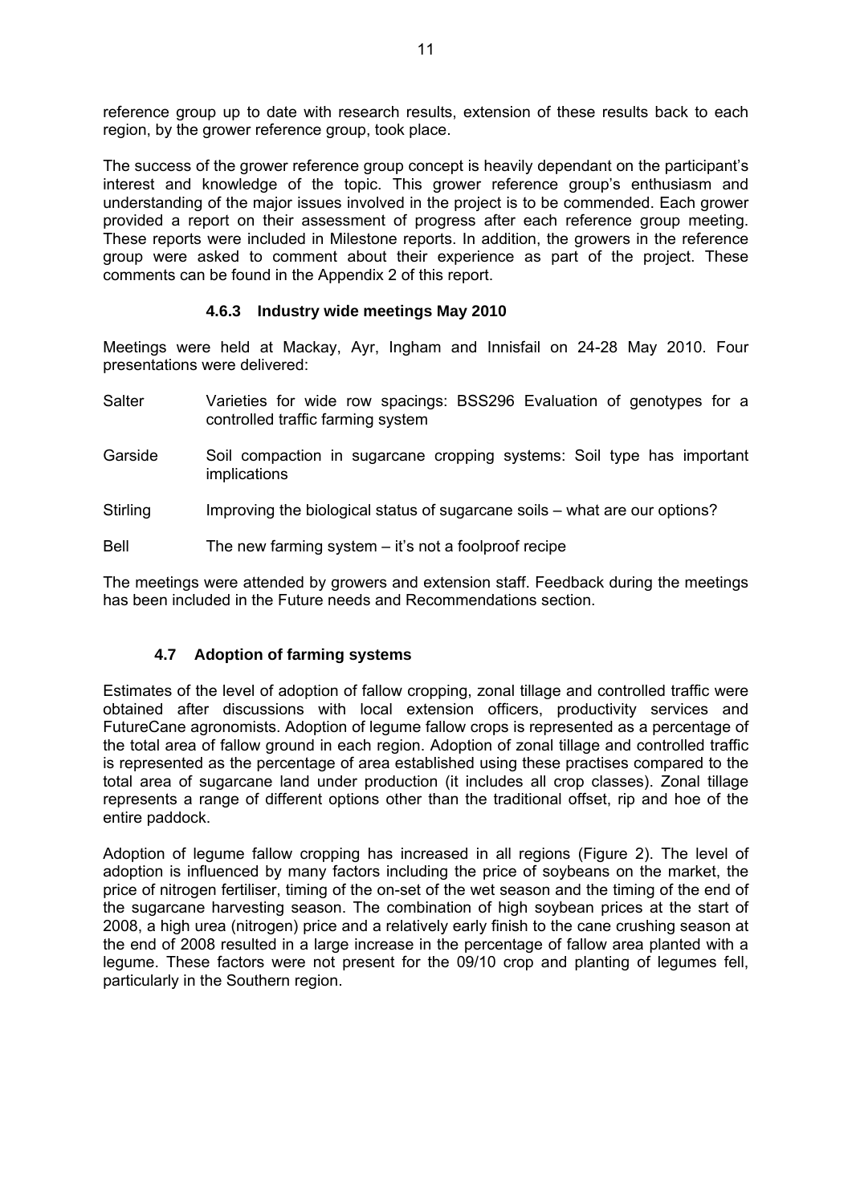reference group up to date with research results, extension of these results back to each region, by the grower reference group, took place.

The success of the grower reference group concept is heavily dependant on the participant's interest and knowledge of the topic. This grower reference group's enthusiasm and understanding of the major issues involved in the project is to be commended. Each grower provided a report on their assessment of progress after each reference group meeting. These reports were included in Milestone reports. In addition, the growers in the reference group were asked to comment about their experience as part of the project. These comments can be found in the Appendix 2 of this report.

#### 4.6.3 Industry wide meetings May 2010

Meetings were held at Mackay, Ayr, Ingham and Innisfail on 24-28 May 2010. Four presentations were delivered:

| | |
|---|---|
| Salter | Varieties for wide row spacings: BSS296 Evaluation of genotypes for a controlled traffic farming system |
| Garside | Soil compaction in sugarcane cropping systems: Soil type has important implications |
| Stirling | Improving the biological status of sugarcane soils – what are our options? |
| Bell | The new farming system – it's not a foolproof recipe |

The meetings were attended by growers and extension staff. Feedback during the meetings has been included in the Future needs and Recommendations section.

### 4.7 Adoption of farming systems

Estimates of the level of adoption of fallow cropping, zonal tillage and controlled traffic were obtained after discussions with local extension officers, productivity services and FutureCane agronomists. Adoption of legume fallow crops is represented as a percentage of the total area of fallow ground in each region. Adoption of zonal tillage and controlled traffic is represented as the percentage of area established using these practises compared to the total area of sugarcane land under production (it includes all crop classes). Zonal tillage represents a range of different options other than the traditional offset, rip and hoe of the entire paddock.

Adoption of legume fallow cropping has increased in all regions (Figure 2). The level of adoption is influenced by many factors including the price of soybeans on the market, the price of nitrogen fertiliser, timing of the on-set of the wet season and the timing of the end of the sugarcane harvesting season. The combination of high soybean prices at the start of 2008, a high urea (nitrogen) price and a relatively early finish to the cane crushing season at the end of 2008 resulted in a large increase in the percentage of fallow area planted with a legume. These factors were not present for the 09/10 crop and planting of legumes fell, particularly in the Southern region.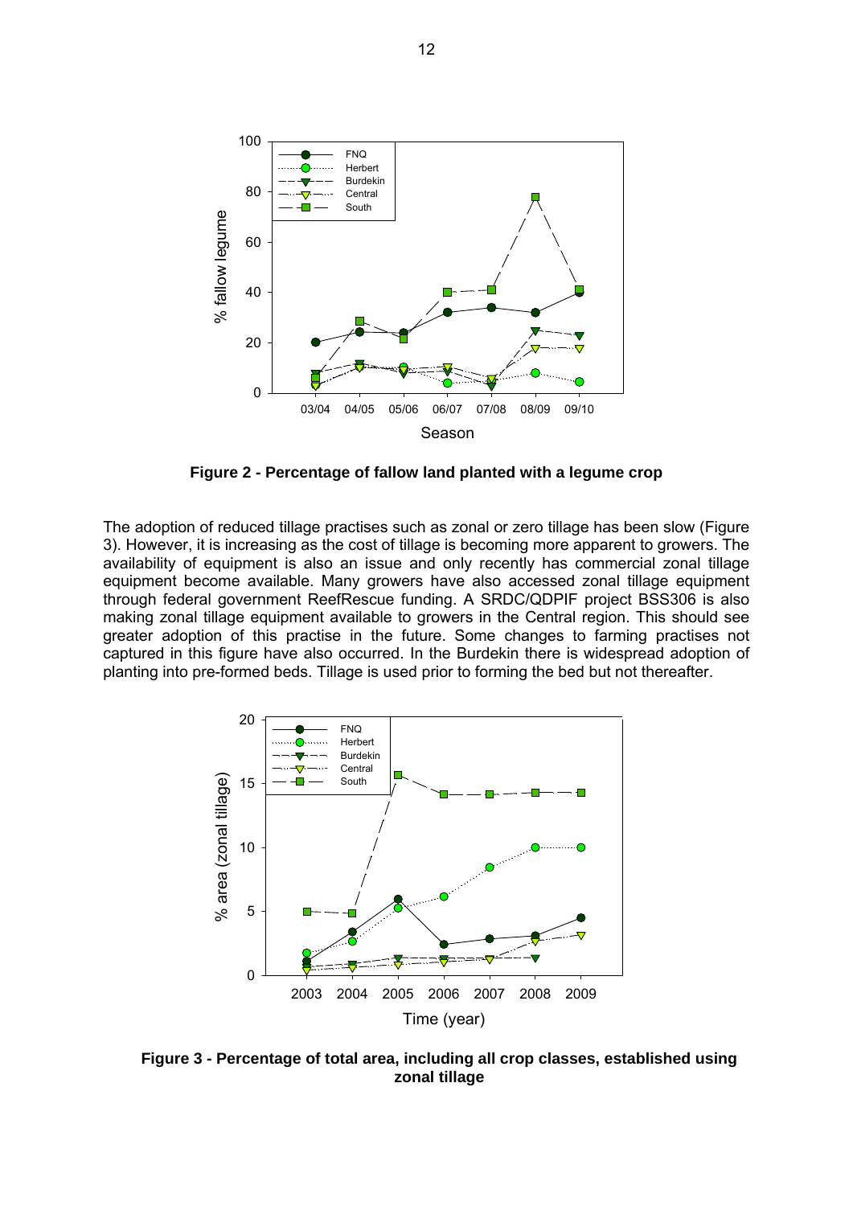**Figure 2 - Percentage of fallow land planted with a legume crop**

The adoption of reduced tillage practises such as zonal or zero tillage has been slow (Figure 3). However, it is increasing as the cost of tillage is becoming more apparent to growers. The availability of equipment is also an issue and only recently has commercial zonal tillage equipment become available. Many growers have also accessed zonal tillage equipment through federal government ReefRescue funding. A SRDC/QDPIF project BSS306 is also making zonal tillage equipment available to growers in the Central region. This should see greater adoption of this practise in the future. Some changes to farming practises not captured in this figure have also occurred. In the Burdekin there is widespread adoption of planting into pre-formed beds. Tillage is used prior to forming the bed but not thereafter.

**Figure 3 - Percentage of total area, including all crop classes, established using zonal tillage**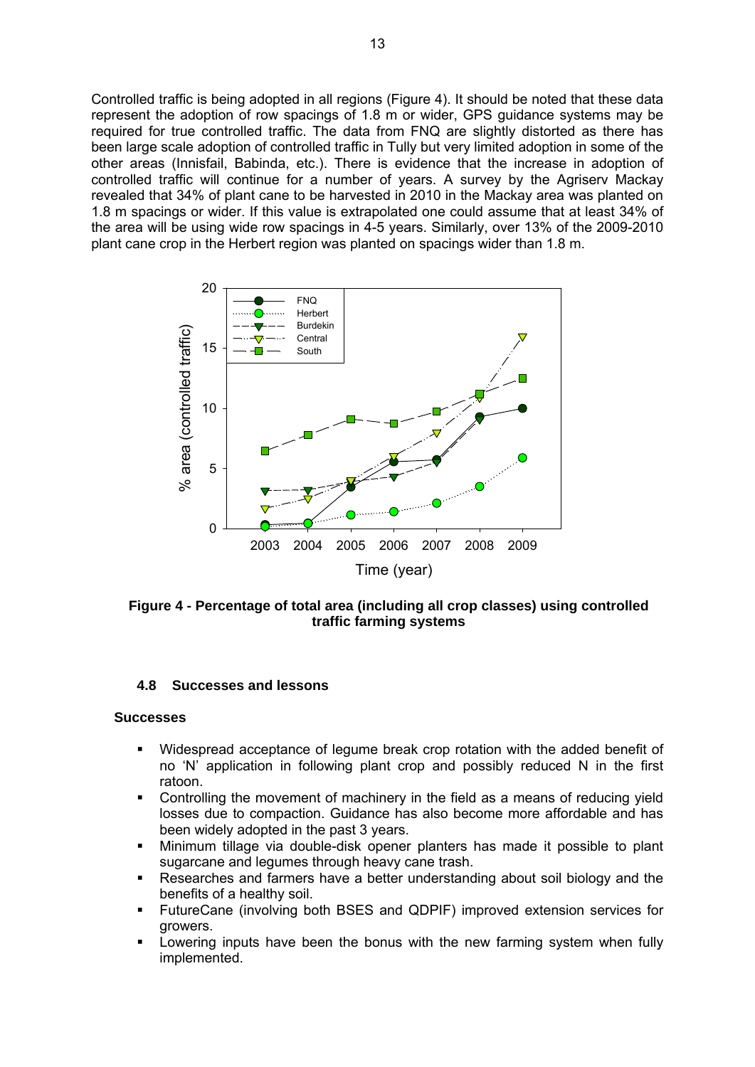Controlled traffic is being adopted in all regions (Figure 4). It should be noted that these data represent the adoption of row spacings of 1.8 m or wider, GPS guidance systems may be required for true controlled traffic. The data from FNQ are slightly distorted as there has been large scale adoption of controlled traffic in Tully but very limited adoption in some of the other areas (Innisfail, Babinda, etc.). There is evidence that the increase in adoption of controlled traffic will continue for a number of years. A survey by the Agriserv Mackay revealed that 34% of plant cane to be harvested in 2010 in the Mackay area was planted on 1.8 m spacings or wider. If this value is extrapolated one could assume that at least 34% of the area will be using wide row spacings in 4-5 years. Similarly, over 13% of the 2009-2010 plant cane crop in the Herbert region was planted on spacings wider than 1.8 m.

**Figure 4 - Percentage of total area (including all crop classes) using controlled traffic farming systems**

### 4.8 Successes and lessons

**Successes**

- Widespread acceptance of legume break crop rotation with the added benefit of no 'N' application in following plant crop and possibly reduced N in the first ratoon.
- Controlling the movement of machinery in the field as a means of reducing yield losses due to compaction. Guidance has also become more affordable and has been widely adopted in the past 3 years.
- Minimum tillage via double-disk opener planters has made it possible to plant sugarcane and legumes through heavy cane trash.
- Researches and farmers have a better understanding about soil biology and the benefits of a healthy soil.
- FutureCane (involving both BSES and QDPIF) improved extension services for growers.
- Lowering inputs have been the bonus with the new farming system when fully implemented.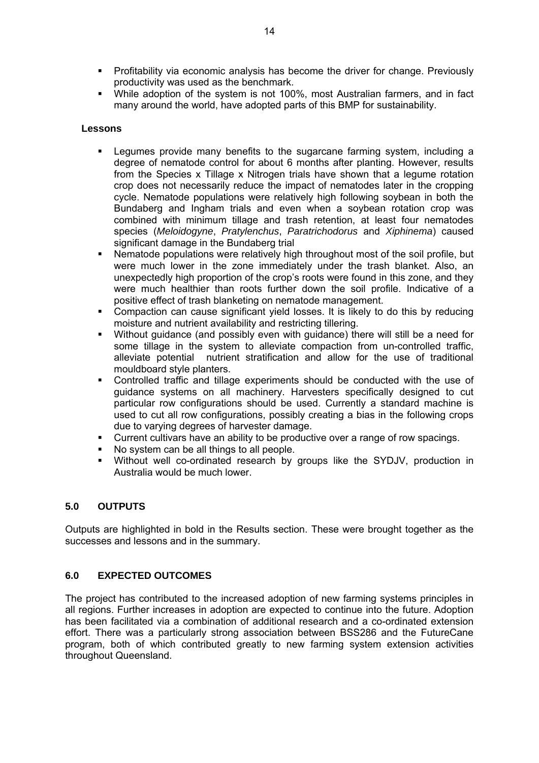- Profitability via economic analysis has become the driver for change. Previously productivity was used as the benchmark.
- While adoption of the system is not 100%, most Australian farmers, and in fact many around the world, have adopted parts of this BMP for sustainability.

**Lessons**

- Legumes provide many benefits to the sugarcane farming system, including a degree of nematode control for about 6 months after planting. However, results from the Species x Tillage x Nitrogen trials have shown that a legume rotation crop does not necessarily reduce the impact of nematodes later in the cropping cycle. Nematode populations were relatively high following soybean in both the Bundaberg and Ingham trials and even when a soybean rotation crop was combined with minimum tillage and trash retention, at least four nematodes species (*Meloidogyne*, *Pratylenchus*, *Paratrichodorus* and *Xiphinema*) caused significant damage in the Bundaberg trial
- Nematode populations were relatively high throughout most of the soil profile, but were much lower in the zone immediately under the trash blanket. Also, an unexpectedly high proportion of the crop's roots were found in this zone, and they were much healthier than roots further down the soil profile. Indicative of a positive effect of trash blanketing on nematode management.
- Compaction can cause significant yield losses. It is likely to do this by reducing moisture and nutrient availability and restricting tillering.
- Without guidance (and possibly even with guidance) there will still be a need for some tillage in the system to alleviate compaction from un-controlled traffic, alleviate potential nutrient stratification and allow for the use of traditional mouldboard style planters.
- Controlled traffic and tillage experiments should be conducted with the use of guidance systems on all machinery. Harvesters specifically designed to cut particular row configurations should be used. Currently a standard machine is used to cut all row configurations, possibly creating a bias in the following crops due to varying degrees of harvester damage.
- Current cultivars have an ability to be productive over a range of row spacings.
- No system can be all things to all people.
- Without well co-ordinated research by groups like the SYDJV, production in Australia would be much lower.

## 5.0 OUTPUTS

Outputs are highlighted in bold in the Results section. These were brought together as the successes and lessons and in the summary.

## 6.0 EXPECTED OUTCOMES

The project has contributed to the increased adoption of new farming systems principles in all regions. Further increases in adoption are expected to continue into the future. Adoption has been facilitated via a combination of additional research and a co-ordinated extension effort. There was a particularly strong association between BSS286 and the FutureCane program, both of which contributed greatly to new farming system extension activities throughout Queensland.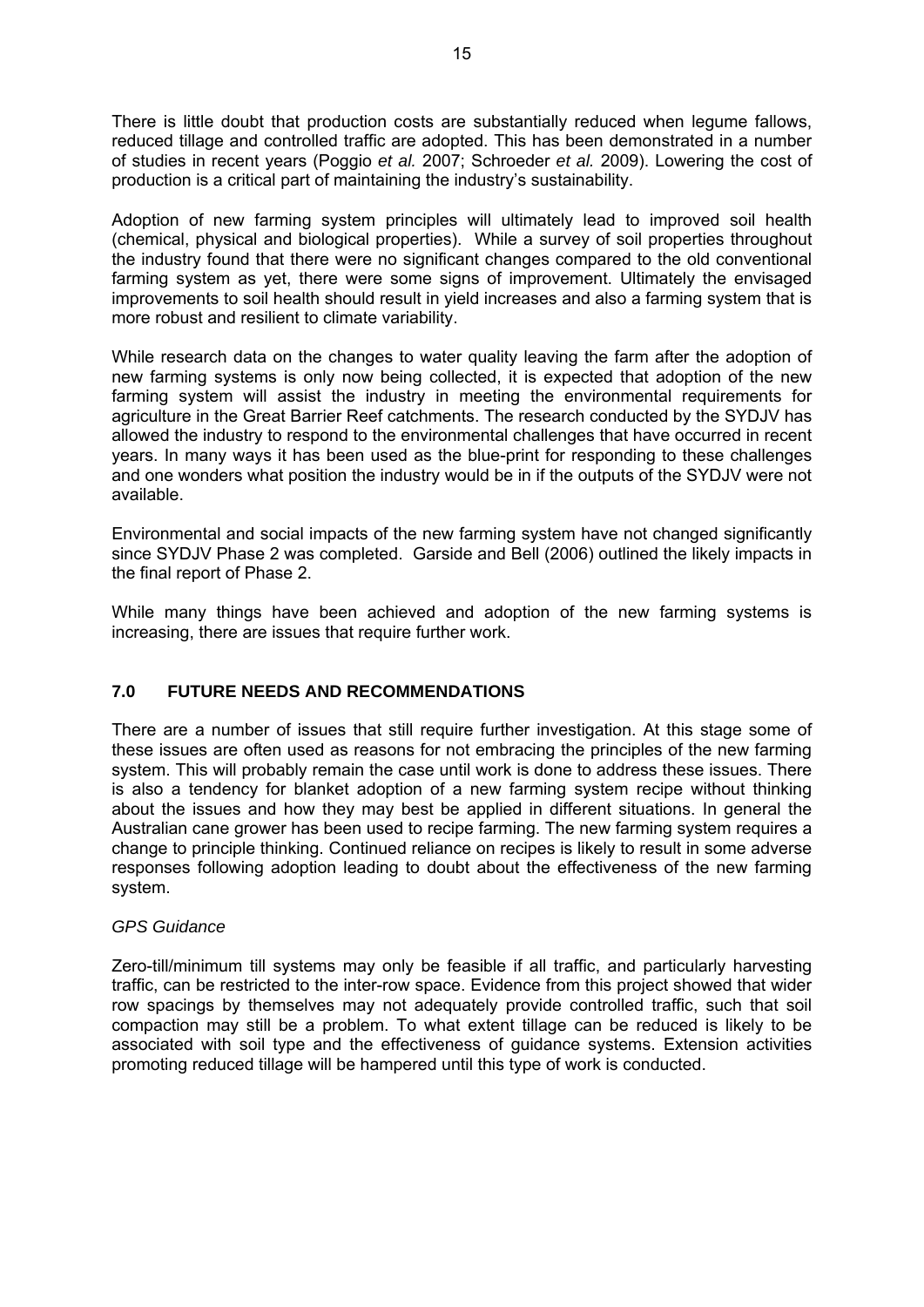There is little doubt that production costs are substantially reduced when legume fallows, reduced tillage and controlled traffic are adopted. This has been demonstrated in a number of studies in recent years (Poggio *et al.* 2007; Schroeder *et al.* 2009). Lowering the cost of production is a critical part of maintaining the industry's sustainability.

Adoption of new farming system principles will ultimately lead to improved soil health (chemical, physical and biological properties). While a survey of soil properties throughout the industry found that there were no significant changes compared to the old conventional farming system as yet, there were some signs of improvement. Ultimately the envisaged improvements to soil health should result in yield increases and also a farming system that is more robust and resilient to climate variability.

While research data on the changes to water quality leaving the farm after the adoption of new farming systems is only now being collected, it is expected that adoption of the new farming system will assist the industry in meeting the environmental requirements for agriculture in the Great Barrier Reef catchments. The research conducted by the SYDJV has allowed the industry to respond to the environmental challenges that have occurred in recent years. In many ways it has been used as the blue-print for responding to these challenges and one wonders what position the industry would be in if the outputs of the SYDJV were not available.

Environmental and social impacts of the new farming system have not changed significantly since SYDJV Phase 2 was completed. Garside and Bell (2006) outlined the likely impacts in the final report of Phase 2.

While many things have been achieved and adoption of the new farming systems is increasing, there are issues that require further work.

## 7.0 FUTURE NEEDS AND RECOMMENDATIONS

There are a number of issues that still require further investigation. At this stage some of these issues are often used as reasons for not embracing the principles of the new farming system. This will probably remain the case until work is done to address these issues. There is also a tendency for blanket adoption of a new farming system recipe without thinking about the issues and how they may best be applied in different situations. In general the Australian cane grower has been used to recipe farming. The new farming system requires a change to principle thinking. Continued reliance on recipes is likely to result in some adverse responses following adoption leading to doubt about the effectiveness of the new farming system.

*GPS Guidance*

Zero-till/minimum till systems may only be feasible if all traffic, and particularly harvesting traffic, can be restricted to the inter-row space. Evidence from this project showed that wider row spacings by themselves may not adequately provide controlled traffic, such that soil compaction may still be a problem. To what extent tillage can be reduced is likely to be associated with soil type and the effectiveness of guidance systems. Extension activities promoting reduced tillage will be hampered until this type of work is conducted.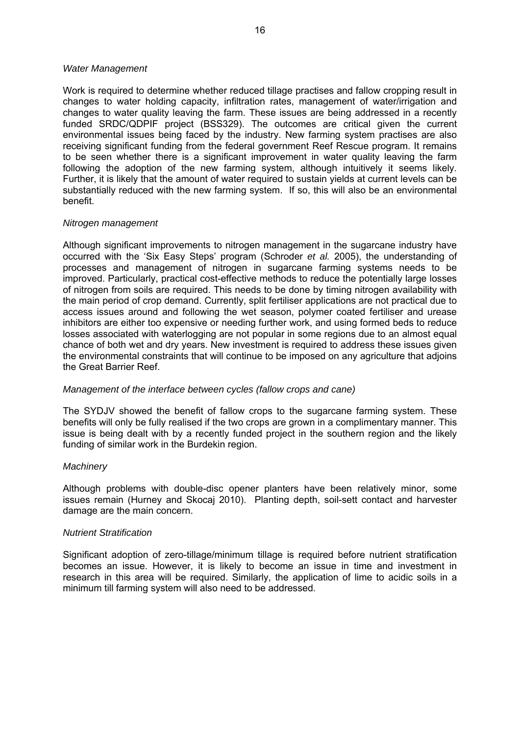*Water Management*

Work is required to determine whether reduced tillage practises and fallow cropping result in changes to water holding capacity, infiltration rates, management of water/irrigation and changes to water quality leaving the farm. These issues are being addressed in a recently funded SRDC/QDPIF project (BSS329). The outcomes are critical given the current environmental issues being faced by the industry. New farming system practises are also receiving significant funding from the federal government Reef Rescue program. It remains to be seen whether there is a significant improvement in water quality leaving the farm following the adoption of the new farming system, although intuitively it seems likely. Further, it is likely that the amount of water required to sustain yields at current levels can be substantially reduced with the new farming system. If so, this will also be an environmental benefit.

*Nitrogen management*

Although significant improvements to nitrogen management in the sugarcane industry have occurred with the 'Six Easy Steps' program (Schroder *et al.* 2005), the understanding of processes and management of nitrogen in sugarcane farming systems needs to be improved. Particularly, practical cost-effective methods to reduce the potentially large losses of nitrogen from soils are required. This needs to be done by timing nitrogen availability with the main period of crop demand. Currently, split fertiliser applications are not practical due to access issues around and following the wet season, polymer coated fertiliser and urease inhibitors are either too expensive or needing further work, and using formed beds to reduce losses associated with waterlogging are not popular in some regions due to an almost equal chance of both wet and dry years. New investment is required to address these issues given the environmental constraints that will continue to be imposed on any agriculture that adjoins the Great Barrier Reef.

*Management of the interface between cycles (fallow crops and cane)*

The SYDJV showed the benefit of fallow crops to the sugarcane farming system. These benefits will only be fully realised if the two crops are grown in a complimentary manner. This issue is being dealt with by a recently funded project in the southern region and the likely funding of similar work in the Burdekin region.

*Machinery*

Although problems with double-disc opener planters have been relatively minor, some issues remain (Hurney and Skocaj 2010). Planting depth, soil-sett contact and harvester damage are the main concern.

*Nutrient Stratification*

Significant adoption of zero-tillage/minimum tillage is required before nutrient stratification becomes an issue. However, it is likely to become an issue in time and investment in research in this area will be required. Similarly, the application of lime to acidic soils in a minimum till farming system will also need to be addressed.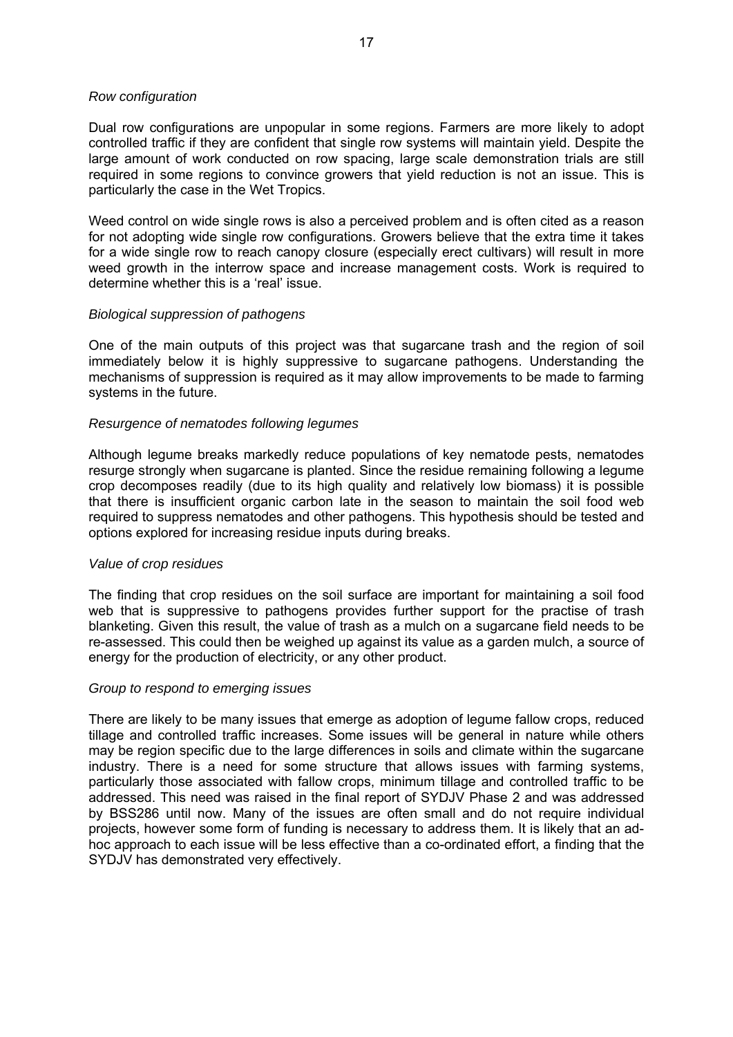*Row configuration*

Dual row configurations are unpopular in some regions. Farmers are more likely to adopt controlled traffic if they are confident that single row systems will maintain yield. Despite the large amount of work conducted on row spacing, large scale demonstration trials are still required in some regions to convince growers that yield reduction is not an issue. This is particularly the case in the Wet Tropics.

Weed control on wide single rows is also a perceived problem and is often cited as a reason for not adopting wide single row configurations. Growers believe that the extra time it takes for a wide single row to reach canopy closure (especially erect cultivars) will result in more weed growth in the interrow space and increase management costs. Work is required to determine whether this is a 'real' issue.

*Biological suppression of pathogens*

One of the main outputs of this project was that sugarcane trash and the region of soil immediately below it is highly suppressive to sugarcane pathogens. Understanding the mechanisms of suppression is required as it may allow improvements to be made to farming systems in the future.

*Resurgence of nematodes following legumes*

Although legume breaks markedly reduce populations of key nematode pests, nematodes resurge strongly when sugarcane is planted. Since the residue remaining following a legume crop decomposes readily (due to its high quality and relatively low biomass) it is possible that there is insufficient organic carbon late in the season to maintain the soil food web required to suppress nematodes and other pathogens. This hypothesis should be tested and options explored for increasing residue inputs during breaks.

*Value of crop residues*

The finding that crop residues on the soil surface are important for maintaining a soil food web that is suppressive to pathogens provides further support for the practise of trash blanketing. Given this result, the value of trash as a mulch on a sugarcane field needs to be re-assessed. This could then be weighed up against its value as a garden mulch, a source of energy for the production of electricity, or any other product.

*Group to respond to emerging issues*

There are likely to be many issues that emerge as adoption of legume fallow crops, reduced tillage and controlled traffic increases. Some issues will be general in nature while others may be region specific due to the large differences in soils and climate within the sugarcane industry. There is a need for some structure that allows issues with farming systems, particularly those associated with fallow crops, minimum tillage and controlled traffic to be addressed. This need was raised in the final report of SYDJV Phase 2 and was addressed by BSS286 until now. Many of the issues are often small and do not require individual projects, however some form of funding is necessary to address them. It is likely that an ad-hoc approach to each issue will be less effective than a co-ordinated effort, a finding that the SYDJV has demonstrated very effectively.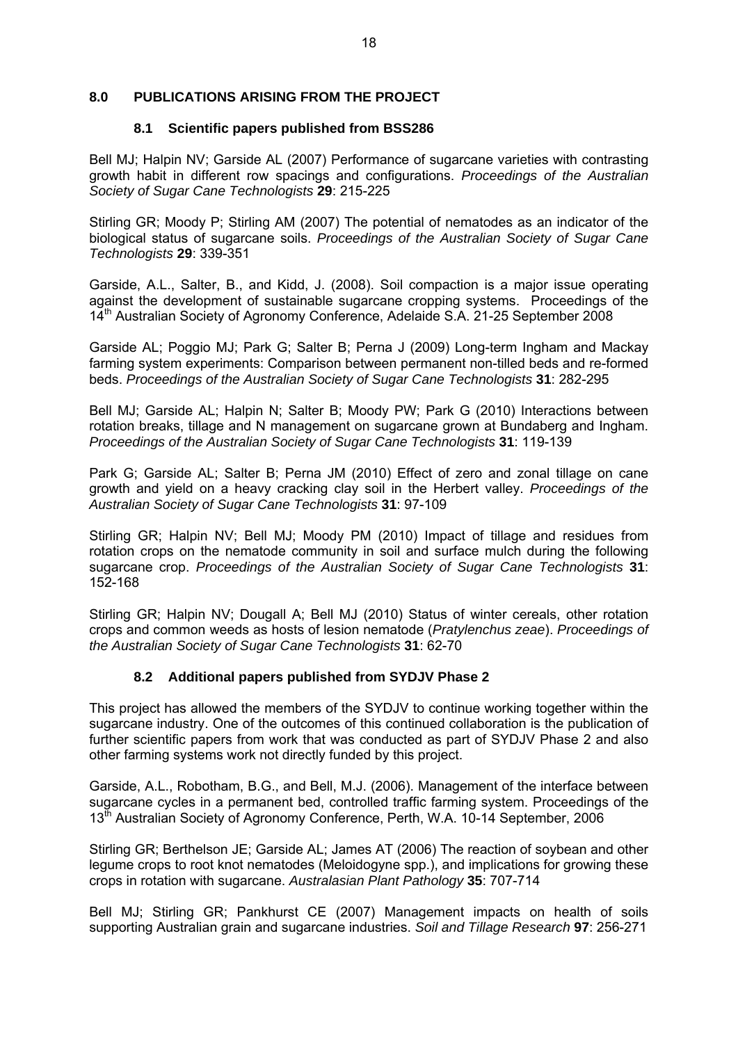## 8.0 PUBLICATIONS ARISING FROM THE PROJECT

### 8.1 Scientific papers published from BSS286

Bell MJ; Halpin NV; Garside AL (2007) Performance of sugarcane varieties with contrasting growth habit in different row spacings and configurations. *Proceedings of the Australian Society of Sugar Cane Technologists* **29**: 215-225

Stirling GR; Moody P; Stirling AM (2007) The potential of nematodes as an indicator of the biological status of sugarcane soils. *Proceedings of the Australian Society of Sugar Cane Technologists* **29**: 339-351

Garside, A.L., Salter, B., and Kidd, J. (2008). Soil compaction is a major issue operating against the development of sustainable sugarcane cropping systems. Proceedings of the 14th Australian Society of Agronomy Conference, Adelaide S.A. 21-25 September 2008

Garside AL; Poggio MJ; Park G; Salter B; Perna J (2009) Long-term Ingham and Mackay farming system experiments: Comparison between permanent non-tilled beds and re-formed beds. *Proceedings of the Australian Society of Sugar Cane Technologists* **31**: 282-295

Bell MJ; Garside AL; Halpin N; Salter B; Moody PW; Park G (2010) Interactions between rotation breaks, tillage and N management on sugarcane grown at Bundaberg and Ingham. *Proceedings of the Australian Society of Sugar Cane Technologists* **31**: 119-139

Park G; Garside AL; Salter B; Perna JM (2010) Effect of zero and zonal tillage on cane growth and yield on a heavy cracking clay soil in the Herbert valley. *Proceedings of the Australian Society of Sugar Cane Technologists* **31**: 97-109

Stirling GR; Halpin NV; Bell MJ; Moody PM (2010) Impact of tillage and residues from rotation crops on the nematode community in soil and surface mulch during the following sugarcane crop. *Proceedings of the Australian Society of Sugar Cane Technologists* **31**: 152-168

Stirling GR; Halpin NV; Dougall A; Bell MJ (2010) Status of winter cereals, other rotation crops and common weeds as hosts of lesion nematode (*Pratylenchus zeae*). *Proceedings of the Australian Society of Sugar Cane Technologists* **31**: 62-70

### 8.2 Additional papers published from SYDJV Phase 2

This project has allowed the members of the SYDJV to continue working together within the sugarcane industry. One of the outcomes of this continued collaboration is the publication of further scientific papers from work that was conducted as part of SYDJV Phase 2 and also other farming systems work not directly funded by this project.

Garside, A.L., Robotham, B.G., and Bell, M.J. (2006). Management of the interface between sugarcane cycles in a permanent bed, controlled traffic farming system. Proceedings of the 13th Australian Society of Agronomy Conference, Perth, W.A. 10-14 September, 2006

Stirling GR; Berthelson JE; Garside AL; James AT (2006) The reaction of soybean and other legume crops to root knot nematodes (Meloidogyne spp.), and implications for growing these crops in rotation with sugarcane. *Australasian Plant Pathology* **35**: 707-714

Bell MJ; Stirling GR; Pankhurst CE (2007) Management impacts on health of soils supporting Australian grain and sugarcane industries. *Soil and Tillage Research* **97**: 256-271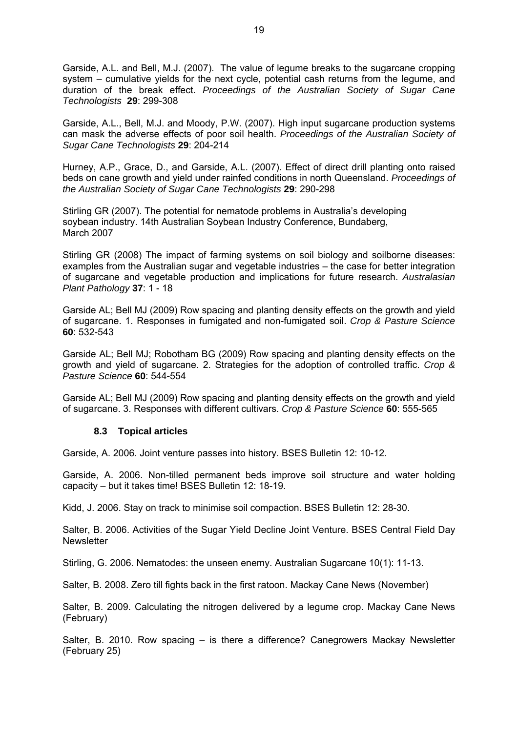Garside, A.L. and Bell, M.J. (2007). The value of legume breaks to the sugarcane cropping system – cumulative yields for the next cycle, potential cash returns from the legume, and duration of the break effect. *Proceedings of the Australian Society of Sugar Cane Technologists* **29**: 299-308

Garside, A.L., Bell, M.J. and Moody, P.W. (2007). High input sugarcane production systems can mask the adverse effects of poor soil health. *Proceedings of the Australian Society of Sugar Cane Technologists* **29**: 204-214

Hurney, A.P., Grace, D., and Garside, A.L. (2007). Effect of direct drill planting onto raised beds on cane growth and yield under rainfed conditions in north Queensland. *Proceedings of the Australian Society of Sugar Cane Technologists* **29**: 290-298

Stirling GR (2007). The potential for nematode problems in Australia's developing soybean industry. 14th Australian Soybean Industry Conference, Bundaberg, March 2007

Stirling GR (2008) The impact of farming systems on soil biology and soilborne diseases: examples from the Australian sugar and vegetable industries – the case for better integration of sugarcane and vegetable production and implications for future research. *Australasian Plant Pathology* **37**: 1 - 18

Garside AL; Bell MJ (2009) Row spacing and planting density effects on the growth and yield of sugarcane. 1. Responses in fumigated and non-fumigated soil. *Crop & Pasture Science* **60**: 532-543

Garside AL; Bell MJ; Robotham BG (2009) Row spacing and planting density effects on the growth and yield of sugarcane. 2. Strategies for the adoption of controlled traffic. *Crop & Pasture Science* **60**: 544-554

Garside AL; Bell MJ (2009) Row spacing and planting density effects on the growth and yield of sugarcane. 3. Responses with different cultivars. *Crop & Pasture Science* **60**: 555-565

### 8.3 Topical articles

Garside, A. 2006. Joint venture passes into history. BSES Bulletin 12: 10-12.

Garside, A. 2006. Non-tilled permanent beds improve soil structure and water holding capacity – but it takes time! BSES Bulletin 12: 18-19.

Kidd, J. 2006. Stay on track to minimise soil compaction. BSES Bulletin 12: 28-30.

Salter, B. 2006. Activities of the Sugar Yield Decline Joint Venture. BSES Central Field Day Newsletter

Stirling, G. 2006. Nematodes: the unseen enemy. Australian Sugarcane 10(1): 11-13.

Salter, B. 2008. Zero till fights back in the first ratoon. Mackay Cane News (November)

Salter, B. 2009. Calculating the nitrogen delivered by a legume crop. Mackay Cane News (February)

Salter, B. 2010. Row spacing – is there a difference? Canegrowers Mackay Newsletter (February 25)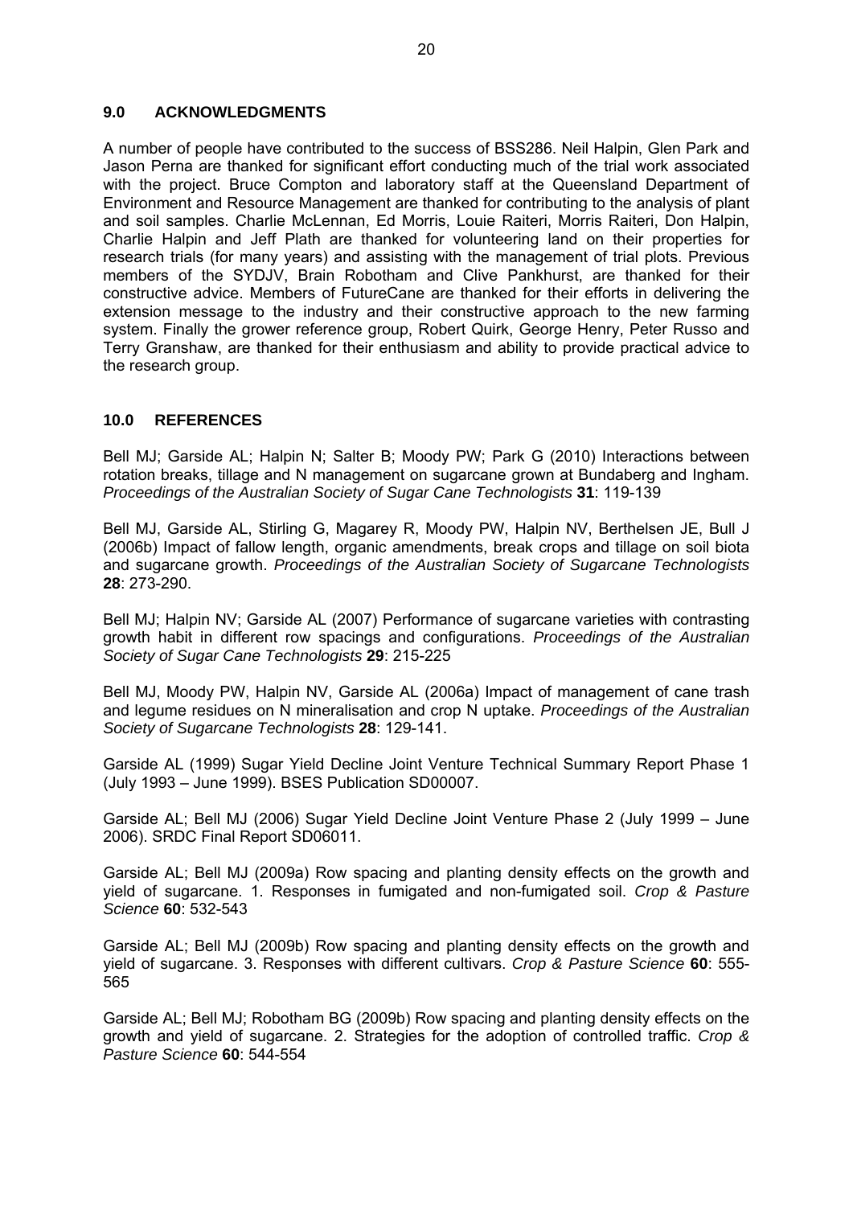## 9.0 ACKNOWLEDGMENTS

A number of people have contributed to the success of BSS286. Neil Halpin, Glen Park and Jason Perna are thanked for significant effort conducting much of the trial work associated with the project. Bruce Compton and laboratory staff at the Queensland Department of Environment and Resource Management are thanked for contributing to the analysis of plant and soil samples. Charlie McLennan, Ed Morris, Louie Raiteri, Morris Raiteri, Don Halpin, Charlie Halpin and Jeff Plath are thanked for volunteering land on their properties for research trials (for many years) and assisting with the management of trial plots. Previous members of the SYDJV, Brain Robotham and Clive Pankhurst, are thanked for their constructive advice. Members of FutureCane are thanked for their efforts in delivering the extension message to the industry and their constructive approach to the new farming system. Finally the grower reference group, Robert Quirk, George Henry, Peter Russo and Terry Granshaw, are thanked for their enthusiasm and ability to provide practical advice to the research group.

## 10.0 REFERENCES

Bell MJ; Garside AL; Halpin N; Salter B; Moody PW; Park G (2010) Interactions between rotation breaks, tillage and N management on sugarcane grown at Bundaberg and Ingham. *Proceedings of the Australian Society of Sugar Cane Technologists* **31**: 119-139

Bell MJ, Garside AL, Stirling G, Magarey R, Moody PW, Halpin NV, Berthelsen JE, Bull J (2006b) Impact of fallow length, organic amendments, break crops and tillage on soil biota and sugarcane growth. *Proceedings of the Australian Society of Sugarcane Technologists* **28**: 273-290.

Bell MJ; Halpin NV; Garside AL (2007) Performance of sugarcane varieties with contrasting growth habit in different row spacings and configurations. *Proceedings of the Australian Society of Sugar Cane Technologists* **29**: 215-225

Bell MJ, Moody PW, Halpin NV, Garside AL (2006a) Impact of management of cane trash and legume residues on N mineralisation and crop N uptake. *Proceedings of the Australian Society of Sugarcane Technologists* **28**: 129-141.

Garside AL (1999) Sugar Yield Decline Joint Venture Technical Summary Report Phase 1 (July 1993 – June 1999). BSES Publication SD00007.

Garside AL; Bell MJ (2006) Sugar Yield Decline Joint Venture Phase 2 (July 1999 – June 2006). SRDC Final Report SD06011.

Garside AL; Bell MJ (2009a) Row spacing and planting density effects on the growth and yield of sugarcane. 1. Responses in fumigated and non-fumigated soil. *Crop & Pasture Science* **60**: 532-543

Garside AL; Bell MJ (2009b) Row spacing and planting density effects on the growth and yield of sugarcane. 3. Responses with different cultivars. *Crop & Pasture Science* **60**: 555-565

Garside AL; Bell MJ; Robotham BG (2009b) Row spacing and planting density effects on the growth and yield of sugarcane. 2. Strategies for the adoption of controlled traffic. *Crop & Pasture Science* **60**: 544-554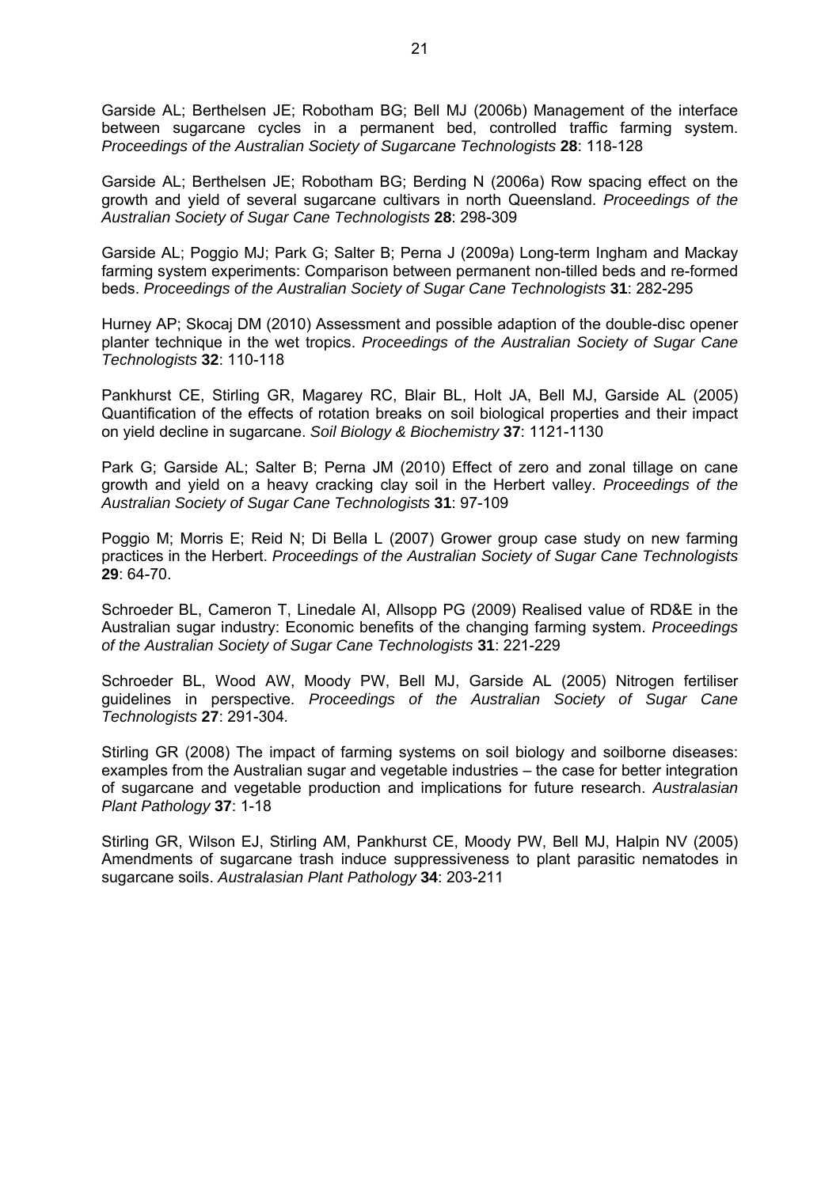Garside AL; Berthelsen JE; Robotham BG; Bell MJ (2006b) Management of the interface between sugarcane cycles in a permanent bed, controlled traffic farming system. *Proceedings of the Australian Society of Sugarcane Technologists* **28**: 118-128

Garside AL; Berthelsen JE; Robotham BG; Berding N (2006a) Row spacing effect on the growth and yield of several sugarcane cultivars in north Queensland. *Proceedings of the Australian Society of Sugar Cane Technologists* **28**: 298-309

Garside AL; Poggio MJ; Park G; Salter B; Perna J (2009a) Long-term Ingham and Mackay farming system experiments: Comparison between permanent non-tilled beds and re-formed beds. *Proceedings of the Australian Society of Sugar Cane Technologists* **31**: 282-295

Hurney AP; Skocaj DM (2010) Assessment and possible adaption of the double-disc opener planter technique in the wet tropics. *Proceedings of the Australian Society of Sugar Cane Technologists* **32**: 110-118

Pankhurst CE, Stirling GR, Magarey RC, Blair BL, Holt JA, Bell MJ, Garside AL (2005) Quantification of the effects of rotation breaks on soil biological properties and their impact on yield decline in sugarcane. *Soil Biology & Biochemistry* **37**: 1121-1130

Park G; Garside AL; Salter B; Perna JM (2010) Effect of zero and zonal tillage on cane growth and yield on a heavy cracking clay soil in the Herbert valley. *Proceedings of the Australian Society of Sugar Cane Technologists* **31**: 97-109

Poggio M; Morris E; Reid N; Di Bella L (2007) Grower group case study on new farming practices in the Herbert. *Proceedings of the Australian Society of Sugar Cane Technologists* **29**: 64-70.

Schroeder BL, Cameron T, Linedale AI, Allsopp PG (2009) Realised value of RD&E in the Australian sugar industry: Economic benefits of the changing farming system. *Proceedings of the Australian Society of Sugar Cane Technologists* **31**: 221-229

Schroeder BL, Wood AW, Moody PW, Bell MJ, Garside AL (2005) Nitrogen fertiliser guidelines in perspective. *Proceedings of the Australian Society of Sugar Cane Technologists* **27**: 291-304.

Stirling GR (2008) The impact of farming systems on soil biology and soilborne diseases: examples from the Australian sugar and vegetable industries – the case for better integration of sugarcane and vegetable production and implications for future research. *Australasian Plant Pathology* **37**: 1-18

Stirling GR, Wilson EJ, Stirling AM, Pankhurst CE, Moody PW, Bell MJ, Halpin NV (2005) Amendments of sugarcane trash induce suppressiveness to plant parasitic nematodes in sugarcane soils. *Australasian Plant Pathology* **34**: 203-211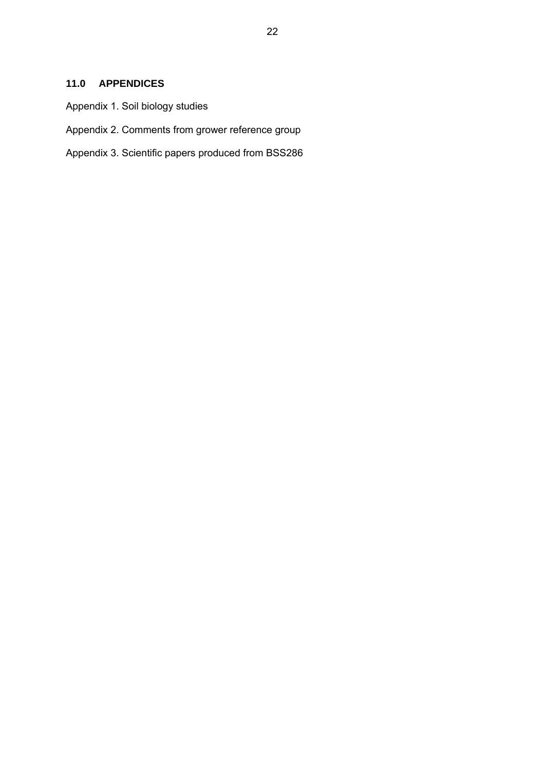## 11.0 APPENDICES

Appendix 1. Soil biology studies

Appendix 2. Comments from grower reference group

Appendix 3. Scientific papers produced from BSS286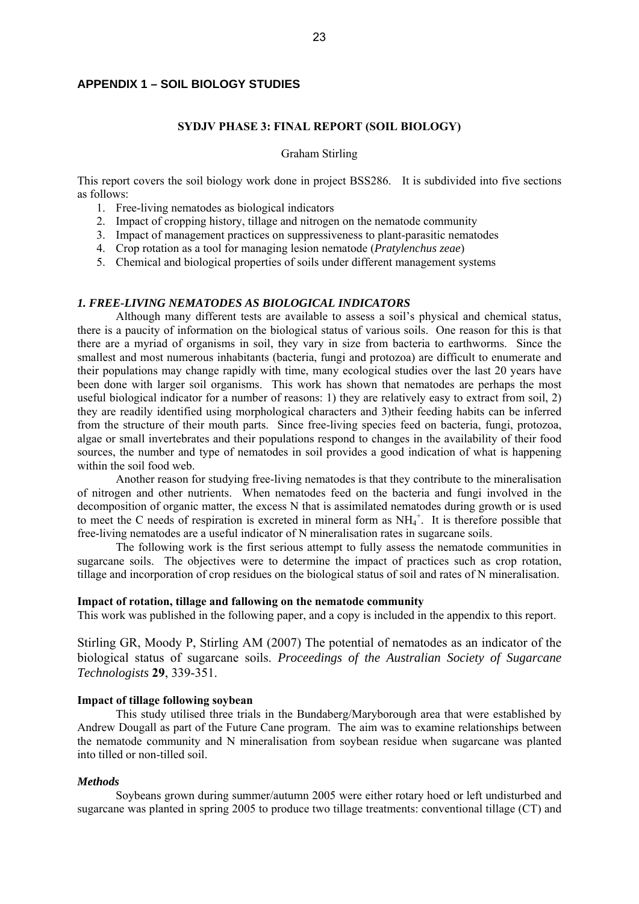## APPENDIX 1 – SOIL BIOLOGY STUDIES

### SYDJV PHASE 3: FINAL REPORT (SOIL BIOLOGY)

Graham Stirling

This report covers the soil biology work done in project BSS286. It is subdivided into five sections as follows:

1. Free-living nematodes as biological indicators
2. Impact of cropping history, tillage and nitrogen on the nematode community
3. Impact of management practices on suppressiveness to plant-parasitic nematodes
4. Crop rotation as a tool for managing lesion nematode (*Pratylenchus zeae*)
5. Chemical and biological properties of soils under different management systems

### *1. FREE-LIVING NEMATODES AS BIOLOGICAL INDICATORS*

Although many different tests are available to assess a soil's physical and chemical status, there is a paucity of information on the biological status of various soils. One reason for this is that there are a myriad of organisms in soil, they vary in size from bacteria to earthworms. Since the smallest and most numerous inhabitants (bacteria, fungi and protozoa) are difficult to enumerate and their populations may change rapidly with time, many ecological studies over the last 20 years have been done with larger soil organisms. This work has shown that nematodes are perhaps the most useful biological indicator for a number of reasons: 1) they are relatively easy to extract from soil, 2) they are readily identified using morphological characters and 3)their feeding habits can be inferred from the structure of their mouth parts. Since free-living species feed on bacteria, fungi, protozoa, algae or small invertebrates and their populations respond to changes in the availability of their food sources, the number and type of nematodes in soil provides a good indication of what is happening within the soil food web.

Another reason for studying free-living nematodes is that they contribute to the mineralisation of nitrogen and other nutrients. When nematodes feed on the bacteria and fungi involved in the decomposition of organic matter, the excess N that is assimilated nematodes during growth or is used to meet the C needs of respiration is excreted in mineral form as $NH_4^+$. It is therefore possible that free-living nematodes are a useful indicator of N mineralisation rates in sugarcane soils.

The following work is the first serious attempt to fully assess the nematode communities in sugarcane soils. The objectives were to determine the impact of practices such as crop rotation, tillage and incorporation of crop residues on the biological status of soil and rates of N mineralisation.

**Impact of rotation, tillage and fallowing on the nematode community**

This work was published in the following paper, and a copy is included in the appendix to this report.

Stirling GR, Moody P, Stirling AM (2007) The potential of nematodes as an indicator of the biological status of sugarcane soils. *Proceedings of the Australian Society of Sugarcane Technologists* **29**, 339-351.

**Impact of tillage following soybean**

This study utilised three trials in the Bundaberg/Maryborough area that were established by Andrew Dougall as part of the Future Cane program. The aim was to examine relationships between the nematode community and N mineralisation from soybean residue when sugarcane was planted into tilled or non-tilled soil.

#### *Methods*

Soybeans grown during summer/autumn 2005 were either rotary hoed or left undisturbed and sugarcane was planted in spring 2005 to produce two tillage treatments: conventional tillage (CT) and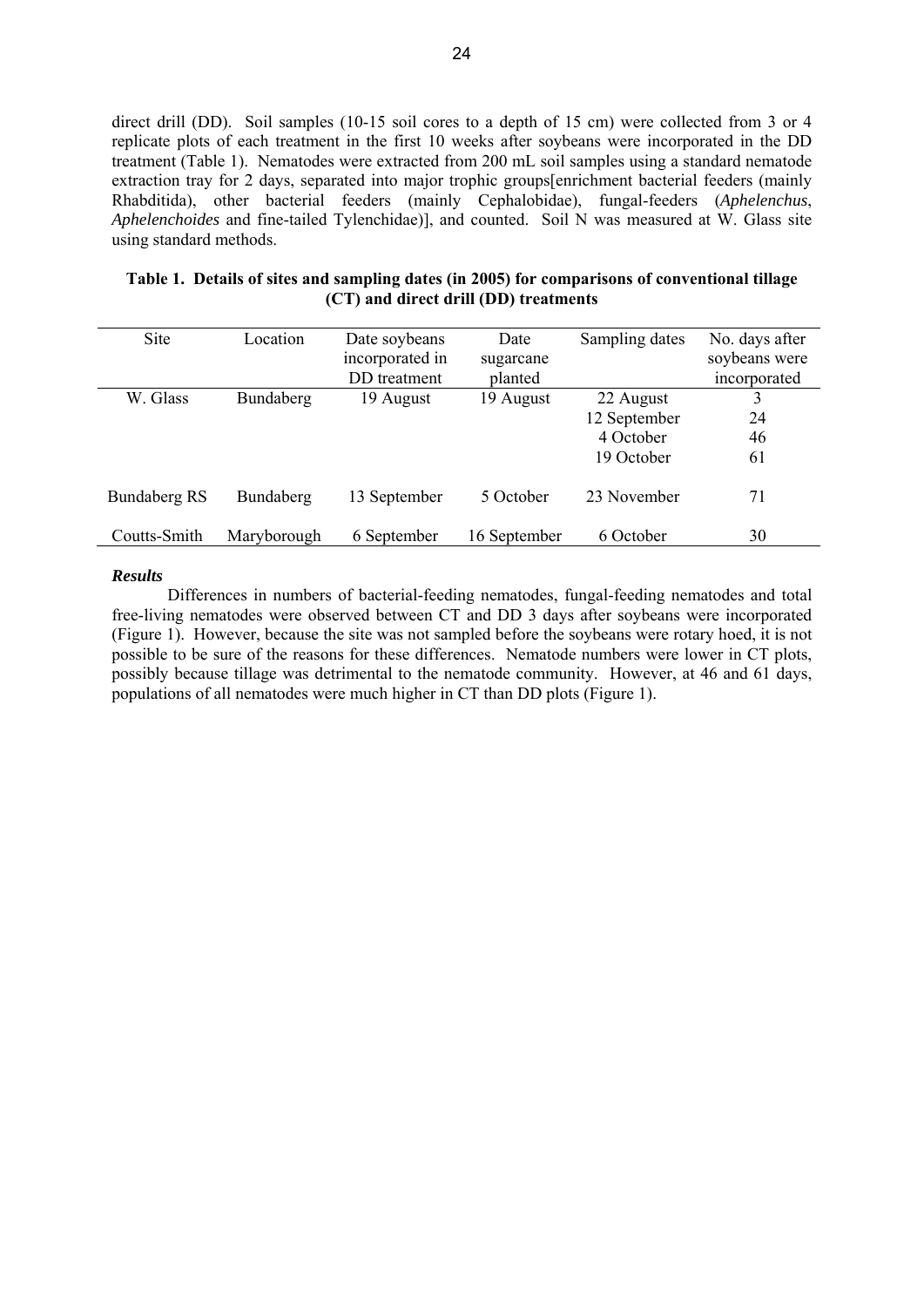direct drill (DD). Soil samples (10-15 soil cores to a depth of 15 cm) were collected from 3 or 4 replicate plots of each treatment in the first 10 weeks after soybeans were incorporated in the DD treatment (Table 1). Nematodes were extracted from 200 mL soil samples using a standard nematode extraction tray for 2 days, separated into major trophic groups[enrichment bacterial feeders (mainly Rhabditida), other bacterial feeders (mainly Cephalobidae), fungal-feeders (*Aphelenchus*, *Aphelenchoides* and fine-tailed Tylenchidae)], and counted. Soil N was measured at W. Glass site using standard methods.

**Table 1. Details of sites and sampling dates (in 2005) for comparisons of conventional tillage (CT) and direct drill (DD) treatments**

| Site | Location | Date soybeans incorporated in DD treatment | Date sugarcane planted | Sampling dates | No. days after soybeans were incorporated |
|---|---|---|---|---|---|
| W. Glass | Bundaberg | 19 August | 19 August | 22 August | 3 |
| | | | | 12 September | 24 |
| | | | | 4 October | 46 |
| | | | | 19 October | 61 |
| Bundaberg RS | Bundaberg | 13 September | 5 October | 23 November | 71 |
| Coutts-Smith | Maryborough | 6 September | 16 September | 6 October | 30 |

***Results***

Differences in numbers of bacterial-feeding nematodes, fungal-feeding nematodes and total free-living nematodes were observed between CT and DD 3 days after soybeans were incorporated (Figure 1). However, because the site was not sampled before the soybeans were rotary hoed, it is not possible to be sure of the reasons for these differences. Nematode numbers were lower in CT plots, possibly because tillage was detrimental to the nematode community. However, at 46 and 61 days, populations of all nematodes were much higher in CT than DD plots (Figure 1).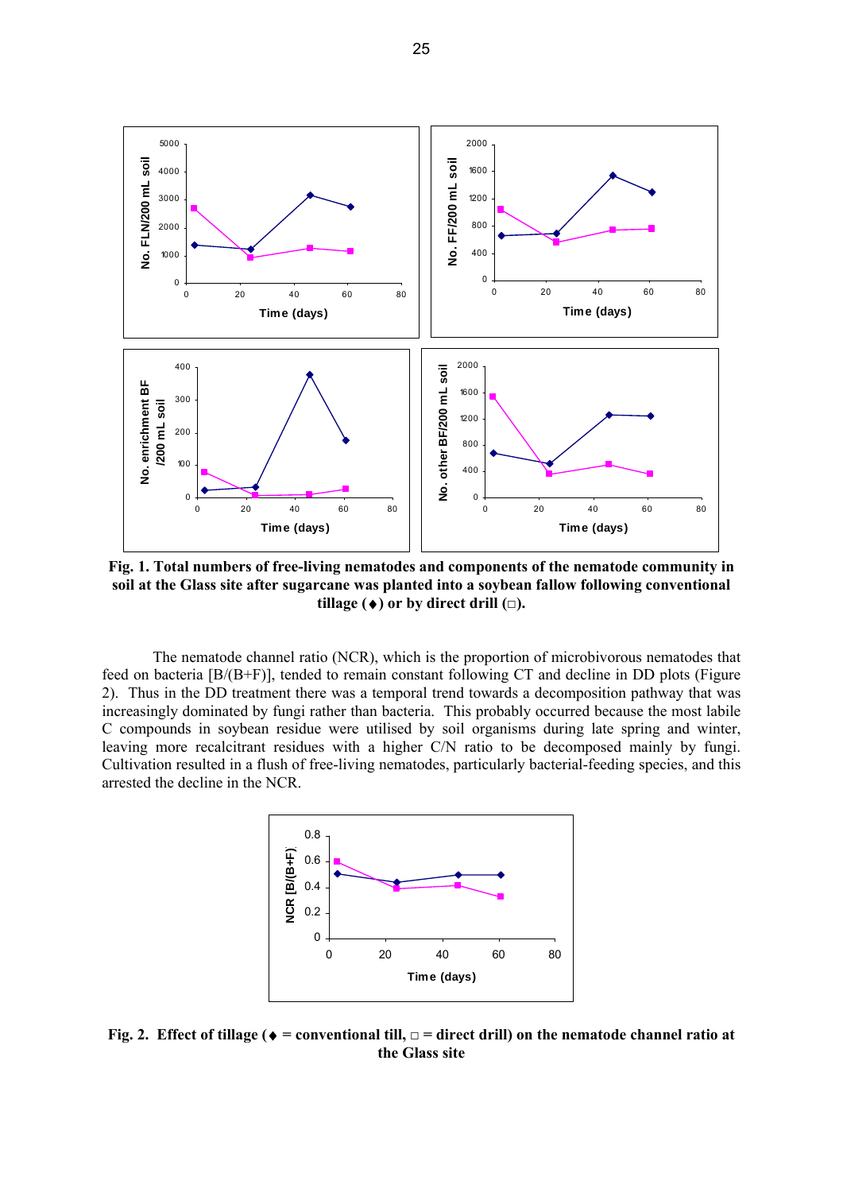**Fig. 1. Total numbers of free-living nematodes and components of the nematode community in soil at the Glass site after sugarcane was planted into a soybean fallow following conventional tillage (♦) or by direct drill (□).**

The nematode channel ratio (NCR), which is the proportion of microbivorous nematodes that feed on bacteria [B/(B+F)], tended to remain constant following CT and decline in DD plots (Figure 2). Thus in the DD treatment there was a temporal trend towards a decomposition pathway that was increasingly dominated by fungi rather than bacteria. This probably occurred because the most labile C compounds in soybean residue were utilised by soil organisms during late spring and winter, leaving more recalcitrant residues with a higher C/N ratio to be decomposed mainly by fungi. Cultivation resulted in a flush of free-living nematodes, particularly bacterial-feeding species, and this arrested the decline in the NCR.

**Fig. 2. Effect of tillage (♦ = conventional till, □ = direct drill) on the nematode channel ratio at the Glass site**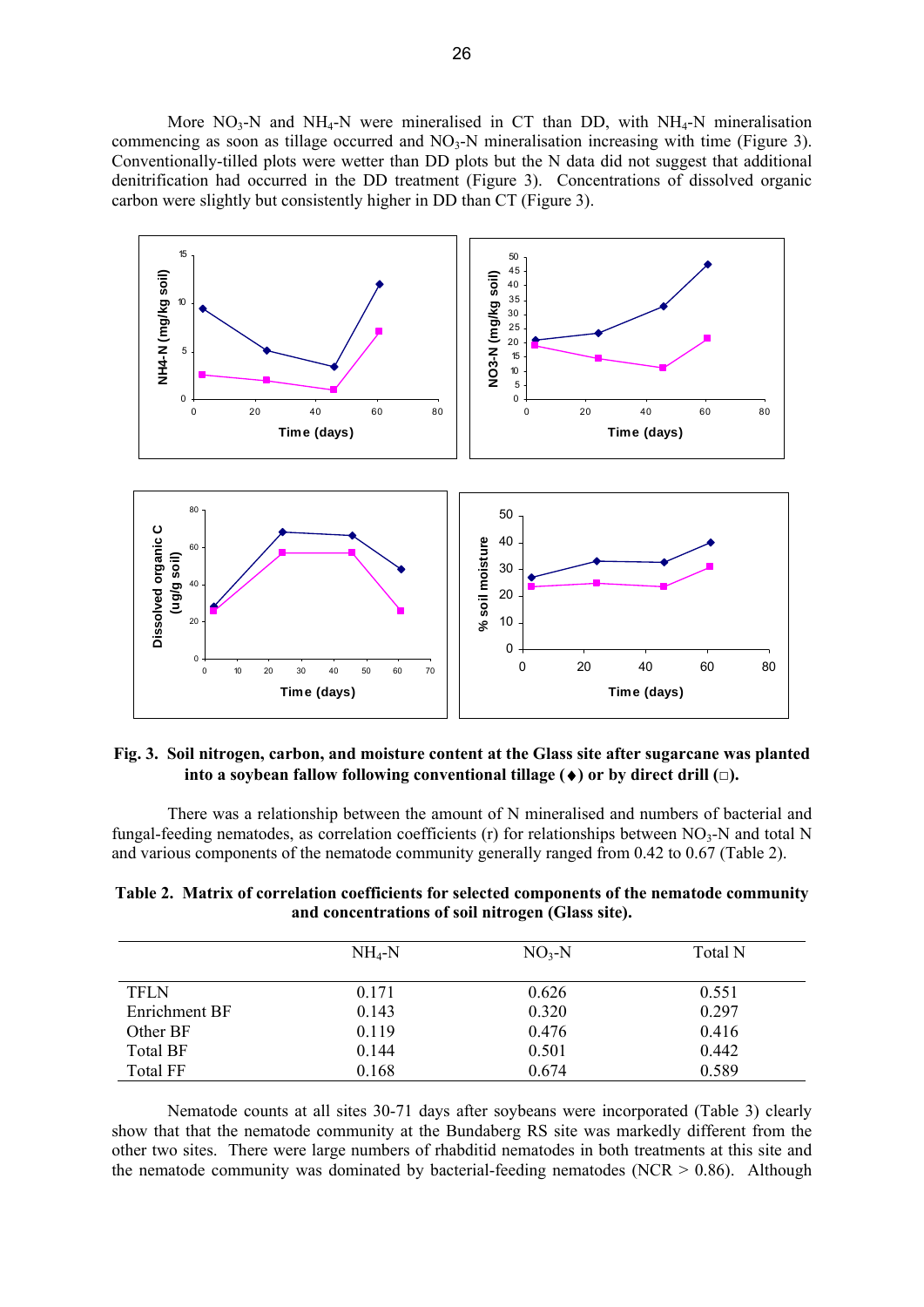More $NO_3$-N and $NH_4$-N were mineralised in CT than DD, with $NH_4$-N mineralisation commencing as soon as tillage occurred and $NO_3$-N mineralisation increasing with time (Figure 3). Conventionally-tilled plots were wetter than DD plots but the N data did not suggest that additional denitrification had occurred in the DD treatment (Figure 3). Concentrations of dissolved organic carbon were slightly but consistently higher in DD than CT (Figure 3).

**Fig. 3. Soil nitrogen, carbon, and moisture content at the Glass site after sugarcane was planted into a soybean fallow following conventional tillage (♦) or by direct drill (□).**

There was a relationship between the amount of N mineralised and numbers of bacterial and fungal-feeding nematodes, as correlation coefficients (r) for relationships between $NO_3$-N and total N and various components of the nematode community generally ranged from 0.42 to 0.67 (Table 2).

**Table 2. Matrix of correlation coefficients for selected components of the nematode community and concentrations of soil nitrogen (Glass site).**

| | $NH_4$-N | $NO_3$-N | Total N |
|---|---|---|---|
| TFLN | 0.171 | 0.626 | 0.551 |
| Enrichment BF | 0.143 | 0.320 | 0.297 |
| Other BF | 0.119 | 0.476 | 0.416 |
| Total BF | 0.144 | 0.501 | 0.442 |
| Total FF | 0.168 | 0.674 | 0.589 |

Nematode counts at all sites 30-71 days after soybeans were incorporated (Table 3) clearly show that that the nematode community at the Bundaberg RS site was markedly different from the other two sites. There were large numbers of rhabditid nematodes in both treatments at this site and the nematode community was dominated by bacterial-feeding nematodes (NCR > 0.86). Although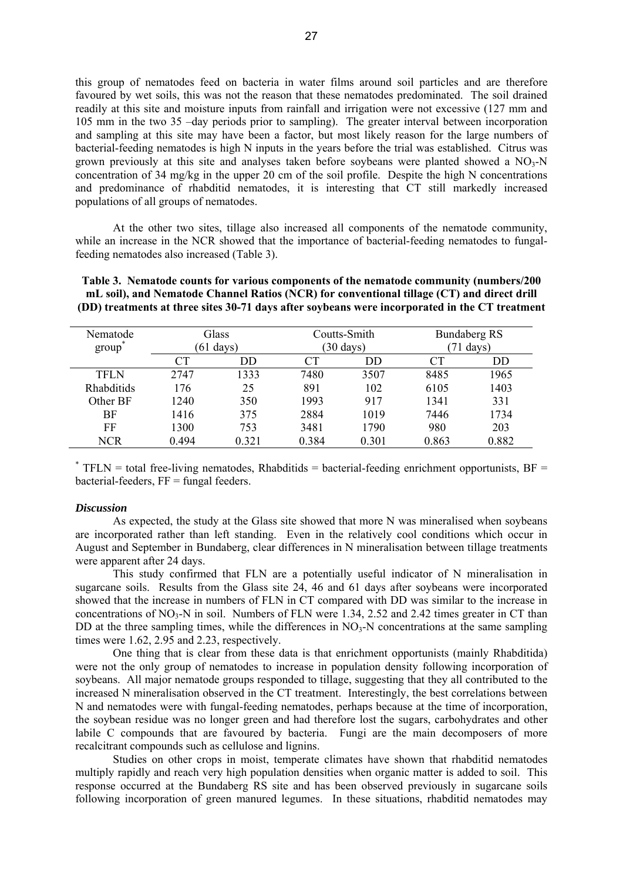this group of nematodes feed on bacteria in water films around soil particles and are therefore favoured by wet soils, this was not the reason that these nematodes predominated. The soil drained readily at this site and moisture inputs from rainfall and irrigation were not excessive (127 mm and 105 mm in the two 35 –day periods prior to sampling). The greater interval between incorporation and sampling at this site may have been a factor, but most likely reason for the large numbers of bacterial-feeding nematodes is high N inputs in the years before the trial was established. Citrus was grown previously at this site and analyses taken before soybeans were planted showed a $NO_3$-N concentration of 34 mg/kg in the upper 20 cm of the soil profile. Despite the high N concentrations and predominance of rhabditid nematodes, it is interesting that CT still markedly increased populations of all groups of nematodes.

At the other two sites, tillage also increased all components of the nematode community, while an increase in the NCR showed that the importance of bacterial-feeding nematodes to fungal-feeding nematodes also increased (Table 3).

**Table 3. Nematode counts for various components of the nematode community (numbers/200 mL soil), and Nematode Channel Ratios (NCR) for conventional tillage (CT) and direct drill (DD) treatments at three sites 30-71 days after soybeans were incorporated in the CT treatment**

| Nematode group* | Glass (61 days) | | Coutts-Smith (30 days) | | Bundaberg RS (71 days) | |
|---|---|---|---|---|---|---|
| | CT | DD | CT | DD | CT | DD |
| TFLN | 2747 | 1333 | 7480 | 3507 | 8485 | 1965 |
| Rhabditids | 176 | 25 | 891 | 102 | 6105 | 1403 |
| Other BF | 1240 | 350 | 1993 | 917 | 1341 | 331 |
| BF | 1416 | 375 | 2884 | 1019 | 7446 | 1734 |
| FF | 1300 | 753 | 3481 | 1790 | 980 | 203 |
| NCR | 0.494 | 0.321 | 0.384 | 0.301 | 0.863 | 0.882 |

* TFLN = total free-living nematodes, Rhabditids = bacterial-feeding enrichment opportunists, BF = bacterial-feeders, FF = fungal feeders.

***Discussion***

As expected, the study at the Glass site showed that more N was mineralised when soybeans are incorporated rather than left standing. Even in the relatively cool conditions which occur in August and September in Bundaberg, clear differences in N mineralisation between tillage treatments were apparent after 24 days.

This study confirmed that FLN are a potentially useful indicator of N mineralisation in sugarcane soils. Results from the Glass site 24, 46 and 61 days after soybeans were incorporated showed that the increase in numbers of FLN in CT compared with DD was similar to the increase in concentrations of $NO_3$-N in soil. Numbers of FLN were 1.34, 2.52 and 2.42 times greater in CT than DD at the three sampling times, while the differences in $NO_3$-N concentrations at the same sampling times were 1.62, 2.95 and 2.23, respectively.

One thing that is clear from these data is that enrichment opportunists (mainly Rhabditida) were not the only group of nematodes to increase in population density following incorporation of soybeans. All major nematode groups responded to tillage, suggesting that they all contributed to the increased N mineralisation observed in the CT treatment. Interestingly, the best correlations between N and nematodes were with fungal-feeding nematodes, perhaps because at the time of incorporation, the soybean residue was no longer green and had therefore lost the sugars, carbohydrates and other labile C compounds that are favoured by bacteria. Fungi are the main decomposers of more recalcitrant compounds such as cellulose and lignins.

Studies on other crops in moist, temperate climates have shown that rhabditid nematodes multiply rapidly and reach very high population densities when organic matter is added to soil. This response occurred at the Bundaberg RS site and has been observed previously in sugarcane soils following incorporation of green manured legumes. In these situations, rhabditid nematodes may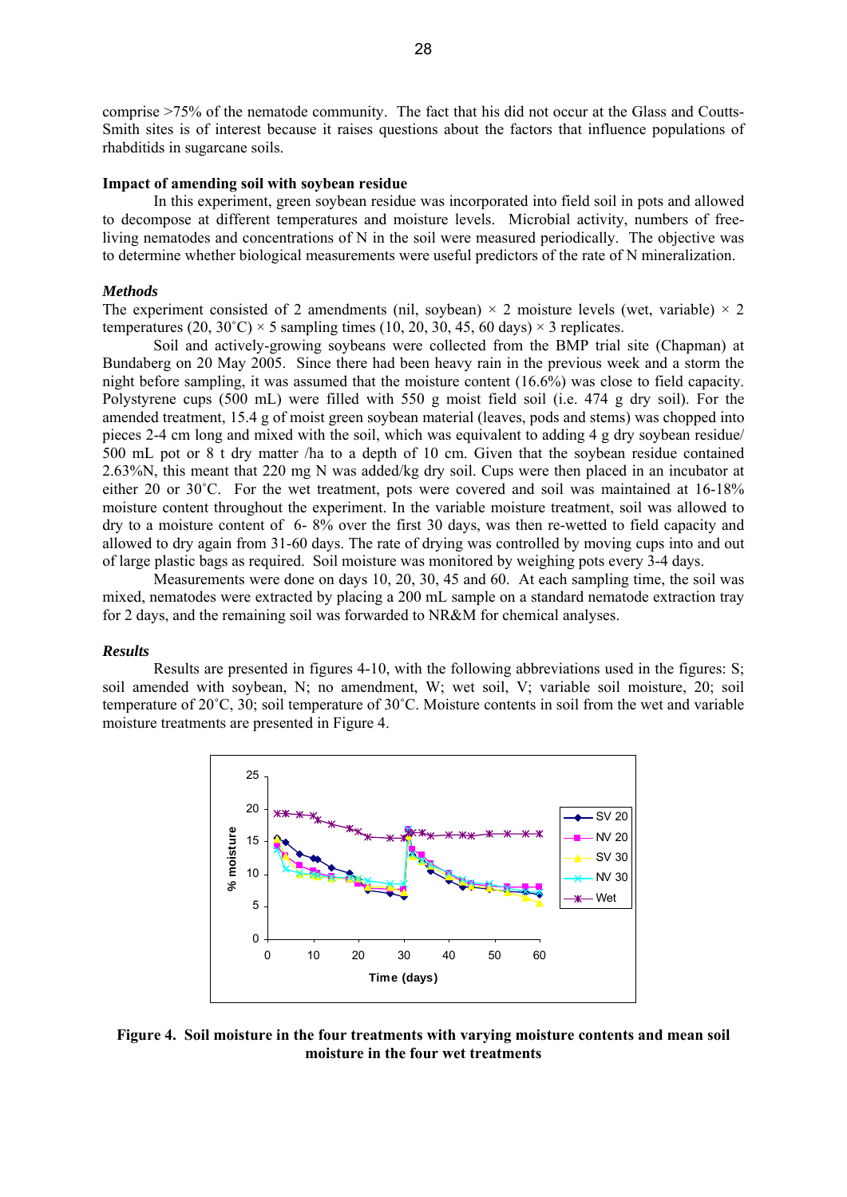comprise >75% of the nematode community. The fact that his did not occur at the Glass and Coutts-Smith sites is of interest because it raises questions about the factors that influence populations of rhabditids in sugarcane soils.

**Impact of amending soil with soybean residue**

In this experiment, green soybean residue was incorporated into field soil in pots and allowed to decompose at different temperatures and moisture levels. Microbial activity, numbers of free-living nematodes and concentrations of N in the soil were measured periodically. The objective was to determine whether biological measurements were useful predictors of the rate of N mineralization.

***Methods***

The experiment consisted of 2 amendments (nil, soybean) × 2 moisture levels (wet, variable) × 2 temperatures (20, 30˚C) × 5 sampling times (10, 20, 30, 45, 60 days) × 3 replicates.

Soil and actively-growing soybeans were collected from the BMP trial site (Chapman) at Bundaberg on 20 May 2005. Since there had been heavy rain in the previous week and a storm the night before sampling, it was assumed that the moisture content (16.6%) was close to field capacity. Polystyrene cups (500 mL) were filled with 550 g moist field soil (i.e. 474 g dry soil). For the amended treatment, 15.4 g of moist green soybean material (leaves, pods and stems) was chopped into pieces 2-4 cm long and mixed with the soil, which was equivalent to adding 4 g dry soybean residue/ 500 mL pot or 8 t dry matter /ha to a depth of 10 cm. Given that the soybean residue contained 2.63%N, this meant that 220 mg N was added/kg dry soil. Cups were then placed in an incubator at either 20 or 30˚C. For the wet treatment, pots were covered and soil was maintained at 16-18% moisture content throughout the experiment. In the variable moisture treatment, soil was allowed to dry to a moisture content of 6- 8% over the first 30 days, was then re-wetted to field capacity and allowed to dry again from 31-60 days. The rate of drying was controlled by moving cups into and out of large plastic bags as required. Soil moisture was monitored by weighing pots every 3-4 days.

Measurements were done on days 10, 20, 30, 45 and 60. At each sampling time, the soil was mixed, nematodes were extracted by placing a 200 mL sample on a standard nematode extraction tray for 2 days, and the remaining soil was forwarded to NR&M for chemical analyses.

***Results***

Results are presented in figures 4-10, with the following abbreviations used in the figures: S; soil amended with soybean, N; no amendment, W; wet soil, V; variable soil moisture, 20; soil temperature of 20˚C, 30; soil temperature of 30˚C. Moisture contents in soil from the wet and variable moisture treatments are presented in Figure 4.

**Figure 4. Soil moisture in the four treatments with varying moisture contents and mean soil moisture in the four wet treatments**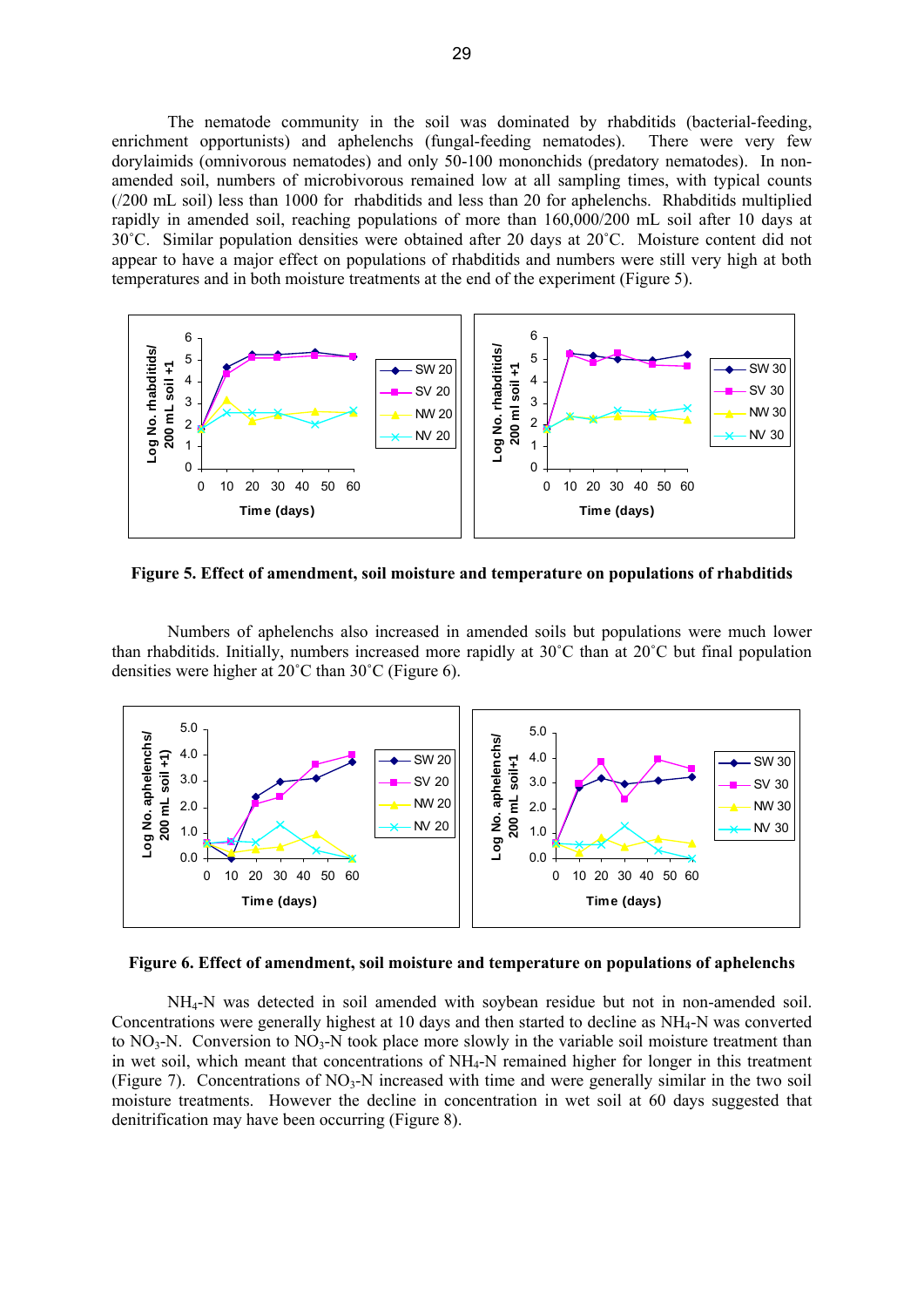The nematode community in the soil was dominated by rhabditids (bacterial-feeding, enrichment opportunists) and aphelenchs (fungal-feeding nematodes). There were very few dorylaimids (omnivorous nematodes) and only 50-100 mononchids (predatory nematodes). In non-amended soil, numbers of microbivorous remained low at all sampling times, with typical counts (/200 mL soil) less than 1000 for rhabditids and less than 20 for aphelenchs. Rhabditids multiplied rapidly in amended soil, reaching populations of more than 160,000/200 mL soil after 10 days at 30˚C. Similar population densities were obtained after 20 days at 20˚C. Moisture content did not appear to have a major effect on populations of rhabditids and numbers were still very high at both temperatures and in both moisture treatments at the end of the experiment (Figure 5).

**Figure 5. Effect of amendment, soil moisture and temperature on populations of rhabditids**

Numbers of aphelenchs also increased in amended soils but populations were much lower than rhabditids. Initially, numbers increased more rapidly at 30˚C than at 20˚C but final population densities were higher at 20˚C than 30˚C (Figure 6).

**Figure 6. Effect of amendment, soil moisture and temperature on populations of aphelenchs**

$NH_4$-N was detected in soil amended with soybean residue but not in non-amended soil. Concentrations were generally highest at 10 days and then started to decline as $NH_4$-N was converted to $NO_3$-N. Conversion to $NO_3$-N took place more slowly in the variable soil moisture treatment than in wet soil, which meant that concentrations of $NH_4$-N remained higher for longer in this treatment (Figure 7). Concentrations of $NO_3$-N increased with time and were generally similar in the two soil moisture treatments. However the decline in concentration in wet soil at 60 days suggested that denitrification may have been occurring (Figure 8).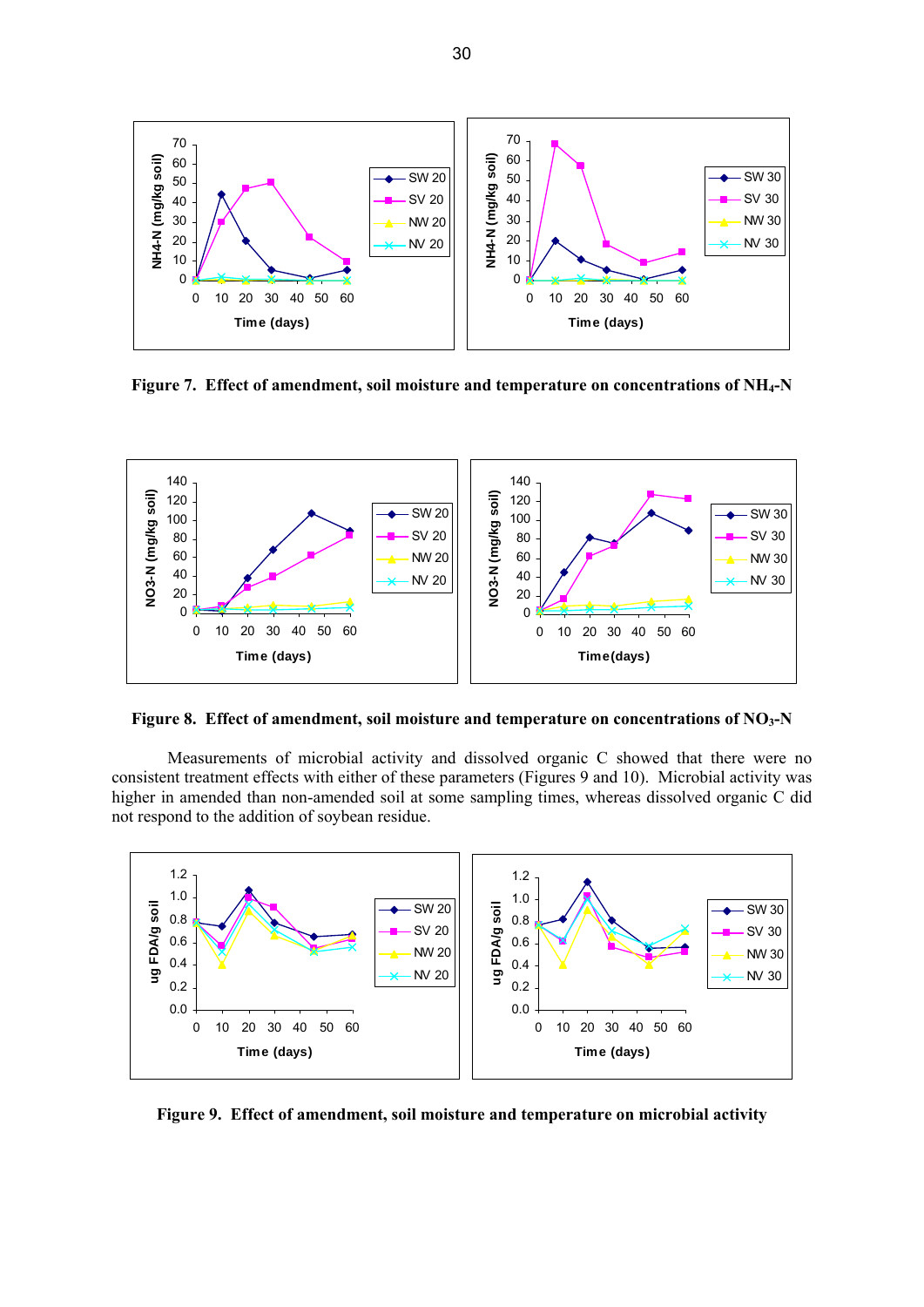**Figure 7. Effect of amendment, soil moisture and temperature on concentrations of $NH_4$-N**

**Figure 8. Effect of amendment, soil moisture and temperature on concentrations of $NO_3$-N**

Measurements of microbial activity and dissolved organic C showed that there were no consistent treatment effects with either of these parameters (Figures 9 and 10). Microbial activity was higher in amended than non-amended soil at some sampling times, whereas dissolved organic C did not respond to the addition of soybean residue.

**Figure 9. Effect of amendment, soil moisture and temperature on microbial activity**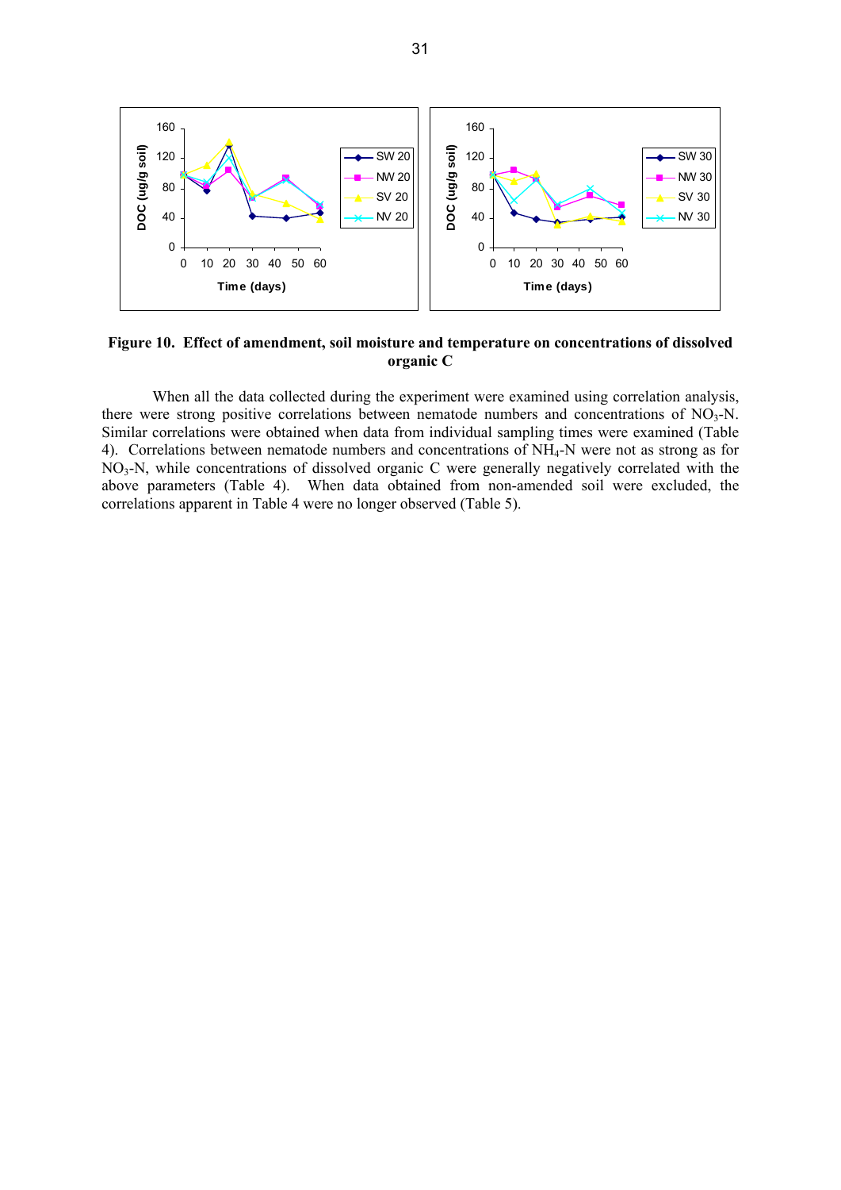**Figure 10. Effect of amendment, soil moisture and temperature on concentrations of dissolved organic C**

When all the data collected during the experiment were examined using correlation analysis, there were strong positive correlations between nematode numbers and concentrations of $NO_3$-N. Similar correlations were obtained when data from individual sampling times were examined (Table 4). Correlations between nematode numbers and concentrations of $NH_4$-N were not as strong as for $NO_3$-N, while concentrations of dissolved organic C were generally negatively correlated with the above parameters (Table 4). When data obtained from non-amended soil were excluded, the correlations apparent in Table 4 were no longer observed (Table 5).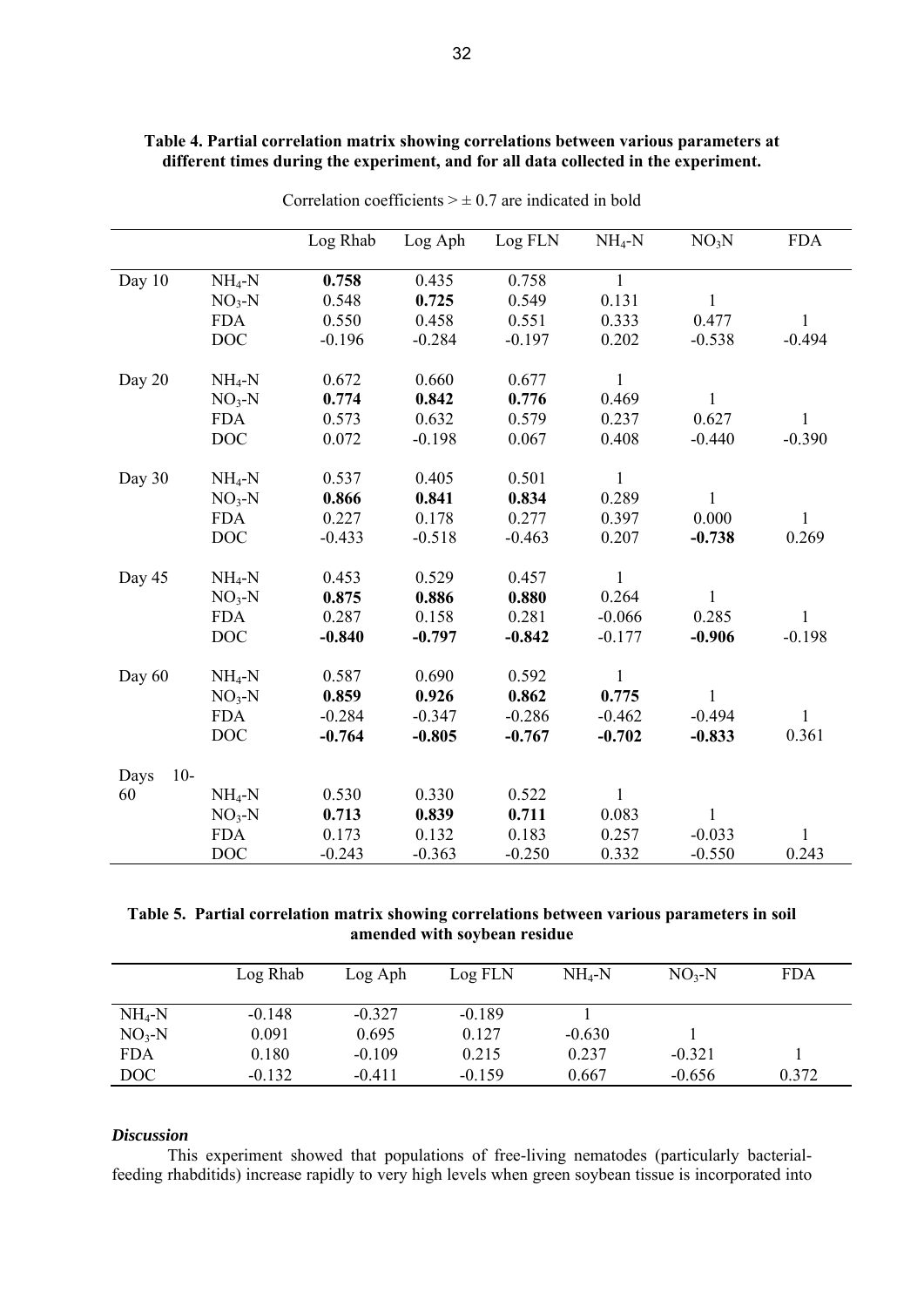**Table 4. Partial correlation matrix showing correlations between various parameters at different times during the experiment, and for all data collected in the experiment.**

Correlation coefficients > ± 0.7 are indicated in bold

| | | Log Rhab | Log Aph | Log FLN | $NH_4$-N | $NO_3N$ | FDA |
|---|---|---|---|---|---|---|---|
| Day 10 | $NH_4$-N | **0.758** | 0.435 | 0.758 | 1 | | |
| | $NO_3$-N | 0.548 | **0.725** | 0.549 | 0.131 | 1 | |
| | FDA | 0.550 | 0.458 | 0.551 | 0.333 | 0.477 | 1 |
| | DOC | -0.196 | -0.284 | -0.197 | 0.202 | -0.538 | -0.494 |
| Day 20 | $NH_4$-N | 0.672 | 0.660 | 0.677 | 1 | | |
| | $NO_3$-N | **0.774** | **0.842** | **0.776** | 0.469 | 1 | |
| | FDA | 0.573 | 0.632 | 0.579 | 0.237 | 0.627 | 1 |
| | DOC | 0.072 | -0.198 | 0.067 | 0.408 | -0.440 | -0.390 |
| Day 30 | $NH_4$-N | 0.537 | 0.405 | 0.501 | 1 | | |
| | $NO_3$-N | **0.866** | **0.841** | **0.834** | 0.289 | 1 | |
| | FDA | 0.227 | 0.178 | 0.277 | 0.397 | 0.000 | 1 |
| | DOC | -0.433 | -0.518 | -0.463 | 0.207 | **-0.738** | 0.269 |
| Day 45 | $NH_4$-N | 0.453 | 0.529 | 0.457 | 1 | | |
| | $NO_3$-N | **0.875** | **0.886** | **0.880** | 0.264 | 1 | |
| | FDA | 0.287 | 0.158 | 0.281 | -0.066 | 0.285 | 1 |
| | DOC | **-0.840** | **-0.797** | **-0.842** | -0.177 | **-0.906** | -0.198 |
| Day 60 | $NH_4$-N | 0.587 | 0.690 | 0.592 | 1 | | |
| | $NO_3$-N | **0.859** | **0.926** | **0.862** | **0.775** | 1 | |
| | FDA | -0.284 | -0.347 | -0.286 | -0.462 | -0.494 | 1 |
| | DOC | **-0.764** | **-0.805** | **-0.767** | **-0.702** | **-0.833** | 0.361 |
| Days 10-60 | $NH_4$-N | 0.530 | 0.330 | 0.522 | 1 | | |
| | $NO_3$-N | **0.713** | **0.839** | **0.711** | 0.083 | 1 | |
| | FDA | 0.173 | 0.132 | 0.183 | 0.257 | -0.033 | 1 |
| | DOC | -0.243 | -0.363 | -0.250 | 0.332 | -0.550 | 0.243 |

**Table 5. Partial correlation matrix showing correlations between various parameters in soil amended with soybean residue**

| | Log Rhab | Log Aph | Log FLN | $NH_4$-N | $NO_3$-N | FDA |
|---|---|---|---|---|---|---|
| $NH_4$-N | -0.148 | -0.327 | -0.189 | 1 | | |
| $NO_3$-N | 0.091 | 0.695 | 0.127 | -0.630 | 1 | |
| FDA | 0.180 | -0.109 | 0.215 | 0.237 | -0.321 | 1 |
| DOC | -0.132 | -0.411 | -0.159 | 0.667 | -0.656 | 0.372 |

### *Discussion*

This experiment showed that populations of free-living nematodes (particularly bacterial-feeding rhabditids) increase rapidly to very high levels when green soybean tissue is incorporated into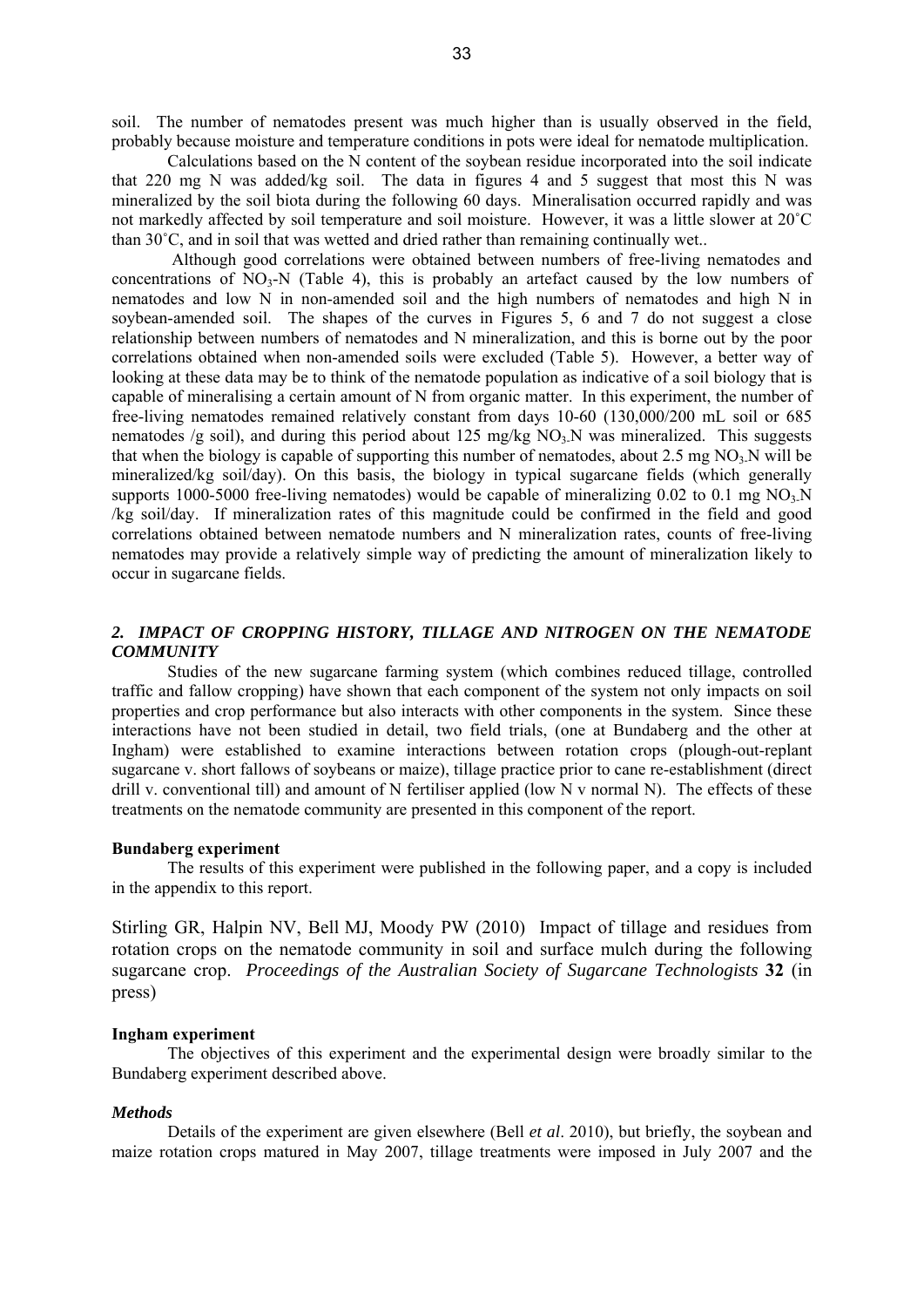soil. The number of nematodes present was much higher than is usually observed in the field, probably because moisture and temperature conditions in pots were ideal for nematode multiplication.

Calculations based on the N content of the soybean residue incorporated into the soil indicate that 220 mg N was added/kg soil. The data in figures 4 and 5 suggest that most this N was mineralized by the soil biota during the following 60 days. Mineralisation occurred rapidly and was not markedly affected by soil temperature and soil moisture. However, it was a little slower at 20˚C than 30˚C, and in soil that was wetted and dried rather than remaining continually wet..

Although good correlations were obtained between numbers of free-living nematodes and concentrations of $NO_3$-N (Table 4), this is probably an artefact caused by the low numbers of nematodes and low N in non-amended soil and the high numbers of nematodes and high N in soybean-amended soil. The shapes of the curves in Figures 5, 6 and 7 do not suggest a close relationship between numbers of nematodes and N mineralization, and this is borne out by the poor correlations obtained when non-amended soils were excluded (Table 5). However, a better way of looking at these data may be to think of the nematode population as indicative of a soil biology that is capable of mineralising a certain amount of N from organic matter. In this experiment, the number of free-living nematodes remained relatively constant from days 10-60 (130,000/200 mL soil or 685 nematodes /g soil), and during this period about 125 mg/kg $NO_3$-N was mineralized. This suggests that when the biology is capable of supporting this number of nematodes, about 2.5 mg $NO_3$-N will be mineralized/kg soil/day). On this basis, the biology in typical sugarcane fields (which generally supports 1000-5000 free-living nematodes) would be capable of mineralizing 0.02 to 0.1 mg $NO_3$-N /kg soil/day. If mineralization rates of this magnitude could be confirmed in the field and good correlations obtained between nematode numbers and N mineralization rates, counts of free-living nematodes may provide a relatively simple way of predicting the amount of mineralization likely to occur in sugarcane fields.

## *2. IMPACT OF CROPPING HISTORY, TILLAGE AND NITROGEN ON THE NEMATODE COMMUNITY*

Studies of the new sugarcane farming system (which combines reduced tillage, controlled traffic and fallow cropping) have shown that each component of the system not only impacts on soil properties and crop performance but also interacts with other components in the system. Since these interactions have not been studied in detail, two field trials, (one at Bundaberg and the other at Ingham) were established to examine interactions between rotation crops (plough-out-replant sugarcane v. short fallows of soybeans or maize), tillage practice prior to cane re-establishment (direct drill v. conventional till) and amount of N fertiliser applied (low N v normal N). The effects of these treatments on the nematode community are presented in this component of the report.

**Bundaberg experiment**

The results of this experiment were published in the following paper, and a copy is included in the appendix to this report.

Stirling GR, Halpin NV, Bell MJ, Moody PW (2010) Impact of tillage and residues from rotation crops on the nematode community in soil and surface mulch during the following sugarcane crop. *Proceedings of the Australian Society of Sugarcane Technologists* **32** (in press)

**Ingham experiment**

The objectives of this experiment and the experimental design were broadly similar to the Bundaberg experiment described above.

***Methods***

Details of the experiment are given elsewhere (Bell *et al*. 2010), but briefly, the soybean and maize rotation crops matured in May 2007, tillage treatments were imposed in July 2007 and the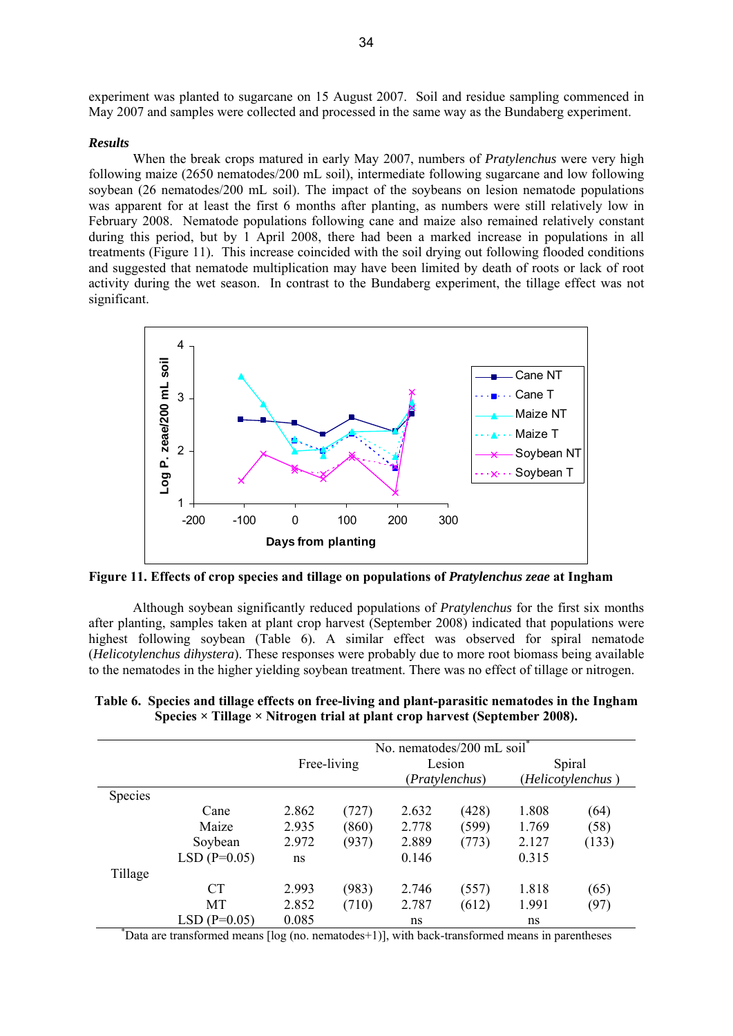experiment was planted to sugarcane on 15 August 2007. Soil and residue sampling commenced in May 2007 and samples were collected and processed in the same way as the Bundaberg experiment.

### *Results*

When the break crops matured in early May 2007, numbers of *Pratylenchus* were very high following maize (2650 nematodes/200 mL soil), intermediate following sugarcane and low following soybean (26 nematodes/200 mL soil). The impact of the soybeans on lesion nematode populations was apparent for at least the first 6 months after planting, as numbers were still relatively low in February 2008. Nematode populations following cane and maize also remained relatively constant during this period, but by 1 April 2008, there had been a marked increase in populations in all treatments (Figure 11). This increase coincided with the soil drying out following flooded conditions and suggested that nematode multiplication may have been limited by death of roots or lack of root activity during the wet season. In contrast to the Bundaberg experiment, the tillage effect was not significant.

**Figure 11. Effects of crop species and tillage on populations of *Pratylenchus zeae* at Ingham**

Although soybean significantly reduced populations of *Pratylenchus* for the first six months after planting, samples taken at plant crop harvest (September 2008) indicated that populations were highest following soybean (Table 6). A similar effect was observed for spiral nematode (*Helicotylenchus dihystera*). These responses were probably due to more root biomass being available to the nematodes in the higher yielding soybean treatment. There was no effect of tillage or nitrogen.

**Table 6. Species and tillage effects on free-living and plant-parasitic nematodes in the Ingham Species × Tillage × Nitrogen trial at plant crop harvest (September 2008).**

| | | No. nematodes/200 mL soil* | | | | | |
|---|---|---|---|---|---|---|---|
| | | Free-living | | Lesion (*Pratylenchus*) | | Spiral (*Helicotylenchus*) | |
| Species | | | | | | | |
| | Cane | 2.862 | (727) | 2.632 | (428) | 1.808 | (64) |
| | Maize | 2.935 | (860) | 2.778 | (599) | 1.769 | (58) |
| | Soybean | 2.972 | (937) | 2.889 | (773) | 2.127 | (133) |
| | LSD (P=0.05) | ns | | 0.146 | | 0.315 | |
| Tillage | | | | | | | |
| | CT | 2.993 | (983) | 2.746 | (557) | 1.818 | (65) |
| | MT | 2.852 | (710) | 2.787 | (612) | 1.991 | (97) |
| | LSD (P=0.05) | 0.085 | | ns | | ns | |

*Data are transformed means [log (no. nematodes+1)], with back-transformed means in parentheses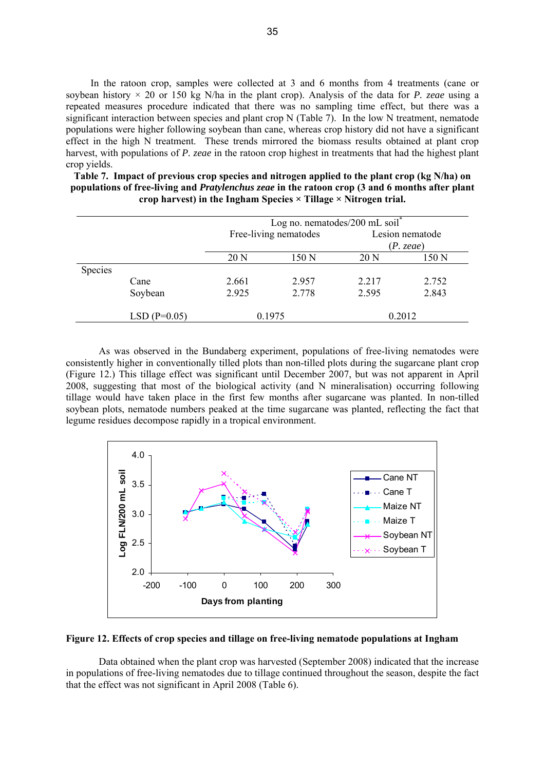In the ratoon crop, samples were collected at 3 and 6 months from 4 treatments (cane or soybean history × 20 or 150 kg N/ha in the plant crop). Analysis of the data for *P. zeae* using a repeated measures procedure indicated that there was no sampling time effect, but there was a significant interaction between species and plant crop N (Table 7). In the low N treatment, nematode populations were higher following soybean than cane, whereas crop history did not have a significant effect in the high N treatment. These trends mirrored the biomass results obtained at plant crop harvest, with populations of *P. zeae* in the ratoon crop highest in treatments that had the highest plant crop yields.

**Table 7. Impact of previous crop species and nitrogen applied to the plant crop (kg N/ha) on populations of free-living and *Pratylenchus zeae* in the ratoon crop (3 and 6 months after plant crop harvest) in the Ingham Species × Tillage × Nitrogen trial.**

| | | Log no. nematodes/200 mL soil* | | | |
|---|---|---|---|---|---|
| | | Free-living nematodes | | Lesion nematode (*P. zeae*) | |
| | | 20 N | 150 N | 20 N | 150 N |
| Species | | | | | |
| | Cane | 2.661 | 2.957 | 2.217 | 2.752 |
| | Soybean | 2.925 | 2.778 | 2.595 | 2.843 |
| | LSD (P=0.05) | 0.1975 | | 0.2012 | |

As was observed in the Bundaberg experiment, populations of free-living nematodes were consistently higher in conventionally tilled plots than non-tilled plots during the sugarcane plant crop (Figure 12.) This tillage effect was significant until December 2007, but was not apparent in April 2008, suggesting that most of the biological activity (and N mineralisation) occurring following tillage would have taken place in the first few months after sugarcane was planted. In non-tilled soybean plots, nematode numbers peaked at the time sugarcane was planted, reflecting the fact that legume residues decompose rapidly in a tropical environment.

**Figure 12. Effects of crop species and tillage on free-living nematode populations at Ingham**

Data obtained when the plant crop was harvested (September 2008) indicated that the increase in populations of free-living nematodes due to tillage continued throughout the season, despite the fact that the effect was not significant in April 2008 (Table 6).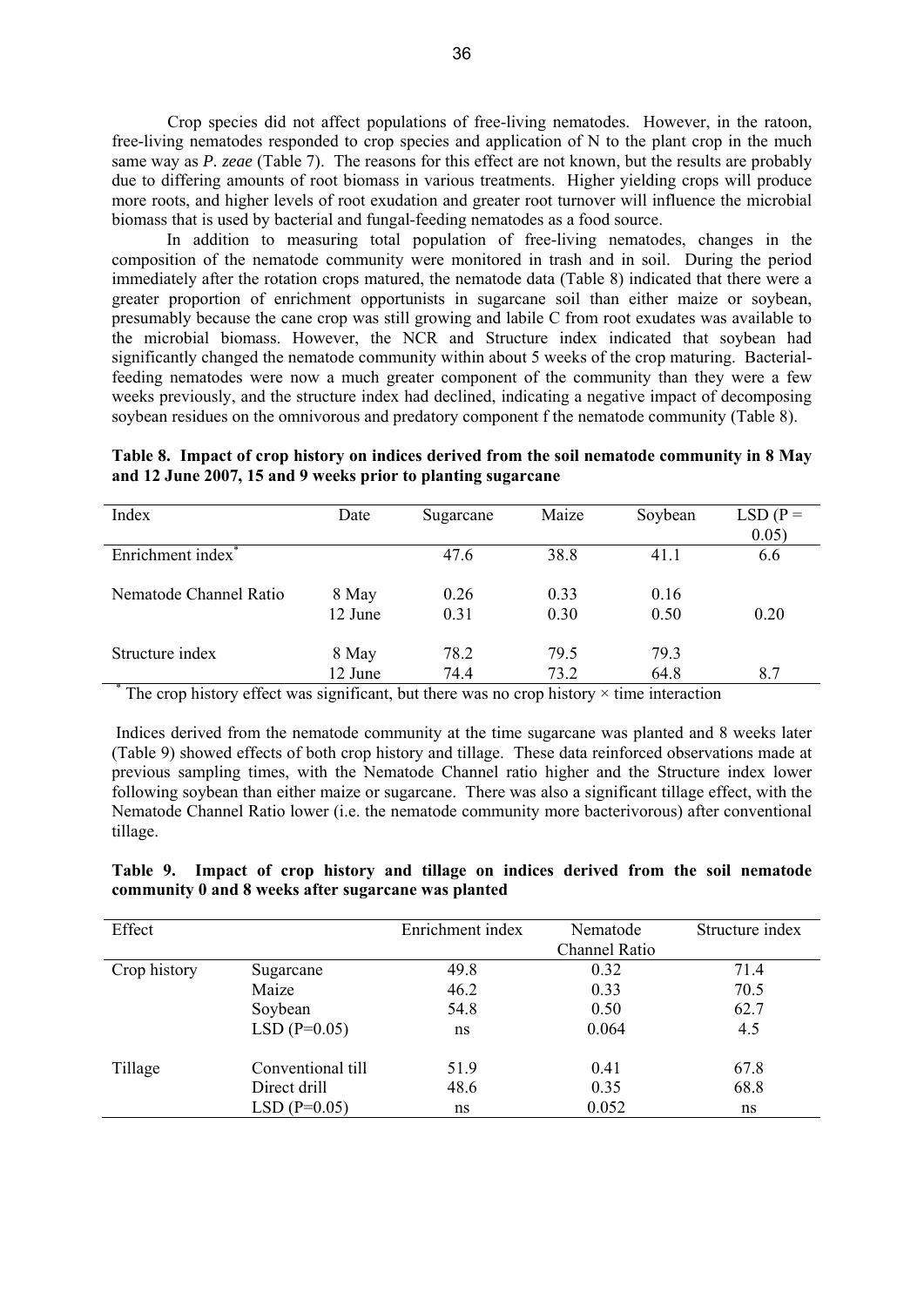Crop species did not affect populations of free-living nematodes. However, in the ratoon, free-living nematodes responded to crop species and application of N to the plant crop in the much same way as *P. zeae* (Table 7). The reasons for this effect are not known, but the results are probably due to differing amounts of root biomass in various treatments. Higher yielding crops will produce more roots, and higher levels of root exudation and greater root turnover will influence the microbial biomass that is used by bacterial and fungal-feeding nematodes as a food source.

In addition to measuring total population of free-living nematodes, changes in the composition of the nematode community were monitored in trash and in soil. During the period immediately after the rotation crops matured, the nematode data (Table 8) indicated that there were a greater proportion of enrichment opportunists in sugarcane soil than either maize or soybean, presumably because the cane crop was still growing and labile C from root exudates was available to the microbial biomass. However, the NCR and Structure index indicated that soybean had significantly changed the nematode community within about 5 weeks of the crop maturing. Bacterial-feeding nematodes were now a much greater component of the community than they were a few weeks previously, and the structure index had declined, indicating a negative impact of decomposing soybean residues on the omnivorous and predatory component f the nematode community (Table 8).

**Table 8. Impact of crop history on indices derived from the soil nematode community in 8 May and 12 June 2007, 15 and 9 weeks prior to planting sugarcane**

| Index | Date | Sugarcane | Maize | Soybean | LSD (P = 0.05) |
|---|---|---|---|---|---|
| Enrichment index* | | 47.6 | 38.8 | 41.1 | 6.6 |
| Nematode Channel Ratio | 8 May | 0.26 | 0.33 | 0.16 | |
| | 12 June | 0.31 | 0.30 | 0.50 | 0.20 |
| Structure index | 8 May | 78.2 | 79.5 | 79.3 | |
| | 12 June | 74.4 | 73.2 | 64.8 | 8.7 |

\* The crop history effect was significant, but there was no crop history × time interaction

Indices derived from the nematode community at the time sugarcane was planted and 8 weeks later (Table 9) showed effects of both crop history and tillage. These data reinforced observations made at previous sampling times, with the Nematode Channel ratio higher and the Structure index lower following soybean than either maize or sugarcane. There was also a significant tillage effect, with the Nematode Channel Ratio lower (i.e. the nematode community more bacterivorous) after conventional tillage.

**Table 9. Impact of crop history and tillage on indices derived from the soil nematode community 0 and 8 weeks after sugarcane was planted**

| Effect | | Enrichment index | Nematode Channel Ratio | Structure index |
|---|---|---|---|---|
| Crop history | Sugarcane | 49.8 | 0.32 | 71.4 |
| | Maize | 46.2 | 0.33 | 70.5 |
| | Soybean | 54.8 | 0.50 | 62.7 |
| | LSD (P=0.05) | ns | 0.064 | 4.5 |
| Tillage | Conventional till | 51.9 | 0.41 | 67.8 |
| | Direct drill | 48.6 | 0.35 | 68.8 |
| | LSD (P=0.05) | ns | 0.052 | ns |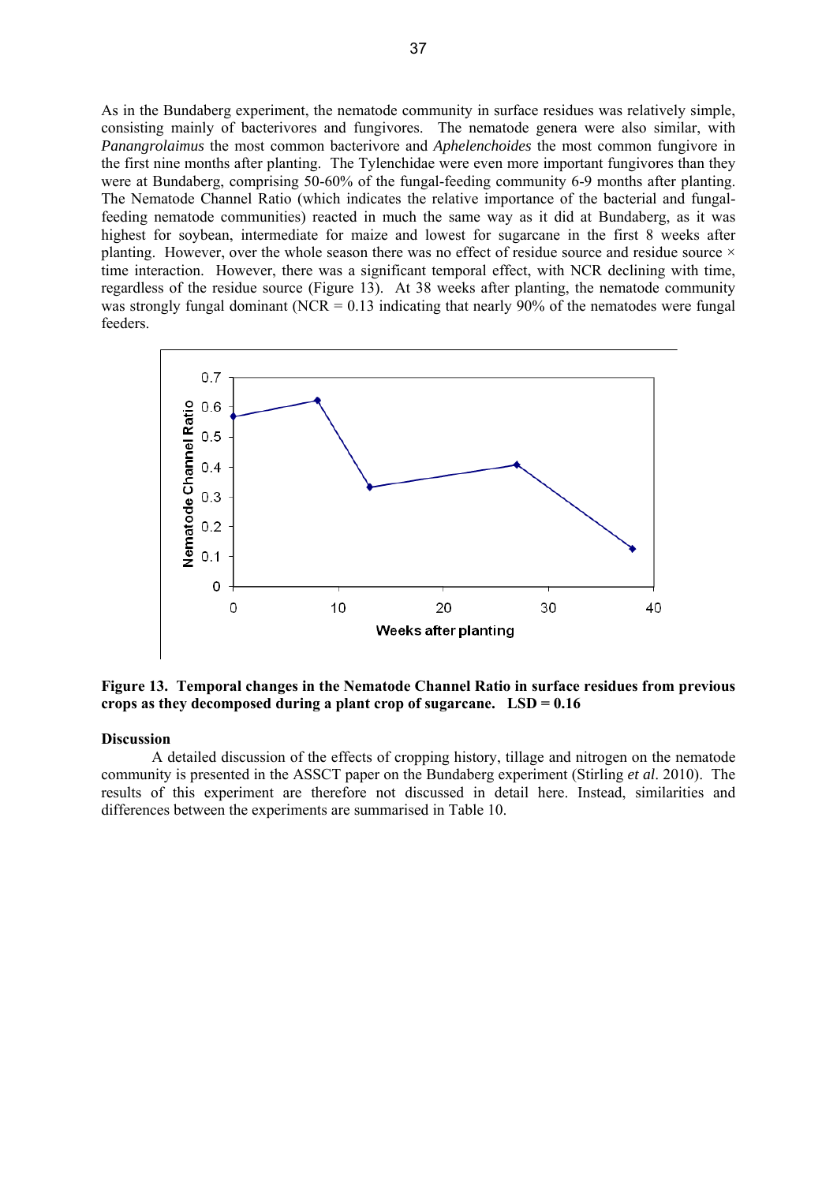As in the Bundaberg experiment, the nematode community in surface residues was relatively simple, consisting mainly of bacterivores and fungivores. The nematode genera were also similar, with *Panangrolaimus* the most common bacterivore and *Aphelenchoides* the most common fungivore in the first nine months after planting. The Tylenchidae were even more important fungivores than they were at Bundaberg, comprising 50-60% of the fungal-feeding community 6-9 months after planting. The Nematode Channel Ratio (which indicates the relative importance of the bacterial and fungal-feeding nematode communities) reacted in much the same way as it did at Bundaberg, as it was highest for soybean, intermediate for maize and lowest for sugarcane in the first 8 weeks after planting. However, over the whole season there was no effect of residue source and residue source × time interaction. However, there was a significant temporal effect, with NCR declining with time, regardless of the residue source (Figure 13). At 38 weeks after planting, the nematode community was strongly fungal dominant (NCR = 0.13 indicating that nearly 90% of the nematodes were fungal feeders.

**Figure 13. Temporal changes in the Nematode Channel Ratio in surface residues from previous crops as they decomposed during a plant crop of sugarcane. LSD = 0.16**

**Discussion**

A detailed discussion of the effects of cropping history, tillage and nitrogen on the nematode community is presented in the ASSCT paper on the Bundaberg experiment (Stirling *et al*. 2010). The results of this experiment are therefore not discussed in detail here. Instead, similarities and differences between the experiments are summarised in Table 10.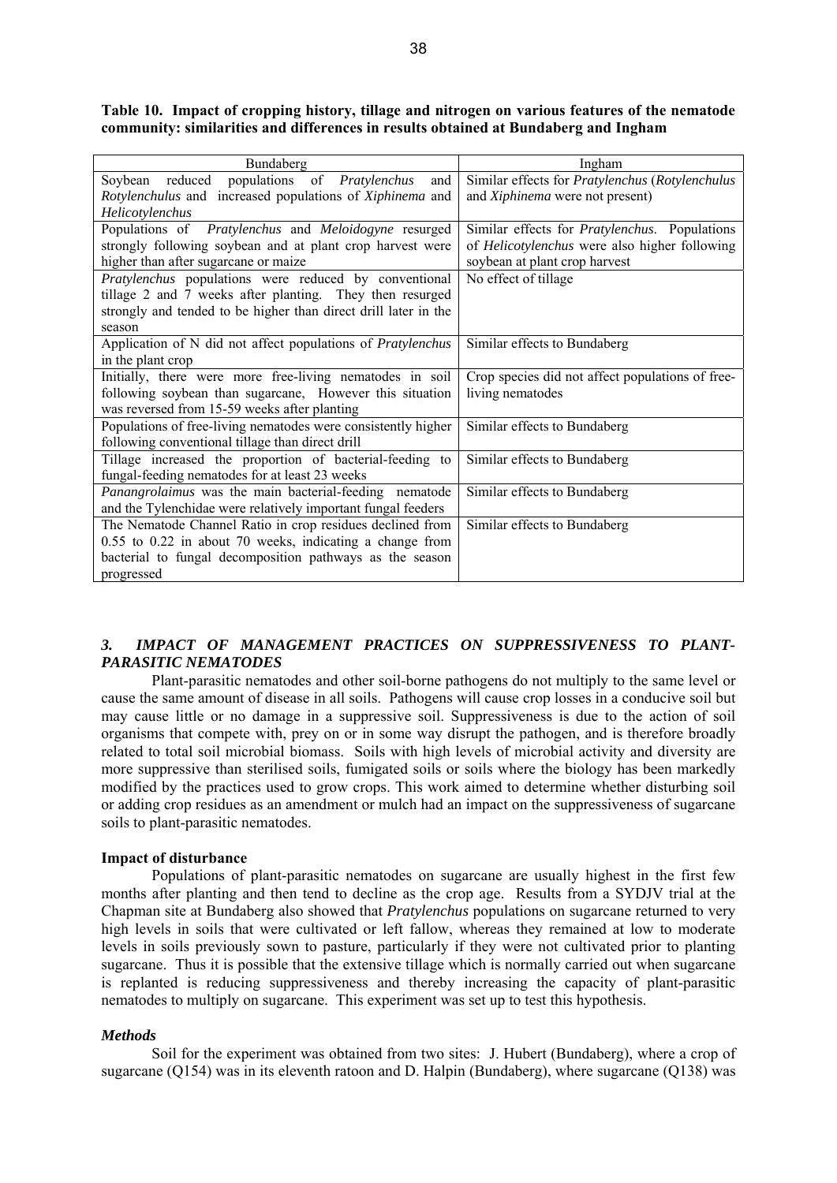**Table 10. Impact of cropping history, tillage and nitrogen on various features of the nematode community: similarities and differences in results obtained at Bundaberg and Ingham**

| Bundaberg | Ingham |
|---|---|
| Soybean reduced populations of *Pratylenchus* and *Rotylenchulus* and increased populations of *Xiphinema* and *Helicotylenchus* | Similar effects for *Pratylenchus* (*Rotylenchulus* and *Xiphinema* were not present) |
| Populations of *Pratylenchus* and *Meloidogyne* resurged strongly following soybean and at plant crop harvest were higher than after sugarcane or maize | Similar effects for *Pratylenchus*. Populations of *Helicotylenchus* were also higher following soybean at plant crop harvest |
| *Pratylenchus* populations were reduced by conventional tillage 2 and 7 weeks after planting. They then resurged strongly and tended to be higher than direct drill later in the season | No effect of tillage |
| Application of N did not affect populations of *Pratylenchus* in the plant crop | Similar effects to Bundaberg |
| Initially, there were more free-living nematodes in soil following soybean than sugarcane, However this situation was reversed from 15-59 weeks after planting | Crop species did not affect populations of free-living nematodes |
| Populations of free-living nematodes were consistently higher following conventional tillage than direct drill | Similar effects to Bundaberg |
| Tillage increased the proportion of bacterial-feeding to fungal-feeding nematodes for at least 23 weeks | Similar effects to Bundaberg |
| *Panangrolaimus* was the main bacterial-feeding nematode and the Tylenchidae were relatively important fungal feeders | Similar effects to Bundaberg |
| The Nematode Channel Ratio in crop residues declined from 0.55 to 0.22 in about 70 weeks, indicating a change from bacterial to fungal decomposition pathways as the season progressed | Similar effects to Bundaberg |

## *3. IMPACT OF MANAGEMENT PRACTICES ON SUPPRESSIVENESS TO PLANT-PARASITIC NEMATODES*

Plant-parasitic nematodes and other soil-borne pathogens do not multiply to the same level or cause the same amount of disease in all soils. Pathogens will cause crop losses in a conducive soil but may cause little or no damage in a suppressive soil. Suppressiveness is due to the action of soil organisms that compete with, prey on or in some way disrupt the pathogen, and is therefore broadly related to total soil microbial biomass. Soils with high levels of microbial activity and diversity are more suppressive than sterilised soils, fumigated soils or soils where the biology has been markedly modified by the practices used to grow crops. This work aimed to determine whether disturbing soil or adding crop residues as an amendment or mulch had an impact on the suppressiveness of sugarcane soils to plant-parasitic nematodes.

### Impact of disturbance

Populations of plant-parasitic nematodes on sugarcane are usually highest in the first few months after planting and then tend to decline as the crop age. Results from a SYDJV trial at the Chapman site at Bundaberg also showed that *Pratylenchus* populations on sugarcane returned to very high levels in soils that were cultivated or left fallow, whereas they remained at low to moderate levels in soils previously sown to pasture, particularly if they were not cultivated prior to planting sugarcane. Thus it is possible that the extensive tillage which is normally carried out when sugarcane is replanted is reducing suppressiveness and thereby increasing the capacity of plant-parasitic nematodes to multiply on sugarcane. This experiment was set up to test this hypothesis.

### *Methods*

Soil for the experiment was obtained from two sites: J. Hubert (Bundaberg), where a crop of sugarcane (Q154) was in its eleventh ratoon and D. Halpin (Bundaberg), where sugarcane (Q138) was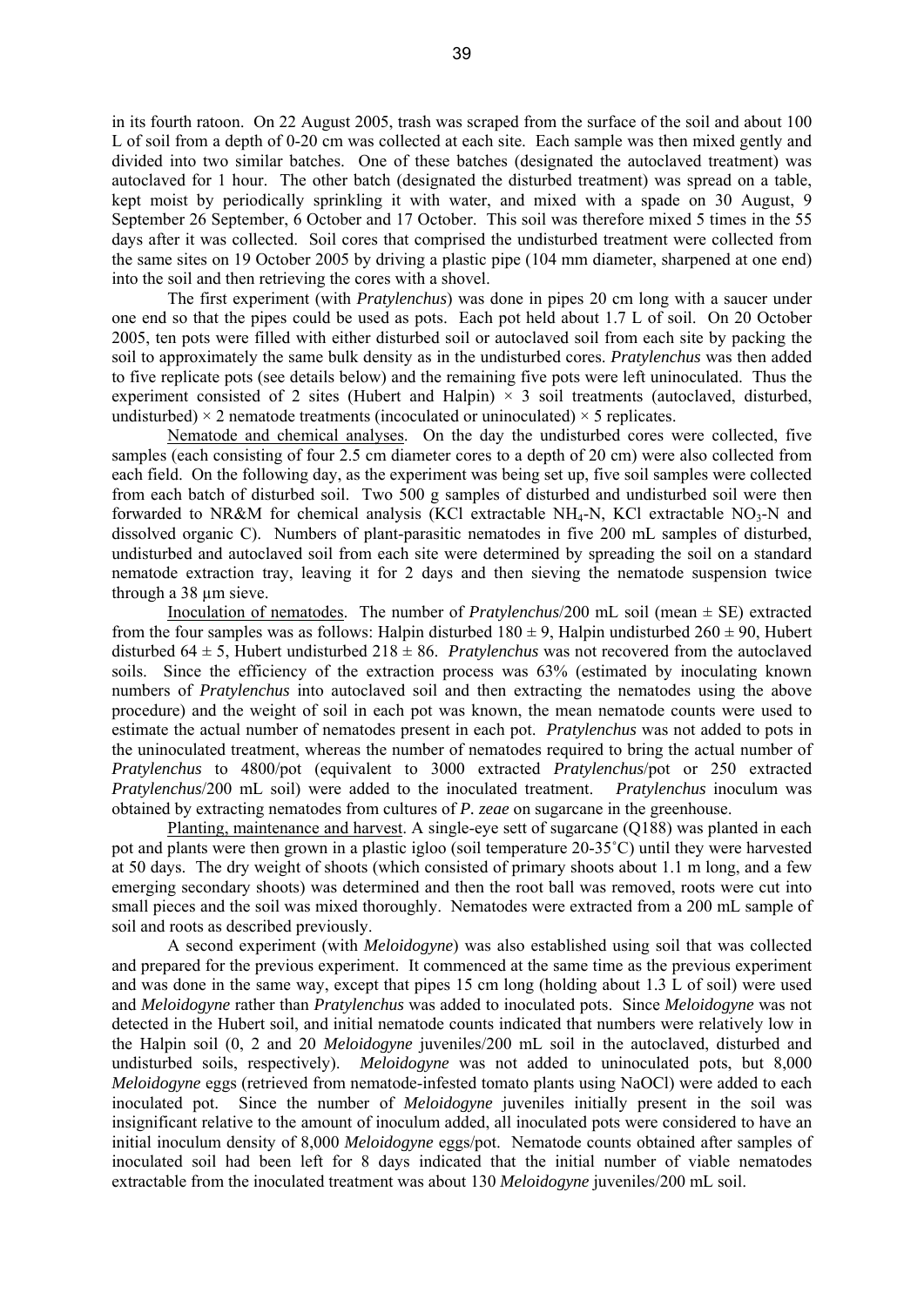in its fourth ratoon. On 22 August 2005, trash was scraped from the surface of the soil and about 100 L of soil from a depth of 0-20 cm was collected at each site. Each sample was then mixed gently and divided into two similar batches. One of these batches (designated the autoclaved treatment) was autoclaved for 1 hour. The other batch (designated the disturbed treatment) was spread on a table, kept moist by periodically sprinkling it with water, and mixed with a spade on 30 August, 9 September 26 September, 6 October and 17 October. This soil was therefore mixed 5 times in the 55 days after it was collected. Soil cores that comprised the undisturbed treatment were collected from the same sites on 19 October 2005 by driving a plastic pipe (104 mm diameter, sharpened at one end) into the soil and then retrieving the cores with a shovel.

The first experiment (with *Pratylenchus*) was done in pipes 20 cm long with a saucer under one end so that the pipes could be used as pots. Each pot held about 1.7 L of soil. On 20 October 2005, ten pots were filled with either disturbed soil or autoclaved soil from each site by packing the soil to approximately the same bulk density as in the undisturbed cores. *Pratylenchus* was then added to five replicate pots (see details below) and the remaining five pots were left uninoculated. Thus the experiment consisted of 2 sites (Hubert and Halpin) × 3 soil treatments (autoclaved, disturbed, undisturbed) × 2 nematode treatments (incoculated or uninoculated) × 5 replicates.

Nematode and chemical analyses. On the day the undisturbed cores were collected, five samples (each consisting of four 2.5 cm diameter cores to a depth of 20 cm) were also collected from each field. On the following day, as the experiment was being set up, five soil samples were collected from each batch of disturbed soil. Two 500 g samples of disturbed and undisturbed soil were then forwarded to NR&M for chemical analysis (KCl extractable $NH_4$-N, KCl extractable $NO_3$-N and dissolved organic C). Numbers of plant-parasitic nematodes in five 200 mL samples of disturbed, undisturbed and autoclaved soil from each site were determined by spreading the soil on a standard nematode extraction tray, leaving it for 2 days and then sieving the nematode suspension twice through a 38 μm sieve.

Inoculation of nematodes. The number of *Pratylenchus*/200 mL soil (mean ± SE) extracted from the four samples was as follows: Halpin disturbed 180 ± 9, Halpin undisturbed 260 ± 90, Hubert disturbed 64 ± 5, Hubert undisturbed 218 ± 86. *Pratylenchus* was not recovered from the autoclaved soils. Since the efficiency of the extraction process was 63% (estimated by inoculating known numbers of *Pratylenchus* into autoclaved soil and then extracting the nematodes using the above procedure) and the weight of soil in each pot was known, the mean nematode counts were used to estimate the actual number of nematodes present in each pot. *Pratylenchus* was not added to pots in the uninoculated treatment, whereas the number of nematodes required to bring the actual number of *Pratylenchus* to 4800/pot (equivalent to 3000 extracted *Pratylenchus*/pot or 250 extracted *Pratylenchus*/200 mL soil) were added to the inoculated treatment. *Pratylenchus* inoculum was obtained by extracting nematodes from cultures of *P. zeae* on sugarcane in the greenhouse.

Planting, maintenance and harvest. A single-eye sett of sugarcane (Q188) was planted in each pot and plants were then grown in a plastic igloo (soil temperature 20-35˚C) until they were harvested at 50 days. The dry weight of shoots (which consisted of primary shoots about 1.1 m long, and a few emerging secondary shoots) was determined and then the root ball was removed, roots were cut into small pieces and the soil was mixed thoroughly. Nematodes were extracted from a 200 mL sample of soil and roots as described previously.

A second experiment (with *Meloidogyne*) was also established using soil that was collected and prepared for the previous experiment. It commenced at the same time as the previous experiment and was done in the same way, except that pipes 15 cm long (holding about 1.3 L of soil) were used and *Meloidogyne* rather than *Pratylenchus* was added to inoculated pots. Since *Meloidogyne* was not detected in the Hubert soil, and initial nematode counts indicated that numbers were relatively low in the Halpin soil (0, 2 and 20 *Meloidogyne* juveniles/200 mL soil in the autoclaved, disturbed and undisturbed soils, respectively). *Meloidogyne* was not added to uninoculated pots, but 8,000 *Meloidogyne* eggs (retrieved from nematode-infested tomato plants using NaOCl) were added to each inoculated pot. Since the number of *Meloidogyne* juveniles initially present in the soil was insignificant relative to the amount of inoculum added, all inoculated pots were considered to have an initial inoculum density of 8,000 *Meloidogyne* eggs/pot. Nematode counts obtained after samples of inoculated soil had been left for 8 days indicated that the initial number of viable nematodes extractable from the inoculated treatment was about 130 *Meloidogyne* juveniles/200 mL soil.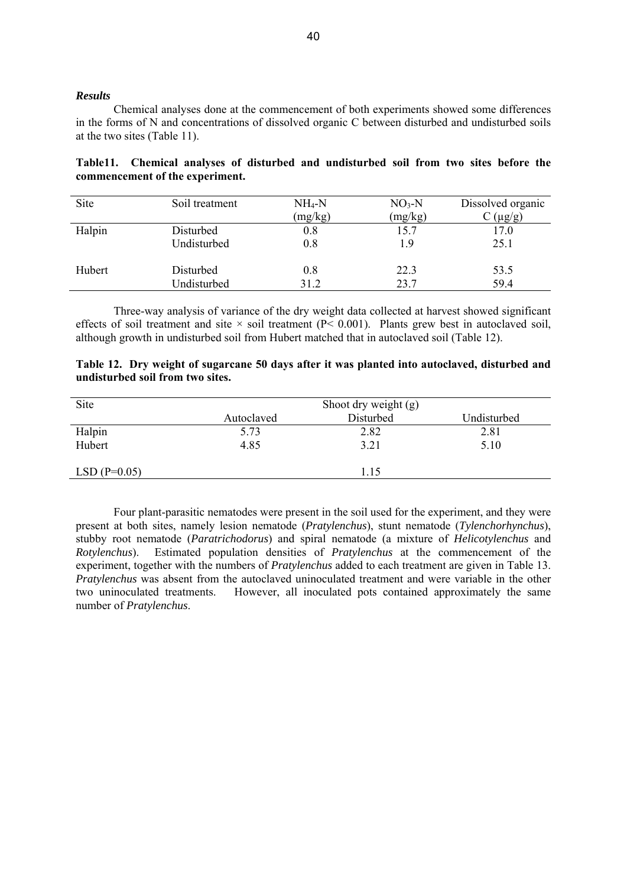***Results***

Chemical analyses done at the commencement of both experiments showed some differences in the forms of N and concentrations of dissolved organic C between disturbed and undisturbed soils at the two sites (Table 11).

**Table11. Chemical analyses of disturbed and undisturbed soil from two sites before the commencement of the experiment.**

| Site | Soil treatment | $NH_4$-N (mg/kg) | $NO_3$-N (mg/kg) | Dissolved organic C (µg/g) |
|---|---|---|---|---|
| Halpin | Disturbed | 0.8 | 15.7 | 17.0 |
| | Undisturbed | 0.8 | 1.9 | 25.1 |
| Hubert | Disturbed | 0.8 | 22.3 | 53.5 |
| | Undisturbed | 31.2 | 23.7 | 59.4 |

Three-way analysis of variance of the dry weight data collected at harvest showed significant effects of soil treatment and site × soil treatment ($P< 0.001$). Plants grew best in autoclaved soil, although growth in undisturbed soil from Hubert matched that in autoclaved soil (Table 12).

**Table 12. Dry weight of sugarcane 50 days after it was planted into autoclaved, disturbed and undisturbed soil from two sites.**

| Site | Shoot dry weight (g) | | |
|---|---|---|---|
| | Autoclaved | Disturbed | Undisturbed |
| Halpin | 5.73 | 2.82 | 2.81 |
| Hubert | 4.85 | 3.21 | 5.10 |
| LSD (P=0.05) | | 1.15 | |

Four plant-parasitic nematodes were present in the soil used for the experiment, and they were present at both sites, namely lesion nematode (*Pratylenchus*), stunt nematode (*Tylenchorhynchus*), stubby root nematode (*Paratrichodorus*) and spiral nematode (a mixture of *Helicotylenchus* and *Rotylenchus*). Estimated population densities of *Pratylenchus* at the commencement of the experiment, together with the numbers of *Pratylenchus* added to each treatment are given in Table 13. *Pratylenchus* was absent from the autoclaved uninoculated treatment and were variable in the other two uninoculated treatments. However, all inoculated pots contained approximately the same number of *Pratylenchus*.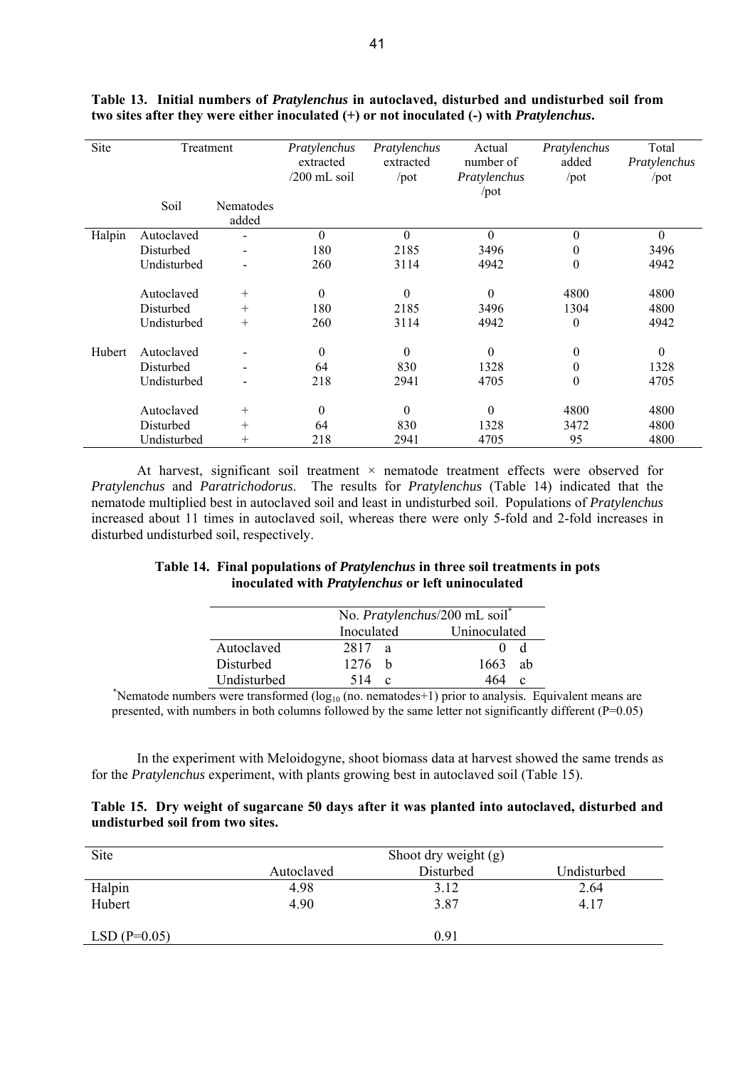**Table 13. Initial numbers of *Pratylenchus* in autoclaved, disturbed and undisturbed soil from two sites after they were either inoculated (+) or not inoculated (-) with *Pratylenchus*.**

| Site | Treatment | | *Pratylenchus* extracted /200 mL soil | *Pratylenchus* extracted /pot | Actual number of *Pratylenchus* /pot | *Pratylenchus* added /pot | Total *Pratylenchus* /pot |
|---|---|---|---|---|---|---|---|
| | Soil | Nematodes added | | | | | |
| Halpin | Autoclaved | - | 0 | 0 | 0 | 0 | 0 |
| | Disturbed | - | 180 | 2185 | 3496 | 0 | 3496 |
| | Undisturbed | - | 260 | 3114 | 4942 | 0 | 4942 |
| | Autoclaved | + | 0 | 0 | 0 | 4800 | 4800 |
| | Disturbed | + | 180 | 2185 | 3496 | 1304 | 4800 |
| | Undisturbed | + | 260 | 3114 | 4942 | 0 | 4942 |
| Hubert | Autoclaved | - | 0 | 0 | 0 | 0 | 0 |
| | Disturbed | - | 64 | 830 | 1328 | 0 | 1328 |
| | Undisturbed | - | 218 | 2941 | 4705 | 0 | 4705 |
| | Autoclaved | + | 0 | 0 | 0 | 4800 | 4800 |
| | Disturbed | + | 64 | 830 | 1328 | 3472 | 4800 |
| | Undisturbed | + | 218 | 2941 | 4705 | 95 | 4800 |

At harvest, significant soil treatment × nematode treatment effects were observed for *Pratylenchus* and *Paratrichodorus*. The results for *Pratylenchus* (Table 14) indicated that the nematode multiplied best in autoclaved soil and least in undisturbed soil. Populations of *Pratylenchus* increased about 11 times in autoclaved soil, whereas there were only 5-fold and 2-fold increases in disturbed undisturbed soil, respectively.

**Table 14. Final populations of *Pratylenchus* in three soil treatments in pots inoculated with *Pratylenchus* or left uninoculated**

| | No. *Pratylenchus*/200 mL soil* | |
|---|---|---|
| | Inoculated | Uninoculated |
| Autoclaved | 2817 a | 0 d |
| Disturbed | 1276 b | 1663 ab |
| Undisturbed | 514 c | 464 c |

*Nematode numbers were transformed ($\log_{10}$ (no. nematodes+1) prior to analysis. Equivalent means are presented, with numbers in both columns followed by the same letter not significantly different (P=0.05)

In the experiment with Meloidogyne, shoot biomass data at harvest showed the same trends as for the *Pratylenchus* experiment, with plants growing best in autoclaved soil (Table 15).

**Table 15. Dry weight of sugarcane 50 days after it was planted into autoclaved, disturbed and undisturbed soil from two sites.**

| Site | Shoot dry weight (g) | | |
|---|---|---|---|
| | Autoclaved | Disturbed | Undisturbed |
| Halpin | 4.98 | 3.12 | 2.64 |
| Hubert | 4.90 | 3.87 | 4.17 |
| LSD (P=0.05) | | 0.91 | |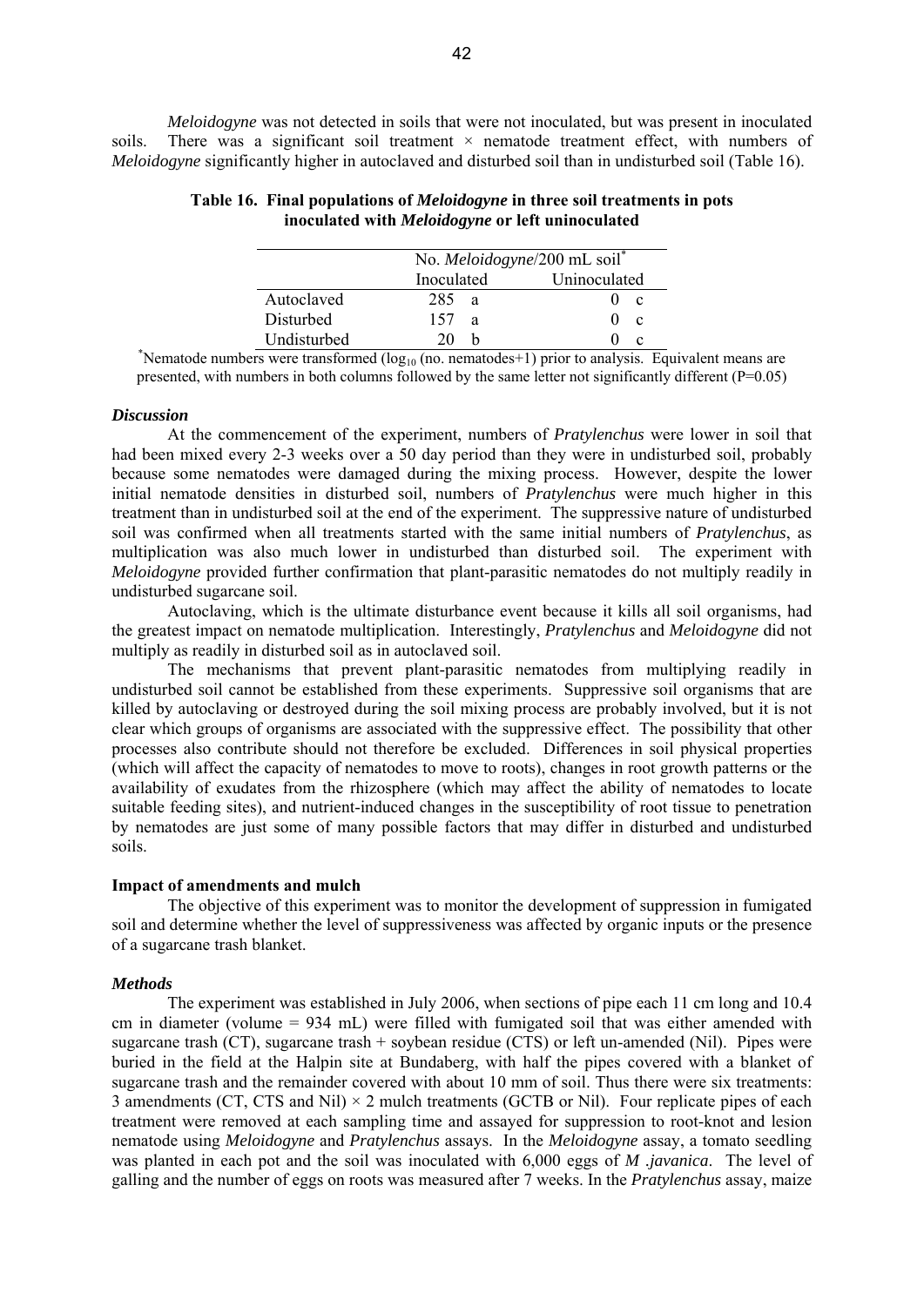*Meloidogyne* was not detected in soils that were not inoculated, but was present in inoculated soils. There was a significant soil treatment × nematode treatment effect, with numbers of *Meloidogyne* significantly higher in autoclaved and disturbed soil than in undisturbed soil (Table 16).

**Table 16. Final populations of *Meloidogyne* in three soil treatments in pots inoculated with *Meloidogyne* or left uninoculated**

| | No. *Meloidogyne*/200 mL soil* | |
|---|---|---|
| | Inoculated | Uninoculated |
| Autoclaved | 285 a | 0 c |
| Disturbed | 157 a | 0 c |
| Undisturbed | 20 b | 0 c |

*Nematode numbers were transformed ($log_{10}$ (no. nematodes+1) prior to analysis. Equivalent means are presented, with numbers in both columns followed by the same letter not significantly different ($P=0.05$)

### *Discussion*

At the commencement of the experiment, numbers of *Pratylenchus* were lower in soil that had been mixed every 2-3 weeks over a 50 day period than they were in undisturbed soil, probably because some nematodes were damaged during the mixing process. However, despite the lower initial nematode densities in disturbed soil, numbers of *Pratylenchus* were much higher in this treatment than in undisturbed soil at the end of the experiment. The suppressive nature of undisturbed soil was confirmed when all treatments started with the same initial numbers of *Pratylenchus*, as multiplication was also much lower in undisturbed than disturbed soil. The experiment with *Meloidogyne* provided further confirmation that plant-parasitic nematodes do not multiply readily in undisturbed sugarcane soil.

Autoclaving, which is the ultimate disturbance event because it kills all soil organisms, had the greatest impact on nematode multiplication. Interestingly, *Pratylenchus* and *Meloidogyne* did not multiply as readily in disturbed soil as in autoclaved soil.

The mechanisms that prevent plant-parasitic nematodes from multiplying readily in undisturbed soil cannot be established from these experiments. Suppressive soil organisms that are killed by autoclaving or destroyed during the soil mixing process are probably involved, but it is not clear which groups of organisms are associated with the suppressive effect. The possibility that other processes also contribute should not therefore be excluded. Differences in soil physical properties (which will affect the capacity of nematodes to move to roots), changes in root growth patterns or the availability of exudates from the rhizosphere (which may affect the ability of nematodes to locate suitable feeding sites), and nutrient-induced changes in the susceptibility of root tissue to penetration by nematodes are just some of many possible factors that may differ in disturbed and undisturbed soils.

## Impact of amendments and mulch

The objective of this experiment was to monitor the development of suppression in fumigated soil and determine whether the level of suppressiveness was affected by organic inputs or the presence of a sugarcane trash blanket.

### *Methods*

The experiment was established in July 2006, when sections of pipe each 11 cm long and 10.4 cm in diameter (volume = 934 mL) were filled with fumigated soil that was either amended with sugarcane trash (CT), sugarcane trash + soybean residue (CTS) or left un-amended (Nil). Pipes were buried in the field at the Halpin site at Bundaberg, with half the pipes covered with a blanket of sugarcane trash and the remainder covered with about 10 mm of soil. Thus there were six treatments: 3 amendments (CT, CTS and Nil) × 2 mulch treatments (GCTB or Nil). Four replicate pipes of each treatment were removed at each sampling time and assayed for suppression to root-knot and lesion nematode using *Meloidogyne* and *Pratylenchus* assays. In the *Meloidogyne* assay, a tomato seedling was planted in each pot and the soil was inoculated with 6,000 eggs of *M .javanica*. The level of galling and the number of eggs on roots was measured after 7 weeks. In the *Pratylenchus* assay, maize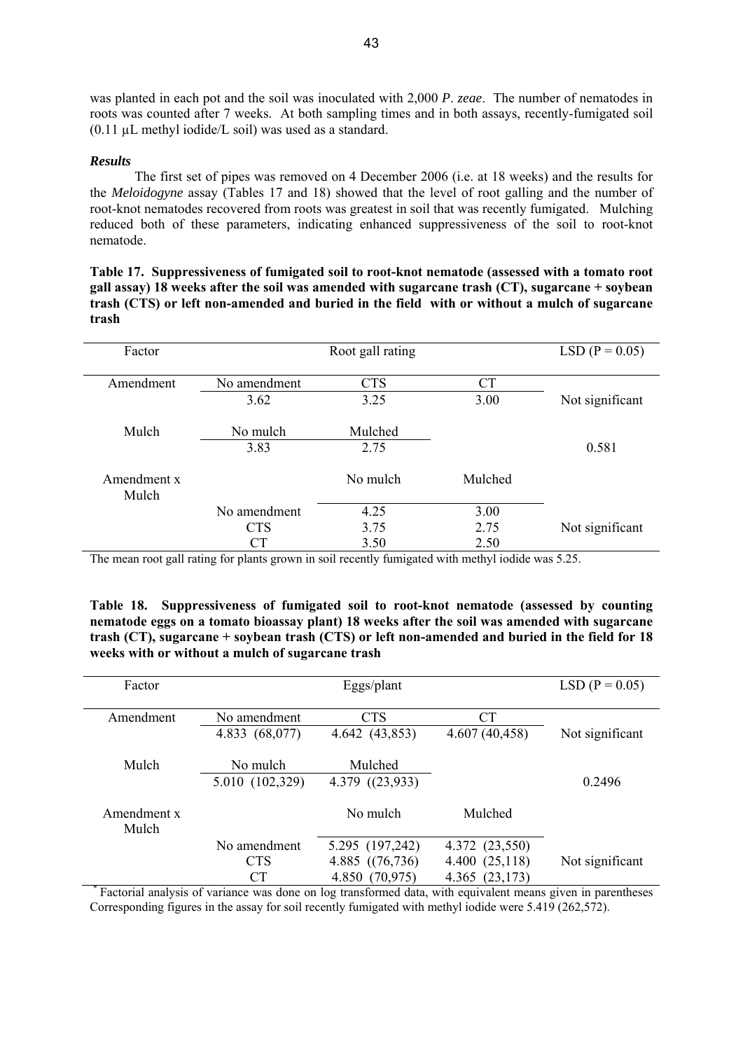was planted in each pot and the soil was inoculated with 2,000 *P. zeae*. The number of nematodes in roots was counted after 7 weeks. At both sampling times and in both assays, recently-fumigated soil (0.11 µL methyl iodide/L soil) was used as a standard.

### *Results*

The first set of pipes was removed on 4 December 2006 (i.e. at 18 weeks) and the results for the *Meloidogyne* assay (Tables 17 and 18) showed that the level of root galling and the number of root-knot nematodes recovered from roots was greatest in soil that was recently fumigated. Mulching reduced both of these parameters, indicating enhanced suppressiveness of the soil to root-knot nematode.

**Table 17. Suppressiveness of fumigated soil to root-knot nematode (assessed with a tomato root gall assay) 18 weeks after the soil was amended with sugarcane trash (CT), sugarcane + soybean trash (CTS) or left non-amended and buried in the field with or without a mulch of sugarcane trash**

| Factor | Root gall rating | | | LSD (P = 0.05) |
|---|---|---|---|---|
| Amendment | No amendment | CTS | CT | |
| | 3.62 | 3.25 | 3.00 | Not significant |
| Mulch | No mulch | Mulched | | |
| | 3.83 | 2.75 | | 0.581 |
| Amendment x Mulch | | No mulch | Mulched | |
| | No amendment | 4.25 | 3.00 | |
| | CTS | 3.75 | 2.75 | Not significant |
| | CT | 3.50 | 2.50 | |

The mean root gall rating for plants grown in soil recently fumigated with methyl iodide was 5.25.

**Table 18. Suppressiveness of fumigated soil to root-knot nematode (assessed by counting nematode eggs on a tomato bioassay plant) 18 weeks after the soil was amended with sugarcane trash (CT), sugarcane + soybean trash (CTS) or left non-amended and buried in the field for 18 weeks with or without a mulch of sugarcane trash**

| Factor | Eggs/plant | | | LSD (P = 0.05) |
|---|---|---|---|---|
| Amendment | No amendment | CTS | CT | |
| | 4.833 (68,077) | 4.642 (43,853) | 4.607 (40,458) | Not significant |
| Mulch | No mulch | Mulched | | |
| | 5.010 (102,329) | 4.379 ((23,933) | | 0.2496 |
| Amendment x Mulch | | No mulch | Mulched | |
| | No amendment | 5.295 (197,242) | 4.372 (23,550) | |
| | CTS | 4.885 ((76,736) | 4.400 (25,118) | Not significant |
| | CT | 4.850 (70,975) | 4.365 (23,173) | |

\* Factorial analysis of variance was done on log transformed data, with equivalent means given in parentheses
Corresponding figures in the assay for soil recently fumigated with methyl iodide were 5.419 (262,572).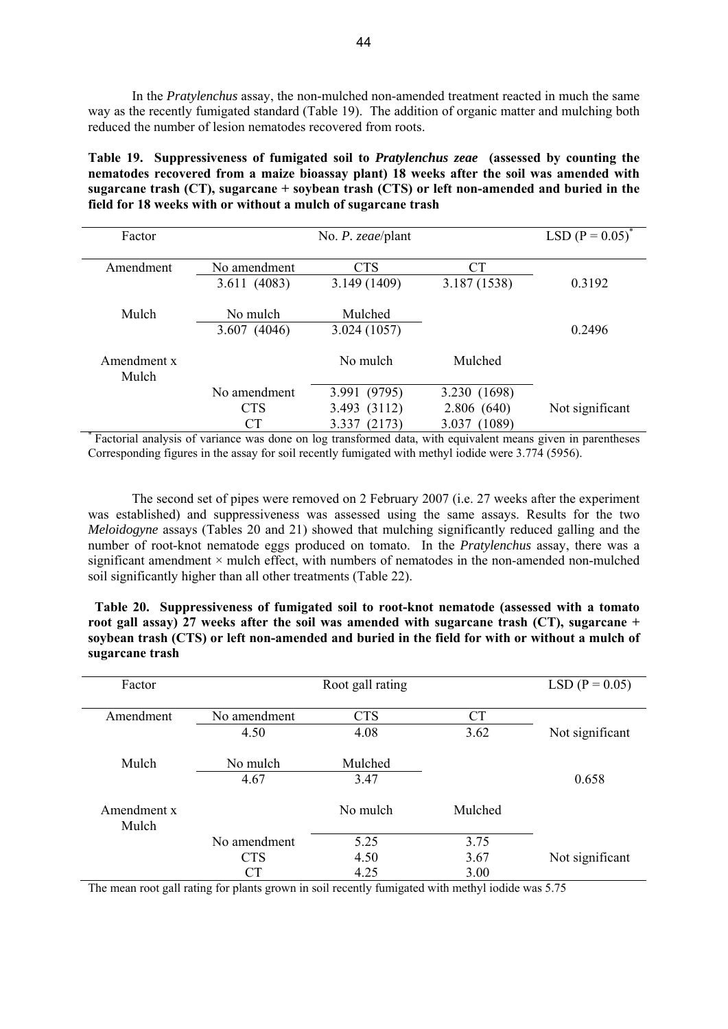In the *Pratylenchus* assay, the non-mulched non-amended treatment reacted in much the same way as the recently fumigated standard (Table 19). The addition of organic matter and mulching both reduced the number of lesion nematodes recovered from roots.

**Table 19. Suppressiveness of fumigated soil to *Pratylenchus zeae* (assessed by counting the nematodes recovered from a maize bioassay plant) 18 weeks after the soil was amended with sugarcane trash (CT), sugarcane + soybean trash (CTS) or left non-amended and buried in the field for 18 weeks with or without a mulch of sugarcane trash**

| Factor | No. *P. zeae*/plant | | | LSD (P = 0.05)* |
|---|---|---|---|---|
| Amendment | No amendment | CTS | CT | |
| | 3.611 (4083) | 3.149 (1409) | 3.187 (1538) | 0.3192 |
| Mulch | No mulch | Mulched | | |
| | 3.607 (4046) | 3.024 (1057) | | 0.2496 |
| Amendment x Mulch | | No mulch | Mulched | |
| | No amendment | 3.991 (9795) | 3.230 (1698) | |
| | CTS | 3.493 (3112) | 2.806 (640) | Not significant |
| | CT | 3.337 (2173) | 3.037 (1089) | |

* Factorial analysis of variance was done on log transformed data, with equivalent means given in parentheses
Corresponding figures in the assay for soil recently fumigated with methyl iodide were 3.774 (5956).

The second set of pipes were removed on 2 February 2007 (i.e. 27 weeks after the experiment was established) and suppressiveness was assessed using the same assays. Results for the two *Meloidogyne* assays (Tables 20 and 21) showed that mulching significantly reduced galling and the number of root-knot nematode eggs produced on tomato. In the *Pratylenchus* assay, there was a significant amendment × mulch effect, with numbers of nematodes in the non-amended non-mulched soil significantly higher than all other treatments (Table 22).

**Table 20. Suppressiveness of fumigated soil to root-knot nematode (assessed with a tomato root gall assay) 27 weeks after the soil was amended with sugarcane trash (CT), sugarcane + soybean trash (CTS) or left non-amended and buried in the field for with or without a mulch of sugarcane trash**

| Factor | Root gall rating | | | LSD (P = 0.05) |
|---|---|---|---|---|
| Amendment | No amendment | CTS | CT | |
| | 4.50 | 4.08 | 3.62 | Not significant |
| Mulch | No mulch | Mulched | | |
| | 4.67 | 3.47 | | 0.658 |
| Amendment x Mulch | | No mulch | Mulched | |
| | No amendment | 5.25 | 3.75 | |
| | CTS | 4.50 | 3.67 | Not significant |
| | CT | 4.25 | 3.00 | |

The mean root gall rating for plants grown in soil recently fumigated with methyl iodide was 5.75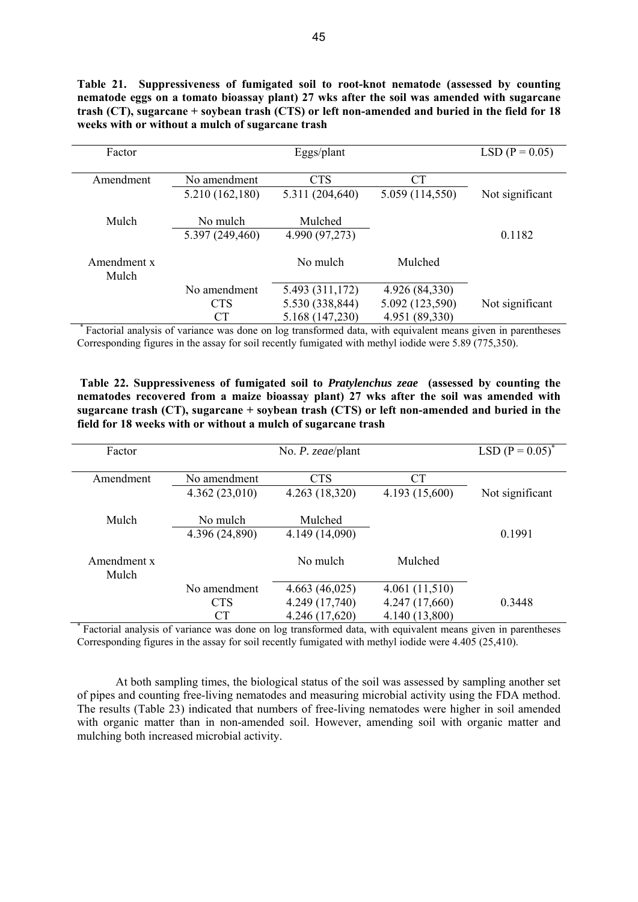**Table 21. Suppressiveness of fumigated soil to root-knot nematode (assessed by counting nematode eggs on a tomato bioassay plant) 27 wks after the soil was amended with sugarcane trash (CT), sugarcane + soybean trash (CTS) or left non-amended and buried in the field for 18 weeks with or without a mulch of sugarcane trash**

| Factor | Eggs/plant | | | LSD (P = 0.05) |
|---|---|---|---|---|
| Amendment | No amendment | CTS | CT | |
| | 5.210 (162,180) | 5.311 (204,640) | 5.059 (114,550) | Not significant |
| Mulch | No mulch | Mulched | | |
| | 5.397 (249,460) | 4.990 (97,273) | | 0.1182 |
| Amendment x Mulch | | No mulch | Mulched | |
| | No amendment | 5.493 (311,172) | 4.926 (84,330) | |
| | CTS | 5.530 (338,844) | 5.092 (123,590) | Not significant |
| | CT | 5.168 (147,230) | 4.951 (89,330) | |

[*] Factorial analysis of variance was done on log transformed data, with equivalent means given in parentheses Corresponding figures in the assay for soil recently fumigated with methyl iodide were 5.89 (775,350).

**Table 22. Suppressiveness of fumigated soil to *Pratylenchus zeae* (assessed by counting the nematodes recovered from a maize bioassay plant) 27 wks after the soil was amended with sugarcane trash (CT), sugarcane + soybean trash (CTS) or left non-amended and buried in the field for 18 weeks with or without a mulch of sugarcane trash**

| Factor | No. *P. zeae*/plant | | | LSD (P = 0.05)[*] |
|---|---|---|---|---|
| Amendment | No amendment | CTS | CT | |
| | 4.362 (23,010) | 4.263 (18,320) | 4.193 (15,600) | Not significant |
| Mulch | No mulch | Mulched | | |
| | 4.396 (24,890) | 4.149 (14,090) | | 0.1991 |
| Amendment x Mulch | | No mulch | Mulched | |
| | No amendment | 4.663 (46,025) | 4.061 (11,510) | |
| | CTS | 4.249 (17,740) | 4.247 (17,660) | 0.3448 |
| | CT | 4.246 (17,620) | 4.140 (13,800) | |

[*] Factorial analysis of variance was done on log transformed data, with equivalent means given in parentheses Corresponding figures in the assay for soil recently fumigated with methyl iodide were 4.405 (25,410).

At both sampling times, the biological status of the soil was assessed by sampling another set of pipes and counting free-living nematodes and measuring microbial activity using the FDA method. The results (Table 23) indicated that numbers of free-living nematodes were higher in soil amended with organic matter than in non-amended soil. However, amending soil with organic matter and mulching both increased microbial activity.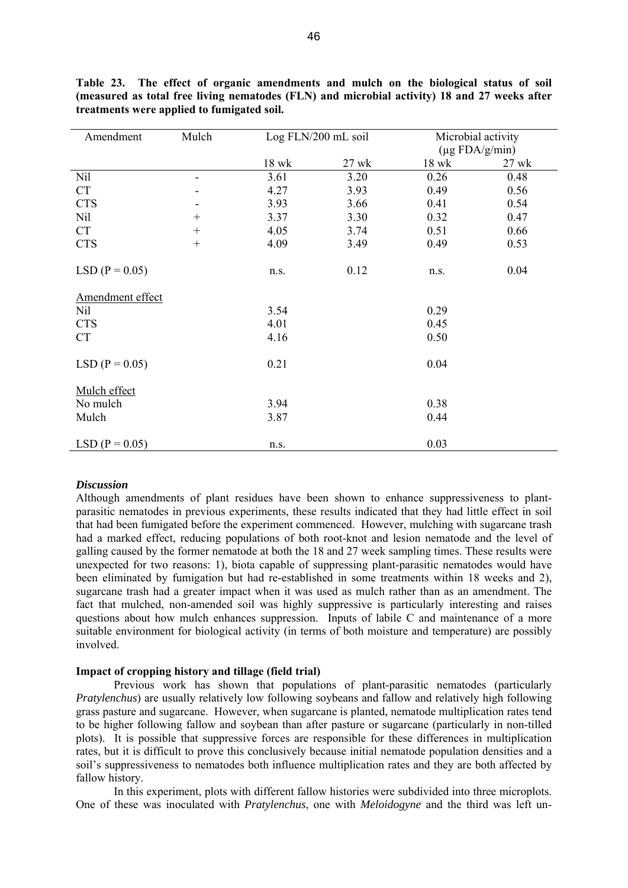**Table 23. The effect of organic amendments and mulch on the biological status of soil (measured as total free living nematodes (FLN) and microbial activity) 18 and 27 weeks after treatments were applied to fumigated soil.**

| Amendment | Mulch | Log FLN/200 mL soil | | Microbial activity (µg FDA/g/min) | |
|---|---|---|---|---|---|
| | | 18 wk | 27 wk | 18 wk | 27 wk |
| Nil | - | 3.61 | 3.20 | 0.26 | 0.48 |
| CT | - | 4.27 | 3.93 | 0.49 | 0.56 |
| CTS | - | 3.93 | 3.66 | 0.41 | 0.54 |
| Nil | + | 3.37 | 3.30 | 0.32 | 0.47 |
| CT | + | 4.05 | 3.74 | 0.51 | 0.66 |
| CTS | + | 4.09 | 3.49 | 0.49 | 0.53 |
| LSD (P = 0.05) | | n.s. | 0.12 | n.s. | 0.04 |
| Amendment effect | | | | | |
| Nil | | 3.54 | | 0.29 | |
| CTS | | 4.01 | | 0.45 | |
| CT | | 4.16 | | 0.50 | |
| LSD (P = 0.05) | | 0.21 | | 0.04 | |
| Mulch effect | | | | | |
| No mulch | | 3.94 | | 0.38 | |
| Mulch | | 3.87 | | 0.44 | |
| LSD (P = 0.05) | | n.s. | | 0.03 | |

***Discussion***

Although amendments of plant residues have been shown to enhance suppressiveness to plant-parasitic nematodes in previous experiments, these results indicated that they had little effect in soil that had been fumigated before the experiment commenced. However, mulching with sugarcane trash had a marked effect, reducing populations of both root-knot and lesion nematode and the level of galling caused by the former nematode at both the 18 and 27 week sampling times. These results were unexpected for two reasons: 1), biota capable of suppressing plant-parasitic nematodes would have been eliminated by fumigation but had re-established in some treatments within 18 weeks and 2), sugarcane trash had a greater impact when it was used as mulch rather than as an amendment. The fact that mulched, non-amended soil was highly suppressive is particularly interesting and raises questions about how mulch enhances suppression. Inputs of labile C and maintenance of a more suitable environment for biological activity (in terms of both moisture and temperature) are possibly involved.

**Impact of cropping history and tillage (field trial)**

Previous work has shown that populations of plant-parasitic nematodes (particularly *Pratylenchus*) are usually relatively low following soybeans and fallow and relatively high following grass pasture and sugarcane. However, when sugarcane is planted, nematode multiplication rates tend to be higher following fallow and soybean than after pasture or sugarcane (particularly in non-tilled plots). It is possible that suppressive forces are responsible for these differences in multiplication rates, but it is difficult to prove this conclusively because initial nematode population densities and a soil's suppressiveness to nematodes both influence multiplication rates and they are both affected by fallow history.

In this experiment, plots with different fallow histories were subdivided into three microplots. One of these was inoculated with *Pratylenchus*, one with *Meloidogyne* and the third was left un-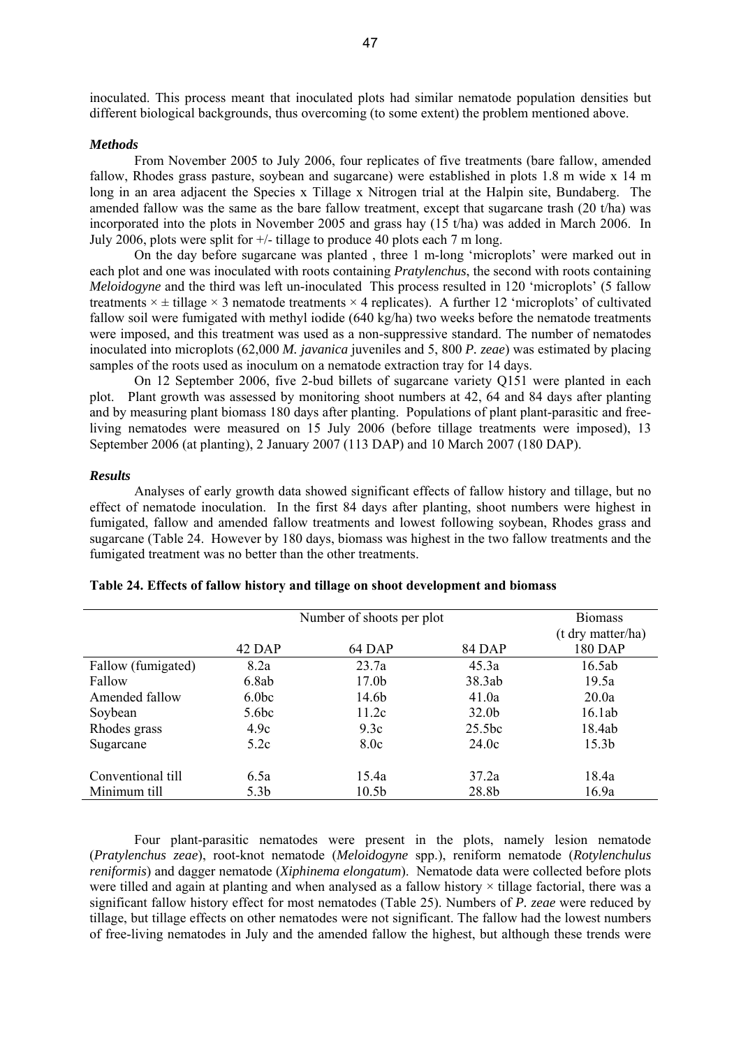inoculated. This process meant that inoculated plots had similar nematode population densities but different biological backgrounds, thus overcoming (to some extent) the problem mentioned above.

***Methods***

From November 2005 to July 2006, four replicates of five treatments (bare fallow, amended fallow, Rhodes grass pasture, soybean and sugarcane) were established in plots 1.8 m wide x 14 m long in an area adjacent the Species x Tillage x Nitrogen trial at the Halpin site, Bundaberg. The amended fallow was the same as the bare fallow treatment, except that sugarcane trash (20 t/ha) was incorporated into the plots in November 2005 and grass hay (15 t/ha) was added in March 2006. In July 2006, plots were split for +/- tillage to produce 40 plots each 7 m long.

On the day before sugarcane was planted , three 1 m-long 'microplots' were marked out in each plot and one was inoculated with roots containing *Pratylenchus*, the second with roots containing *Meloidogyne* and the third was left un-inoculated This process resulted in 120 'microplots' (5 fallow treatments × ± tillage × 3 nematode treatments × 4 replicates). A further 12 'microplots' of cultivated fallow soil were fumigated with methyl iodide (640 kg/ha) two weeks before the nematode treatments were imposed, and this treatment was used as a non-suppressive standard. The number of nematodes inoculated into microplots (62,000 *M. javanica* juveniles and 5, 800 *P. zeae*) was estimated by placing samples of the roots used as inoculum on a nematode extraction tray for 14 days.

On 12 September 2006, five 2-bud billets of sugarcane variety Q151 were planted in each plot. Plant growth was assessed by monitoring shoot numbers at 42, 64 and 84 days after planting and by measuring plant biomass 180 days after planting. Populations of plant plant-parasitic and free-living nematodes were measured on 15 July 2006 (before tillage treatments were imposed), 13 September 2006 (at planting), 2 January 2007 (113 DAP) and 10 March 2007 (180 DAP).

***Results***

Analyses of early growth data showed significant effects of fallow history and tillage, but no effect of nematode inoculation. In the first 84 days after planting, shoot numbers were highest in fumigated, fallow and amended fallow treatments and lowest following soybean, Rhodes grass and sugarcane (Table 24. However by 180 days, biomass was highest in the two fallow treatments and the fumigated treatment was no better than the other treatments.

**Table 24. Effects of fallow history and tillage on shoot development and biomass**

| | Number of shoots per plot | | | Biomass (t dry matter/ha) |
|---|---|---|---|---|
| | 42 DAP | 64 DAP | 84 DAP | 180 DAP |
| Fallow (fumigated) | 8.2a | 23.7a | 45.3a | 16.5ab |
| Fallow | 6.8ab | 17.0b | 38.3ab | 19.5a |
| Amended fallow | 6.0bc | 14.6b | 41.0a | 20.0a |
| Soybean | 5.6bc | 11.2c | 32.0b | 16.1ab |
| Rhodes grass | 4.9c | 9.3c | 25.5bc | 18.4ab |
| Sugarcane | 5.2c | 8.0c | 24.0c | 15.3b |
| | | | | |
| Conventional till | 6.5a | 15.4a | 37.2a | 18.4a |
| Minimum till | 5.3b | 10.5b | 28.8b | 16.9a |

Four plant-parasitic nematodes were present in the plots, namely lesion nematode (*Pratylenchus zeae*), root-knot nematode (*Meloidogyne* spp.), reniform nematode (*Rotylenchulus reniformis*) and dagger nematode (*Xiphinema elongatum*). Nematode data were collected before plots were tilled and again at planting and when analysed as a fallow history × tillage factorial, there was a significant fallow history effect for most nematodes (Table 25). Numbers of *P. zeae* were reduced by tillage, but tillage effects on other nematodes were not significant. The fallow had the lowest numbers of free-living nematodes in July and the amended fallow the highest, but although these trends were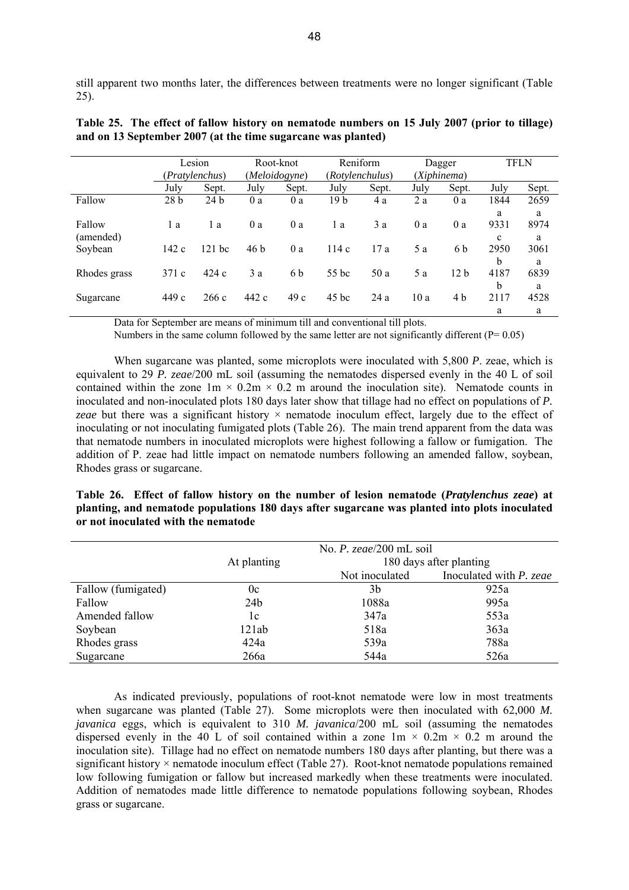still apparent two months later, the differences between treatments were no longer significant (Table 25).

**Table 25. The effect of fallow history on nematode numbers on 15 July 2007 (prior to tillage) and on 13 September 2007 (at the time sugarcane was planted)**

| | Lesion (*Pratylenchus*) | | Root-knot (*Meloidogyne*) | | Reniform (*Rotylenchulus*) | | Dagger (*Xiphinema*) | | TFLN | |
|---|---|---|---|---|---|---|---|---|---|---|
| | July | Sept. | July | Sept. | July | Sept. | July | Sept. | July | Sept. |
| Fallow | 28 b | 24 b | 0 a | 0 a | 19 b | 4 a | 2 a | 0 a | 1844 a | 2659 a |
| Fallow (amended) | 1 a | 1 a | 0 a | 0 a | 1 a | 3 a | 0 a | 0 a | 9331 c | 8974 a |
| Soybean | 142 c | 121 bc | 46 b | 0 a | 114 c | 17 a | 5 a | 6 b | 2950 b | 3061 a |
| Rhodes grass | 371 c | 424 c | 3 a | 6 b | 55 bc | 50 a | 5 a | 12 b | 4187 b | 6839 a |
| Sugarcane | 449 c | 266 c | 442 c | 49 c | 45 bc | 24 a | 10 a | 4 b | 2117 a | 4528 a |

Data for September are means of minimum till and conventional till plots.
Numbers in the same column followed by the same letter are not significantly different (P= 0.05)

When sugarcane was planted, some microplots were inoculated with 5,800 *P*. zeae, which is equivalent to 29 *P. zeae*/200 mL soil (assuming the nematodes dispersed evenly in the 40 L of soil contained within the zone $1m \times 0.2m \times 0.2$ m around the inoculation site). Nematode counts in inoculated and non-inoculated plots 180 days later show that tillage had no effect on populations of *P. zeae* but there was a significant history × nematode inoculum effect, largely due to the effect of inoculating or not inoculating fumigated plots (Table 26). The main trend apparent from the data was that nematode numbers in inoculated microplots were highest following a fallow or fumigation. The addition of P. zeae had little impact on nematode numbers following an amended fallow, soybean, Rhodes grass or sugarcane.

**Table 26. Effect of fallow history on the number of lesion nematode (*Pratylenchus zeae*) at planting, and nematode populations 180 days after sugarcane was planted into plots inoculated or not inoculated with the nematode**

| | No. *P. zeae*/200 mL soil | | |
|---|---|---|---|
| | At planting | 180 days after planting | |
| | | Not inoculated | Inoculated with *P. zeae* |
| Fallow (fumigated) | 0c | 3b | 925a |
| Fallow | 24b | 1088a | 995a |
| Amended fallow | 1c | 347a | 553a |
| Soybean | 121ab | 518a | 363a |
| Rhodes grass | 424a | 539a | 788a |
| Sugarcane | 266a | 544a | 526a |

As indicated previously, populations of root-knot nematode were low in most treatments when sugarcane was planted (Table 27). Some microplots were then inoculated with 62,000 *M. javanica* eggs, which is equivalent to 310 *M. javanica*/200 mL soil (assuming the nematodes dispersed evenly in the 40 L of soil contained within a zone $1m \times 0.2m \times 0.2$ m around the inoculation site). Tillage had no effect on nematode numbers 180 days after planting, but there was a significant history × nematode inoculum effect (Table 27). Root-knot nematode populations remained low following fumigation or fallow but increased markedly when these treatments were inoculated. Addition of nematodes made little difference to nematode populations following soybean, Rhodes grass or sugarcane.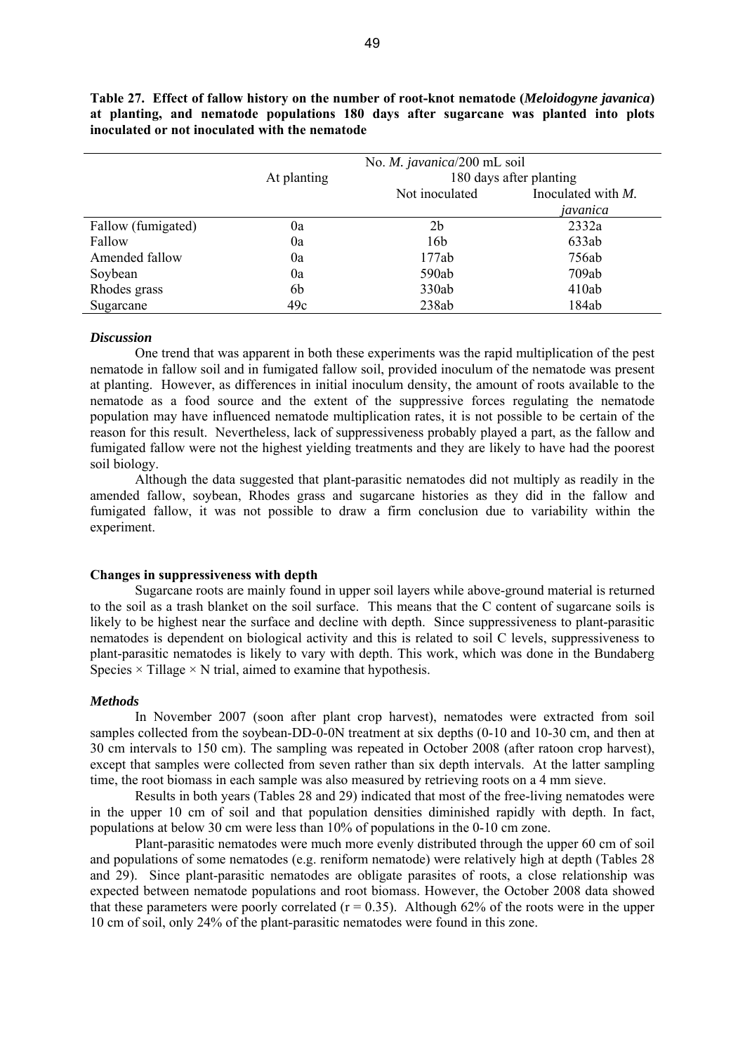**Table 27. Effect of fallow history on the number of root-knot nematode (*Meloidogyne javanica*) at planting, and nematode populations 180 days after sugarcane was planted into plots inoculated or not inoculated with the nematode**

| | No. *M. javanica*/200 mL soil | | |
|---|---|---|---|
| | At planting | 180 days after planting | |
| | | Not inoculated | Inoculated with *M. javanica* |
| Fallow (fumigated) | 0a | 2b | 2332a |
| Fallow | 0a | 16b | 633ab |
| Amended fallow | 0a | 177ab | 756ab |
| Soybean | 0a | 590ab | 709ab |
| Rhodes grass | 6b | 330ab | 410ab |
| Sugarcane | 49c | 238ab | 184ab |

### *Discussion*

One trend that was apparent in both these experiments was the rapid multiplication of the pest nematode in fallow soil and in fumigated fallow soil, provided inoculum of the nematode was present at planting. However, as differences in initial inoculum density, the amount of roots available to the nematode as a food source and the extent of the suppressive forces regulating the nematode population may have influenced nematode multiplication rates, it is not possible to be certain of the reason for this result. Nevertheless, lack of suppressiveness probably played a part, as the fallow and fumigated fallow were not the highest yielding treatments and they are likely to have had the poorest soil biology.

Although the data suggested that plant-parasitic nematodes did not multiply as readily in the amended fallow, soybean, Rhodes grass and sugarcane histories as they did in the fallow and fumigated fallow, it was not possible to draw a firm conclusion due to variability within the experiment.

## Changes in suppressiveness with depth

Sugarcane roots are mainly found in upper soil layers while above-ground material is returned to the soil as a trash blanket on the soil surface. This means that the C content of sugarcane soils is likely to be highest near the surface and decline with depth. Since suppressiveness to plant-parasitic nematodes is dependent on biological activity and this is related to soil C levels, suppressiveness to plant-parasitic nematodes is likely to vary with depth. This work, which was done in the Bundaberg Species × Tillage × N trial, aimed to examine that hypothesis.

### *Methods*

In November 2007 (soon after plant crop harvest), nematodes were extracted from soil samples collected from the soybean-DD-0-0N treatment at six depths (0-10 and 10-30 cm, and then at 30 cm intervals to 150 cm). The sampling was repeated in October 2008 (after ratoon crop harvest), except that samples were collected from seven rather than six depth intervals. At the latter sampling time, the root biomass in each sample was also measured by retrieving roots on a 4 mm sieve.

Results in both years (Tables 28 and 29) indicated that most of the free-living nematodes were in the upper 10 cm of soil and that population densities diminished rapidly with depth. In fact, populations at below 30 cm were less than 10% of populations in the 0-10 cm zone.

Plant-parasitic nematodes were much more evenly distributed through the upper 60 cm of soil and populations of some nematodes (e.g. reniform nematode) were relatively high at depth (Tables 28 and 29). Since plant-parasitic nematodes are obligate parasites of roots, a close relationship was expected between nematode populations and root biomass. However, the October 2008 data showed that these parameters were poorly correlated ($r = 0.35$). Although 62% of the roots were in the upper 10 cm of soil, only 24% of the plant-parasitic nematodes were found in this zone.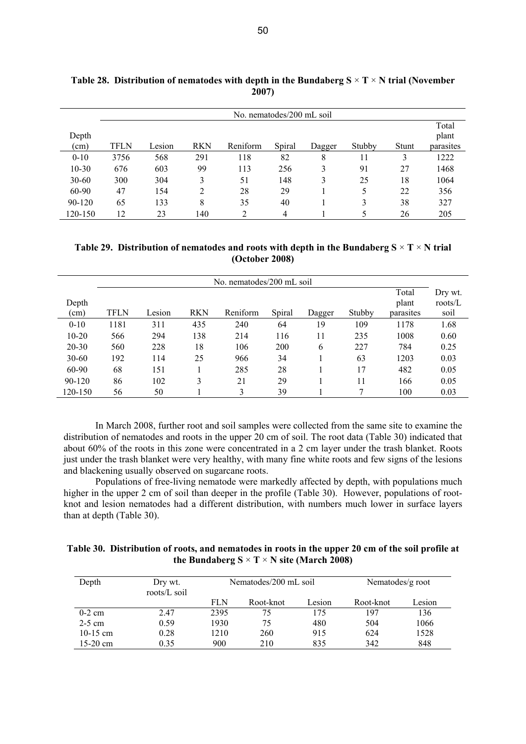**Table 28. Distribution of nematodes with depth in the Bundaberg S × T × N trial (November 2007)**

| Depth (cm) | No. nematodes/200 mL soil | | | | | | | | |
|---|---|---|---|---|---|---|---|---|---|
| | TFLN | Lesion | RKN | Reniform | Spiral | Dagger | Stubby | Stunt | Total plant parasites |
| 0-10 | 3756 | 568 | 291 | 118 | 82 | 8 | 11 | 3 | 1222 |
| 10-30 | 676 | 603 | 99 | 113 | 256 | 3 | 91 | 27 | 1468 |
| 30-60 | 300 | 304 | 3 | 51 | 148 | 3 | 25 | 18 | 1064 |
| 60-90 | 47 | 154 | 2 | 28 | 29 | 1 | 5 | 22 | 356 |
| 90-120 | 65 | 133 | 8 | 35 | 40 | 1 | 3 | 38 | 327 |
| 120-150 | 12 | 23 | 140 | 2 | 4 | 1 | 5 | 26 | 205 |

**Table 29. Distribution of nematodes and roots with depth in the Bundaberg S × T × N trial (October 2008)**

| Depth (cm) | No. nematodes/200 mL soil | | | | | | | | Dry wt. roots/L soil |
|---|---|---|---|---|---|---|---|---|---|
| | TFLN | Lesion | RKN | Reniform | Spiral | Dagger | Stubby | Total plant parasites | |
| 0-10 | 1181 | 311 | 435 | 240 | 64 | 19 | 109 | 1178 | 1.68 |
| 10-20 | 566 | 294 | 138 | 214 | 116 | 11 | 235 | 1008 | 0.60 |
| 20-30 | 560 | 228 | 18 | 106 | 200 | 6 | 227 | 784 | 0.25 |
| 30-60 | 192 | 114 | 25 | 966 | 34 | 1 | 63 | 1203 | 0.03 |
| 60-90 | 68 | 151 | 1 | 285 | 28 | 1 | 17 | 482 | 0.05 |
| 90-120 | 86 | 102 | 3 | 21 | 29 | 1 | 11 | 166 | 0.05 |
| 120-150 | 56 | 50 | 1 | 3 | 39 | 1 | 7 | 100 | 0.03 |

In March 2008, further root and soil samples were collected from the same site to examine the distribution of nematodes and roots in the upper 20 cm of soil. The root data (Table 30) indicated that about 60% of the roots in this zone were concentrated in a 2 cm layer under the trash blanket. Roots just under the trash blanket were very healthy, with many fine white roots and few signs of the lesions and blackening usually observed on sugarcane roots.

Populations of free-living nematode were markedly affected by depth, with populations much higher in the upper 2 cm of soil than deeper in the profile (Table 30). However, populations of root-knot and lesion nematodes had a different distribution, with numbers much lower in surface layers than at depth (Table 30).

**Table 30. Distribution of roots, and nematodes in roots in the upper 20 cm of the soil profile at the Bundaberg S × T × N site (March 2008)**

| Depth | Dry wt. roots/L soil | Nematodes/200 mL soil | | | Nematodes/g root | |
|---|---|---|---|---|---|---|
| | | FLN | Root-knot | Lesion | Root-knot | Lesion |
| 0-2 cm | 2.47 | 2395 | 75 | 175 | 197 | 136 |
| 2-5 cm | 0.59 | 1930 | 75 | 480 | 504 | 1066 |
| 10-15 cm | 0.28 | 1210 | 260 | 915 | 624 | 1528 |
| 15-20 cm | 0.35 | 900 | 210 | 835 | 342 | 848 |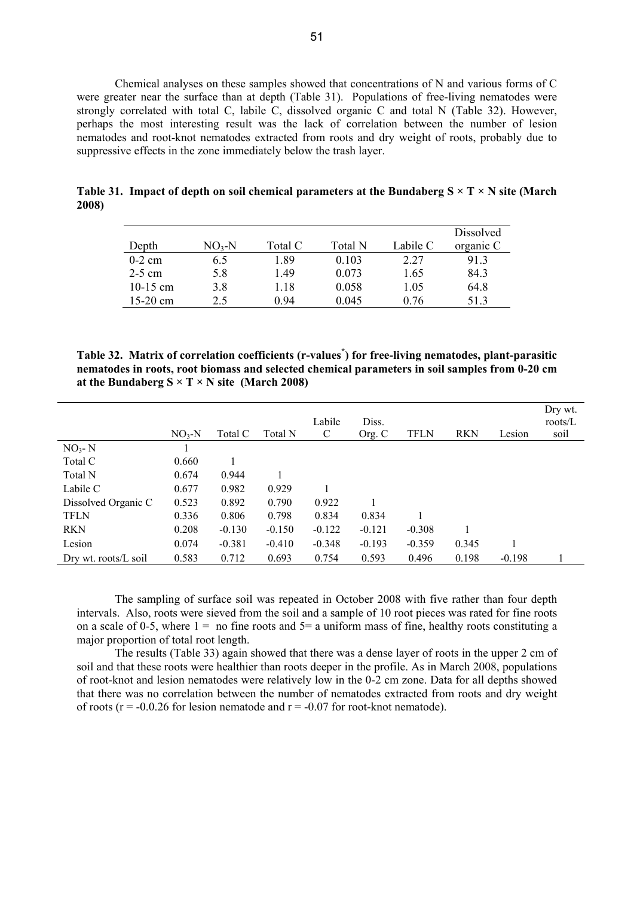Chemical analyses on these samples showed that concentrations of N and various forms of C were greater near the surface than at depth (Table 31). Populations of free-living nematodes were strongly correlated with total C, labile C, dissolved organic C and total N (Table 32). However, perhaps the most interesting result was the lack of correlation between the number of lesion nematodes and root-knot nematodes extracted from roots and dry weight of roots, probably due to suppressive effects in the zone immediately below the trash layer.

**Table 31. Impact of depth on soil chemical parameters at the Bundaberg S × T × N site (March 2008)**

| Depth | $NO_3$-N | Total C | Total N | Labile C | Dissolved organic C |
|---|---|---|---|---|---|
| 0-2 cm | 6.5 | 1.89 | 0.103 | 2.27 | 91.3 |
| 2-5 cm | 5.8 | 1.49 | 0.073 | 1.65 | 84.3 |
| 10-15 cm | 3.8 | 1.18 | 0.058 | 1.05 | 64.8 |
| 15-20 cm | 2.5 | 0.94 | 0.045 | 0.76 | 51.3 |

**Table 32. Matrix of correlation coefficients (r-values[*]) for free-living nematodes, plant-parasitic nematodes in roots, root biomass and selected chemical parameters in soil samples from 0-20 cm at the Bundaberg S × T × N site (March 2008)**

| | $NO_3$-N | Total C | Total N | Labile C | Diss. Org. C | TFLN | RKN | Lesion | Dry wt. roots/L soil |
|---|---|---|---|---|---|---|---|---|---|
| $NO_3$- N | 1 | | | | | | | | |
| Total C | 0.660 | 1 | | | | | | | |
| Total N | 0.674 | 0.944 | 1 | | | | | | |
| Labile C | 0.677 | 0.982 | 0.929 | 1 | | | | | |
| Dissolved Organic C | 0.523 | 0.892 | 0.790 | 0.922 | 1 | | | | |
| TFLN | 0.336 | 0.806 | 0.798 | 0.834 | 0.834 | 1 | | | |
| RKN | 0.208 | -0.130 | -0.150 | -0.122 | -0.121 | -0.308 | 1 | | |
| Lesion | 0.074 | -0.381 | -0.410 | -0.348 | -0.193 | -0.359 | 0.345 | 1 | |
| Dry wt. roots/L soil | 0.583 | 0.712 | 0.693 | 0.754 | 0.593 | 0.496 | 0.198 | -0.198 | 1 |

The sampling of surface soil was repeated in October 2008 with five rather than four depth intervals. Also, roots were sieved from the soil and a sample of 10 root pieces was rated for fine roots on a scale of 0-5, where 1 = no fine roots and 5= a uniform mass of fine, healthy roots constituting a major proportion of total root length.

The results (Table 33) again showed that there was a dense layer of roots in the upper 2 cm of soil and that these roots were healthier than roots deeper in the profile. As in March 2008, populations of root-knot and lesion nematodes were relatively low in the 0-2 cm zone. Data for all depths showed that there was no correlation between the number of nematodes extracted from roots and dry weight of roots ($r = -0.0.26$ for lesion nematode and $r = -0.07$ for root-knot nematode).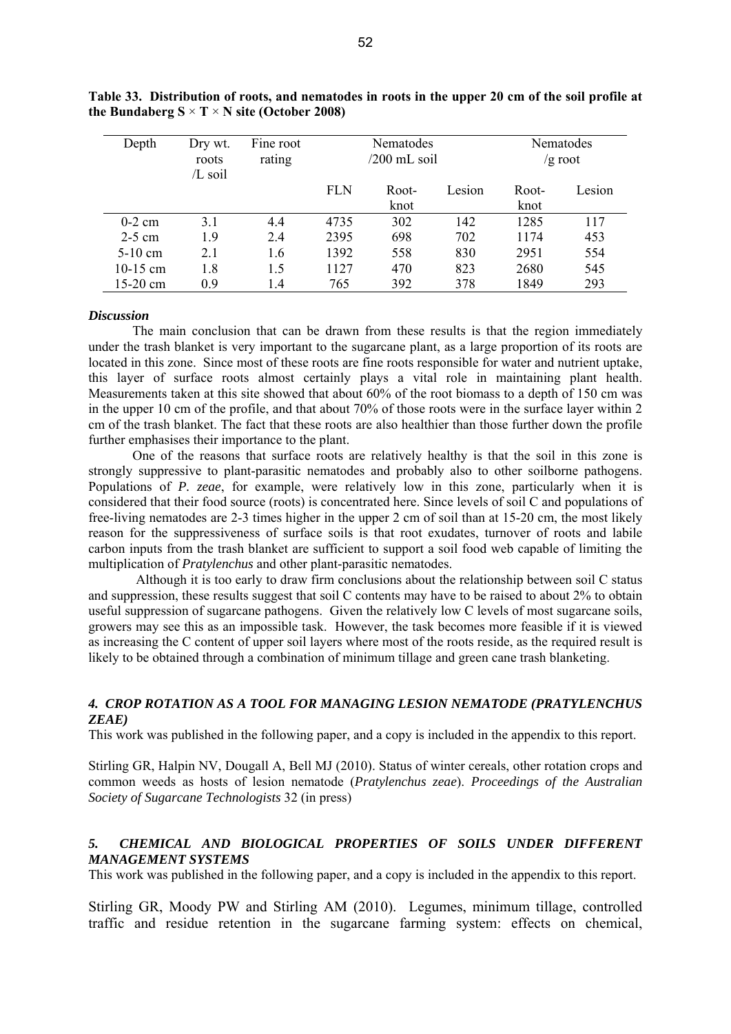**Table 33. Distribution of roots, and nematodes in roots in the upper 20 cm of the soil profile at the Bundaberg S × T × N site (October 2008)**

| Depth | Dry wt. roots /L soil | Fine root rating | Nematodes /200 mL soil | | | Nematodes /g root | |
|---|---|---|---|---|---|---|---|
| | | | FLN | Root-knot | Lesion | Root-knot | Lesion |
| 0-2 cm | 3.1 | 4.4 | 4735 | 302 | 142 | 1285 | 117 |
| 2-5 cm | 1.9 | 2.4 | 2395 | 698 | 702 | 1174 | 453 |
| 5-10 cm | 2.1 | 1.6 | 1392 | 558 | 830 | 2951 | 554 |
| 10-15 cm | 1.8 | 1.5 | 1127 | 470 | 823 | 2680 | 545 |
| 15-20 cm | 0.9 | 1.4 | 765 | 392 | 378 | 1849 | 293 |

***Discussion***

The main conclusion that can be drawn from these results is that the region immediately under the trash blanket is very important to the sugarcane plant, as a large proportion of its roots are located in this zone. Since most of these roots are fine roots responsible for water and nutrient uptake, this layer of surface roots almost certainly plays a vital role in maintaining plant health. Measurements taken at this site showed that about 60% of the root biomass to a depth of 150 cm was in the upper 10 cm of the profile, and that about 70% of those roots were in the surface layer within 2 cm of the trash blanket. The fact that these roots are also healthier than those further down the profile further emphasises their importance to the plant.

One of the reasons that surface roots are relatively healthy is that the soil in this zone is strongly suppressive to plant-parasitic nematodes and probably also to other soilborne pathogens. Populations of *P. zeae*, for example, were relatively low in this zone, particularly when it is considered that their food source (roots) is concentrated here. Since levels of soil C and populations of free-living nematodes are 2-3 times higher in the upper 2 cm of soil than at 15-20 cm, the most likely reason for the suppressiveness of surface soils is that root exudates, turnover of roots and labile carbon inputs from the trash blanket are sufficient to support a soil food web capable of limiting the multiplication of *Pratylenchus* and other plant-parasitic nematodes.

Although it is too early to draw firm conclusions about the relationship between soil C status and suppression, these results suggest that soil C contents may have to be raised to about 2% to obtain useful suppression of sugarcane pathogens. Given the relatively low C levels of most sugarcane soils, growers may see this as an impossible task. However, the task becomes more feasible if it is viewed as increasing the C content of upper soil layers where most of the roots reside, as the required result is likely to be obtained through a combination of minimum tillage and green cane trash blanketing.

### *4. CROP ROTATION AS A TOOL FOR MANAGING LESION NEMATODE (PRATYLENCHUS ZEAE)*

This work was published in the following paper, and a copy is included in the appendix to this report.

Stirling GR, Halpin NV, Dougall A, Bell MJ (2010). Status of winter cereals, other rotation crops and common weeds as hosts of lesion nematode (*Pratylenchus zeae*). *Proceedings of the Australian Society of Sugarcane Technologists* 32 (in press)

### *5. CHEMICAL AND BIOLOGICAL PROPERTIES OF SOILS UNDER DIFFERENT MANAGEMENT SYSTEMS*

This work was published in the following paper, and a copy is included in the appendix to this report.

Stirling GR, Moody PW and Stirling AM (2010). Legumes, minimum tillage, controlled traffic and residue retention in the sugarcane farming system: effects on chemical,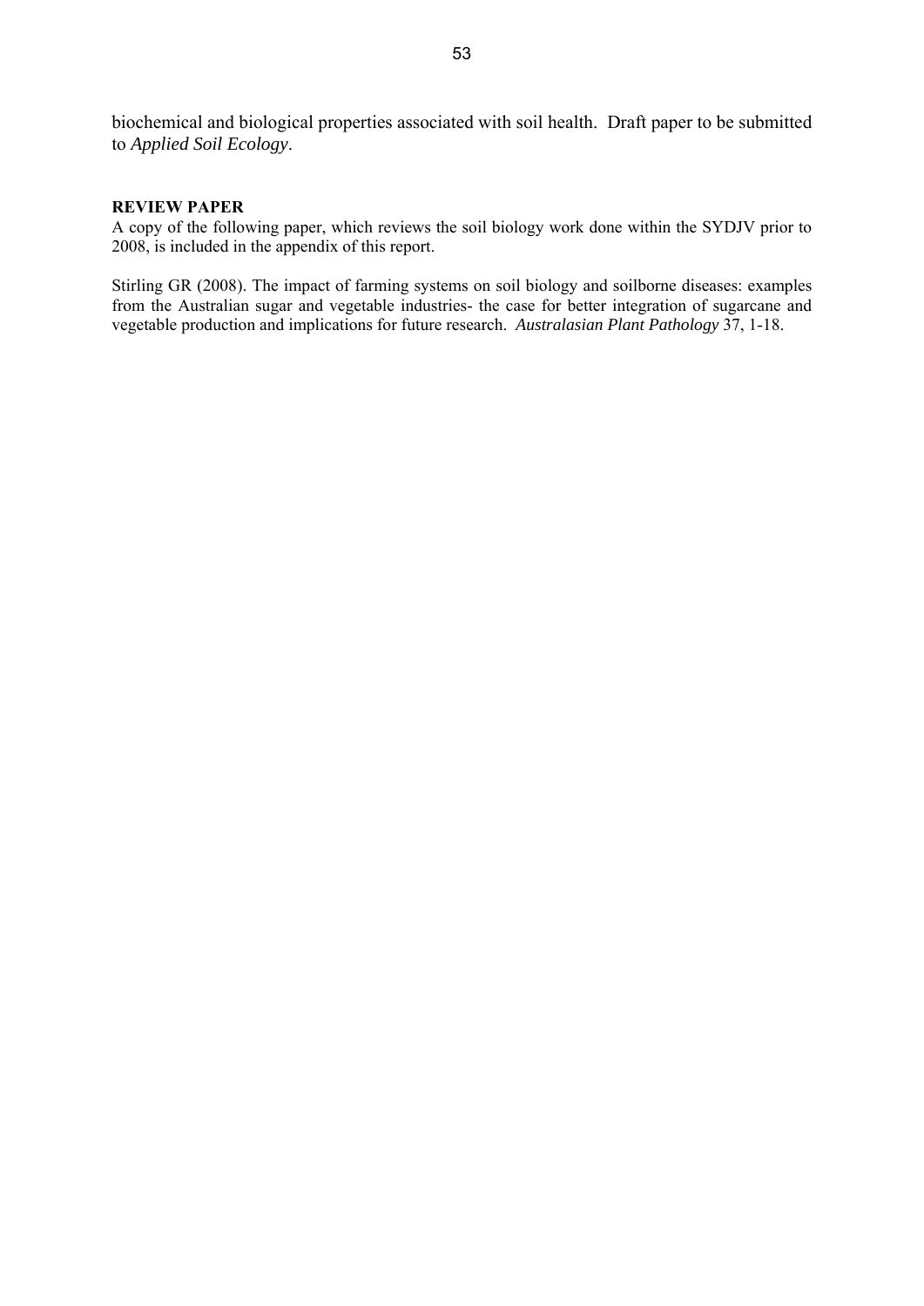biochemical and biological properties associated with soil health. Draft paper to be submitted to *Applied Soil Ecology*.

**REVIEW PAPER**

A copy of the following paper, which reviews the soil biology work done within the SYDJV prior to 2008, is included in the appendix of this report.

Stirling GR (2008). The impact of farming systems on soil biology and soilborne diseases: examples from the Australian sugar and vegetable industries- the case for better integration of sugarcane and vegetable production and implications for future research. *Australasian Plant Pathology* 37, 1-18.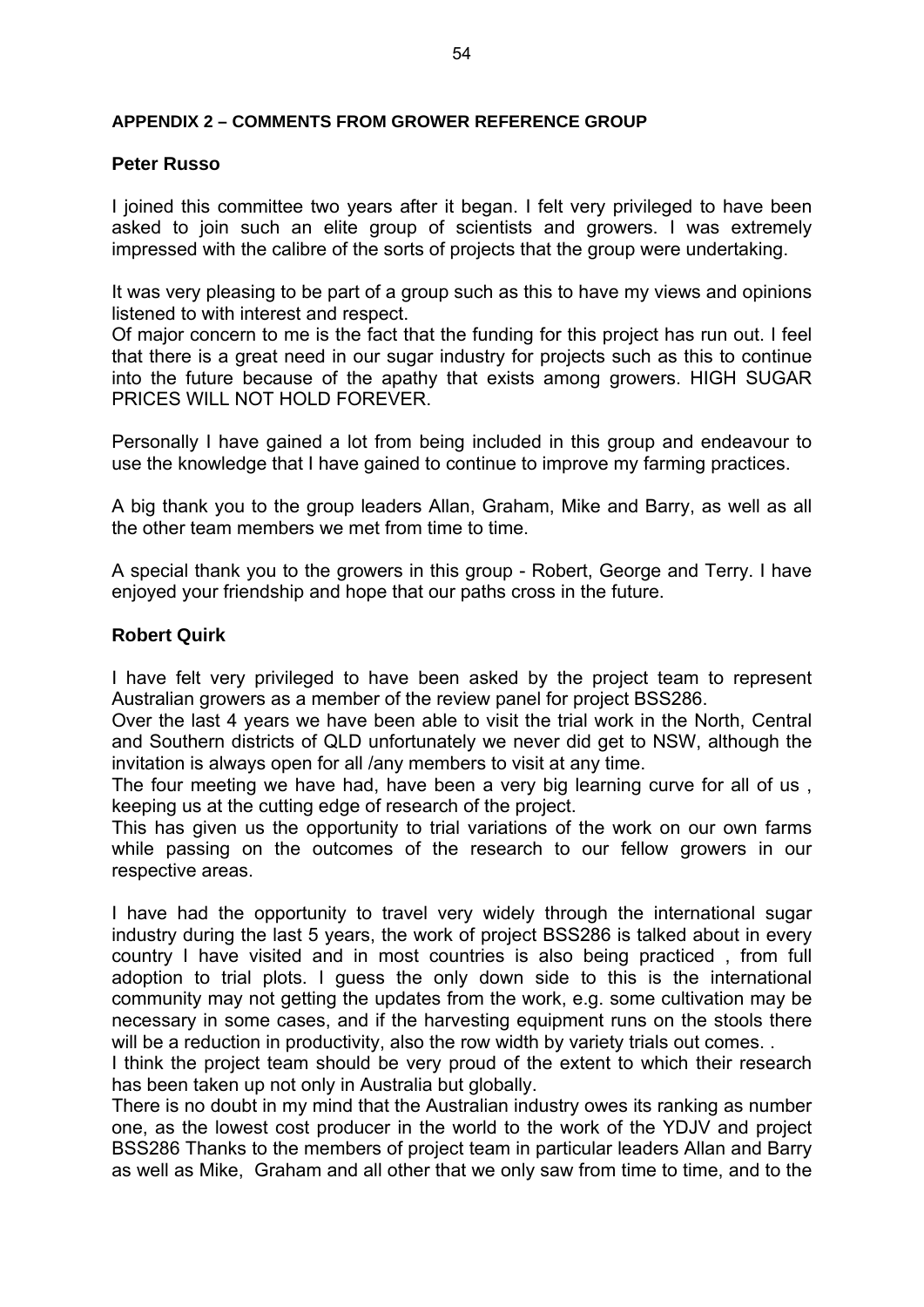## APPENDIX 2 – COMMENTS FROM GROWER REFERENCE GROUP

### Peter Russo

I joined this committee two years after it began. I felt very privileged to have been asked to join such an elite group of scientists and growers. I was extremely impressed with the calibre of the sorts of projects that the group were undertaking.

It was very pleasing to be part of a group such as this to have my views and opinions listened to with interest and respect.

Of major concern to me is the fact that the funding for this project has run out. I feel that there is a great need in our sugar industry for projects such as this to continue into the future because of the apathy that exists among growers. HIGH SUGAR PRICES WILL NOT HOLD FOREVER.

Personally I have gained a lot from being included in this group and endeavour to use the knowledge that I have gained to continue to improve my farming practices.

A big thank you to the group leaders Allan, Graham, Mike and Barry, as well as all the other team members we met from time to time.

A special thank you to the growers in this group - Robert, George and Terry. I have enjoyed your friendship and hope that our paths cross in the future.

### Robert Quirk

I have felt very privileged to have been asked by the project team to represent Australian growers as a member of the review panel for project BSS286.

Over the last 4 years we have been able to visit the trial work in the North, Central and Southern districts of QLD unfortunately we never did get to NSW, although the invitation is always open for all /any members to visit at any time.

The four meeting we have had, have been a very big learning curve for all of us , keeping us at the cutting edge of research of the project.

This has given us the opportunity to trial variations of the work on our own farms while passing on the outcomes of the research to our fellow growers in our respective areas.

I have had the opportunity to travel very widely through the international sugar industry during the last 5 years, the work of project BSS286 is talked about in every country I have visited and in most countries is also being practiced , from full adoption to trial plots. I guess the only down side to this is the international community may not getting the updates from the work, e.g. some cultivation may be necessary in some cases, and if the harvesting equipment runs on the stools there will be a reduction in productivity, also the row width by variety trials out comes. .

I think the project team should be very proud of the extent to which their research has been taken up not only in Australia but globally.

There is no doubt in my mind that the Australian industry owes its ranking as number one, as the lowest cost producer in the world to the work of the YDJV and project BSS286 Thanks to the members of project team in particular leaders Allan and Barry as well as Mike, Graham and all other that we only saw from time to time, and to the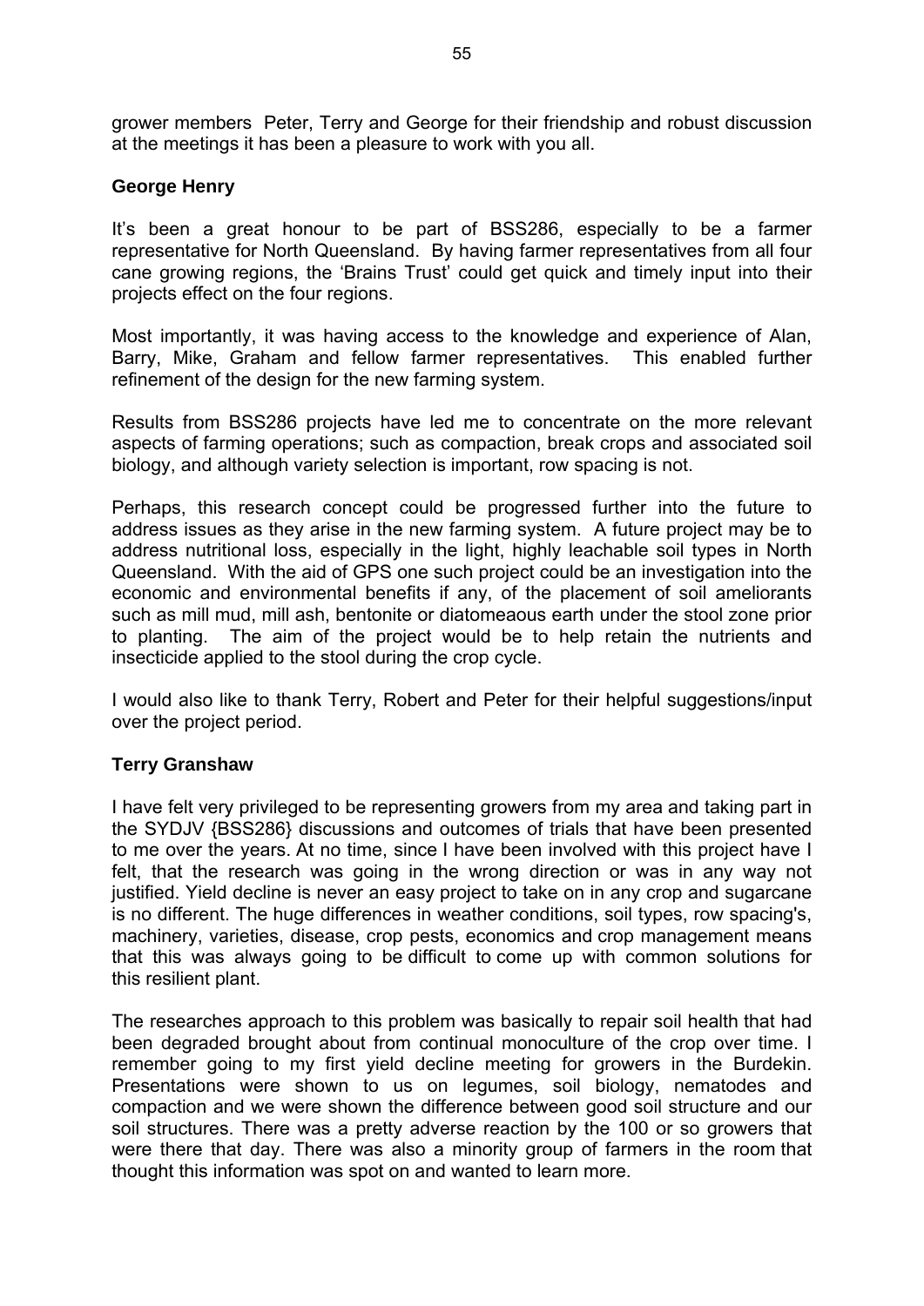grower members Peter, Terry and George for their friendship and robust discussion at the meetings it has been a pleasure to work with you all.

**George Henry**

It's been a great honour to be part of BSS286, especially to be a farmer representative for North Queensland. By having farmer representatives from all four cane growing regions, the 'Brains Trust' could get quick and timely input into their projects effect on the four regions.

Most importantly, it was having access to the knowledge and experience of Alan, Barry, Mike, Graham and fellow farmer representatives. This enabled further refinement of the design for the new farming system.

Results from BSS286 projects have led me to concentrate on the more relevant aspects of farming operations; such as compaction, break crops and associated soil biology, and although variety selection is important, row spacing is not.

Perhaps, this research concept could be progressed further into the future to address issues as they arise in the new farming system. A future project may be to address nutritional loss, especially in the light, highly leachable soil types in North Queensland. With the aid of GPS one such project could be an investigation into the economic and environmental benefits if any, of the placement of soil ameliorants such as mill mud, mill ash, bentonite or diatomeaous earth under the stool zone prior to planting. The aim of the project would be to help retain the nutrients and insecticide applied to the stool during the crop cycle.

I would also like to thank Terry, Robert and Peter for their helpful suggestions/input over the project period.

**Terry Granshaw**

I have felt very privileged to be representing growers from my area and taking part in the SYDJV {BSS286} discussions and outcomes of trials that have been presented to me over the years. At no time, since I have been involved with this project have I felt, that the research was going in the wrong direction or was in any way not justified. Yield decline is never an easy project to take on in any crop and sugarcane is no different. The huge differences in weather conditions, soil types, row spacing's, machinery, varieties, disease, crop pests, economics and crop management means that this was always going to be difficult to come up with common solutions for this resilient plant.

The researches approach to this problem was basically to repair soil health that had been degraded brought about from continual monoculture of the crop over time. I remember going to my first yield decline meeting for growers in the Burdekin. Presentations were shown to us on legumes, soil biology, nematodes and compaction and we were shown the difference between good soil structure and our soil structures. There was a pretty adverse reaction by the 100 or so growers that were there that day. There was also a minority group of farmers in the room that thought this information was spot on and wanted to learn more.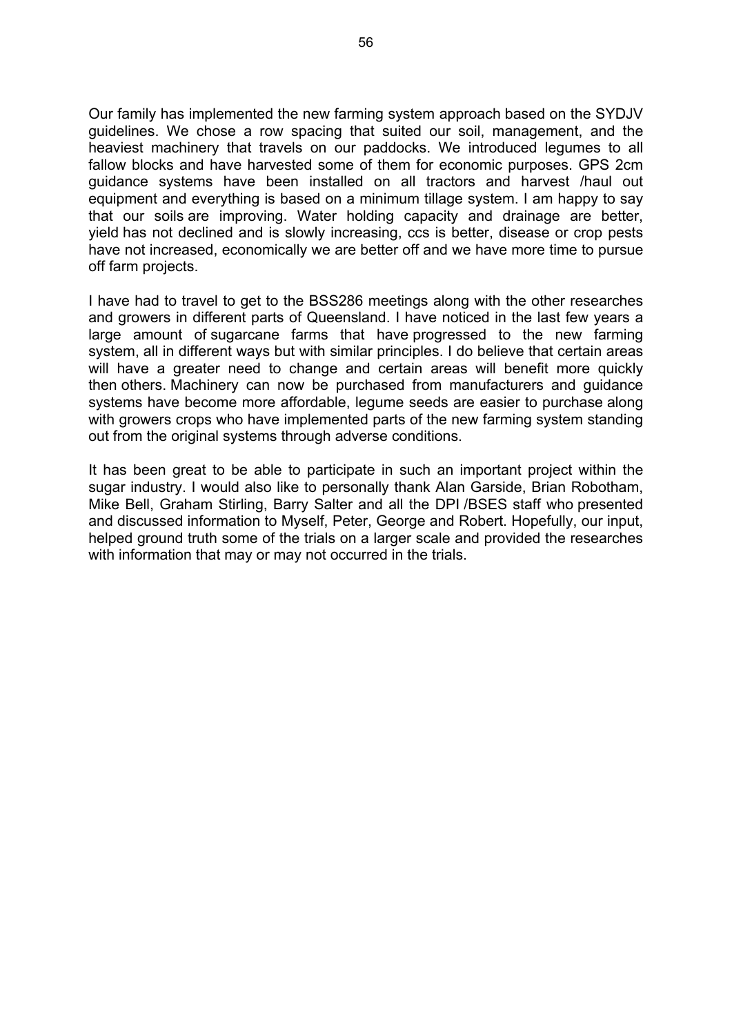Our family has implemented the new farming system approach based on the SYDJV guidelines. We chose a row spacing that suited our soil, management, and the heaviest machinery that travels on our paddocks. We introduced legumes to all fallow blocks and have harvested some of them for economic purposes. GPS 2cm guidance systems have been installed on all tractors and harvest /haul out equipment and everything is based on a minimum tillage system. I am happy to say that our soils are improving. Water holding capacity and drainage are better, yield has not declined and is slowly increasing, ccs is better, disease or crop pests have not increased, economically we are better off and we have more time to pursue off farm projects.

I have had to travel to get to the BSS286 meetings along with the other researches and growers in different parts of Queensland. I have noticed in the last few years a large amount of sugarcane farms that have progressed to the new farming system, all in different ways but with similar principles. I do believe that certain areas will have a greater need to change and certain areas will benefit more quickly then others. Machinery can now be purchased from manufacturers and guidance systems have become more affordable, legume seeds are easier to purchase along with growers crops who have implemented parts of the new farming system standing out from the original systems through adverse conditions.

It has been great to be able to participate in such an important project within the sugar industry. I would also like to personally thank Alan Garside, Brian Robotham, Mike Bell, Graham Stirling, Barry Salter and all the DPI /BSES staff who presented and discussed information to Myself, Peter, George and Robert. Hopefully, our input, helped ground truth some of the trials on a larger scale and provided the researches with information that may or may not occurred in the trials.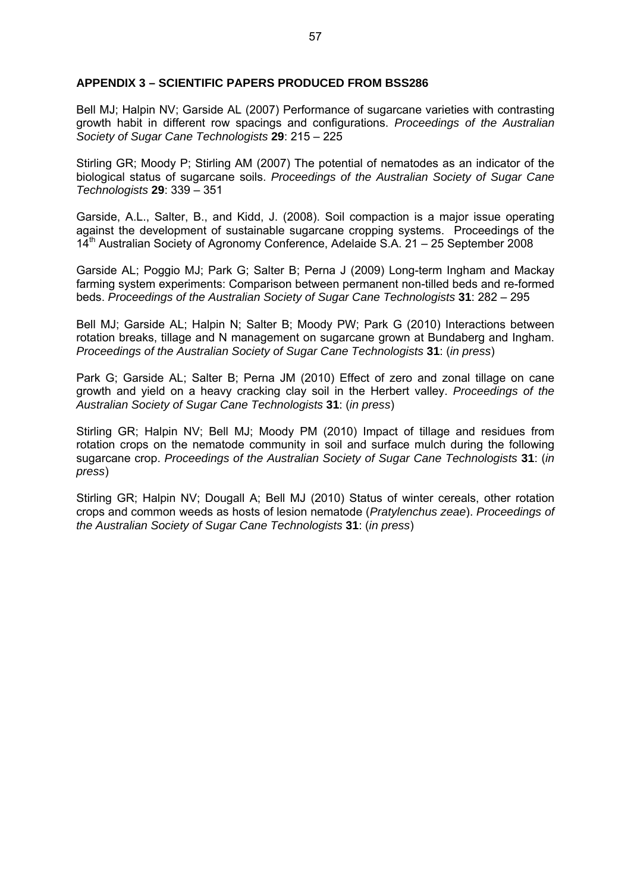## APPENDIX 3 – SCIENTIFIC PAPERS PRODUCED FROM BSS286

Bell MJ; Halpin NV; Garside AL (2007) Performance of sugarcane varieties with contrasting growth habit in different row spacings and configurations. *Proceedings of the Australian Society of Sugar Cane Technologists* **29**: 215 – 225

Stirling GR; Moody P; Stirling AM (2007) The potential of nematodes as an indicator of the biological status of sugarcane soils. *Proceedings of the Australian Society of Sugar Cane Technologists* **29**: 339 – 351

Garside, A.L., Salter, B., and Kidd, J. (2008). Soil compaction is a major issue operating against the development of sustainable sugarcane cropping systems. Proceedings of the 14th Australian Society of Agronomy Conference, Adelaide S.A. 21 – 25 September 2008

Garside AL; Poggio MJ; Park G; Salter B; Perna J (2009) Long-term Ingham and Mackay farming system experiments: Comparison between permanent non-tilled beds and re-formed beds. *Proceedings of the Australian Society of Sugar Cane Technologists* **31**: 282 – 295

Bell MJ; Garside AL; Halpin N; Salter B; Moody PW; Park G (2010) Interactions between rotation breaks, tillage and N management on sugarcane grown at Bundaberg and Ingham. *Proceedings of the Australian Society of Sugar Cane Technologists* **31**: (*in press*)

Park G; Garside AL; Salter B; Perna JM (2010) Effect of zero and zonal tillage on cane growth and yield on a heavy cracking clay soil in the Herbert valley. *Proceedings of the Australian Society of Sugar Cane Technologists* **31**: (*in press*)

Stirling GR; Halpin NV; Bell MJ; Moody PM (2010) Impact of tillage and residues from rotation crops on the nematode community in soil and surface mulch during the following sugarcane crop. *Proceedings of the Australian Society of Sugar Cane Technologists* **31**: (*in press*)

Stirling GR; Halpin NV; Dougall A; Bell MJ (2010) Status of winter cereals, other rotation crops and common weeds as hosts of lesion nematode (*Pratylenchus zeae*). *Proceedings of the Australian Society of Sugar Cane Technologists* **31**: (*in press*)